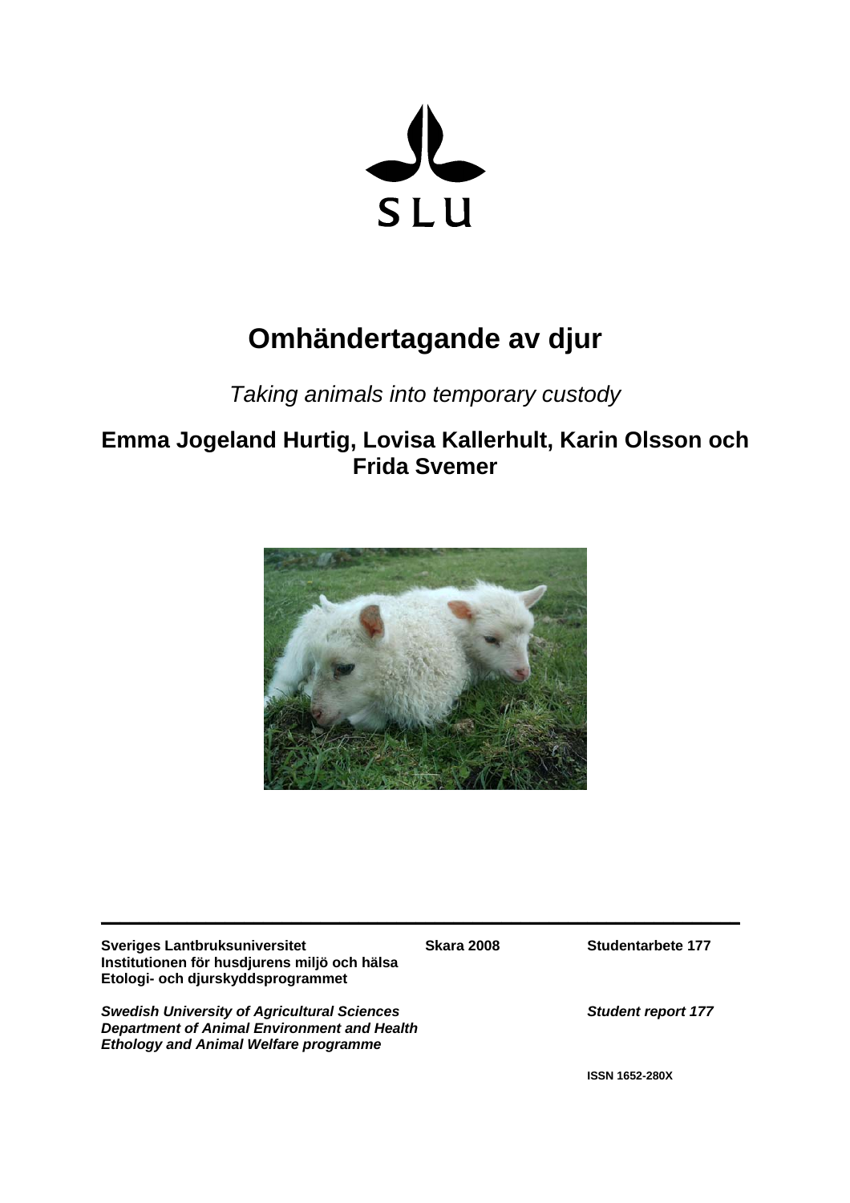SLU

# Omhändertagande av djur

*Taking animals into temporary custody*

**Emma Jogeland Hurtig, Lovisa Kallerhult, Karin Olsson och Frida Svemer**

**Sveriges Lantbruksuniversitet**
**Institutionen för husdjurens miljö och hälsa**
**Etologi- och djurskyddsprogrammet**

**Skara 2008**

**Studentarbete 177**

***Swedish University of Agricultural Sciences***
***Department of Animal Environment and Health***
***Ethology and Animal Welfare programme***

***Student report 177***

**ISSN 1652-280X**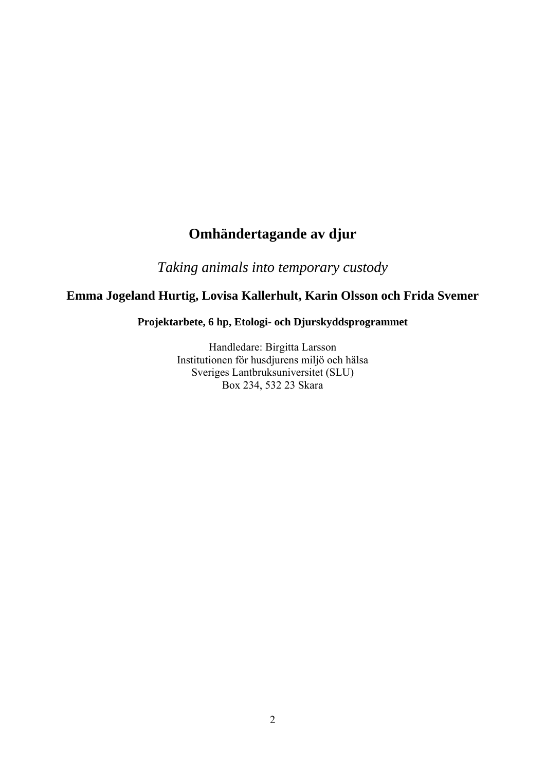# Omhändertagande av djur

*Taking animals into temporary custody*

**Emma Jogeland Hurtig, Lovisa Kallerhult, Karin Olsson och Frida Svemer**

**Projektarbete, 6 hp, Etologi- och Djurskyddsprogrammet**

Handledare: Birgitta Larsson
Institutionen för husdjurens miljö och hälsa
Sveriges Lantbruksuniversitet (SLU)
Box 234, 532 23 Skara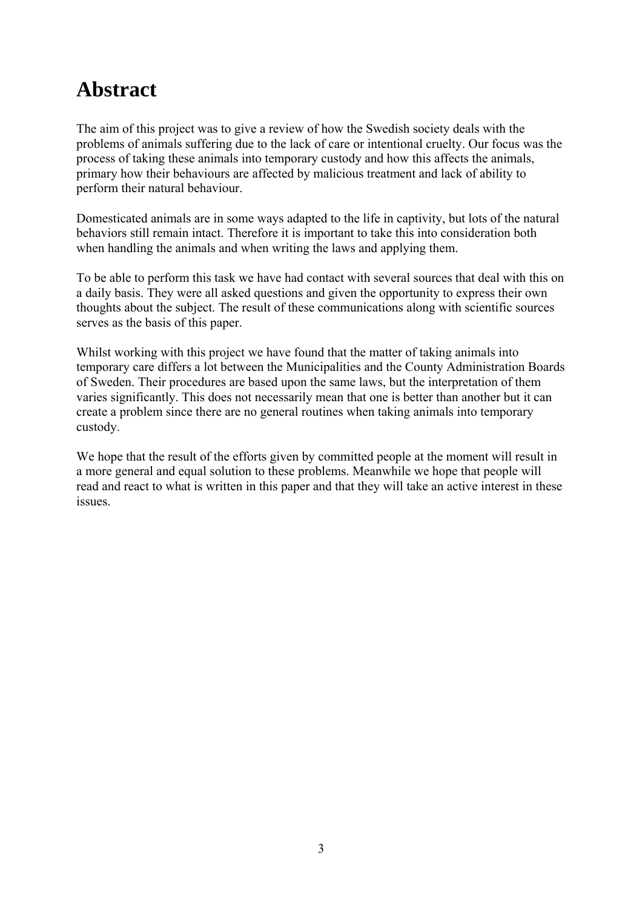# Abstract

The aim of this project was to give a review of how the Swedish society deals with the problems of animals suffering due to the lack of care or intentional cruelty. Our focus was the process of taking these animals into temporary custody and how this affects the animals, primary how their behaviours are affected by malicious treatment and lack of ability to perform their natural behaviour.

Domesticated animals are in some ways adapted to the life in captivity, but lots of the natural behaviors still remain intact. Therefore it is important to take this into consideration both when handling the animals and when writing the laws and applying them.

To be able to perform this task we have had contact with several sources that deal with this on a daily basis. They were all asked questions and given the opportunity to express their own thoughts about the subject. The result of these communications along with scientific sources serves as the basis of this paper.

Whilst working with this project we have found that the matter of taking animals into temporary care differs a lot between the Municipalities and the County Administration Boards of Sweden. Their procedures are based upon the same laws, but the interpretation of them varies significantly. This does not necessarily mean that one is better than another but it can create a problem since there are no general routines when taking animals into temporary custody.

We hope that the result of the efforts given by committed people at the moment will result in a more general and equal solution to these problems. Meanwhile we hope that people will read and react to what is written in this paper and that they will take an active interest in these issues.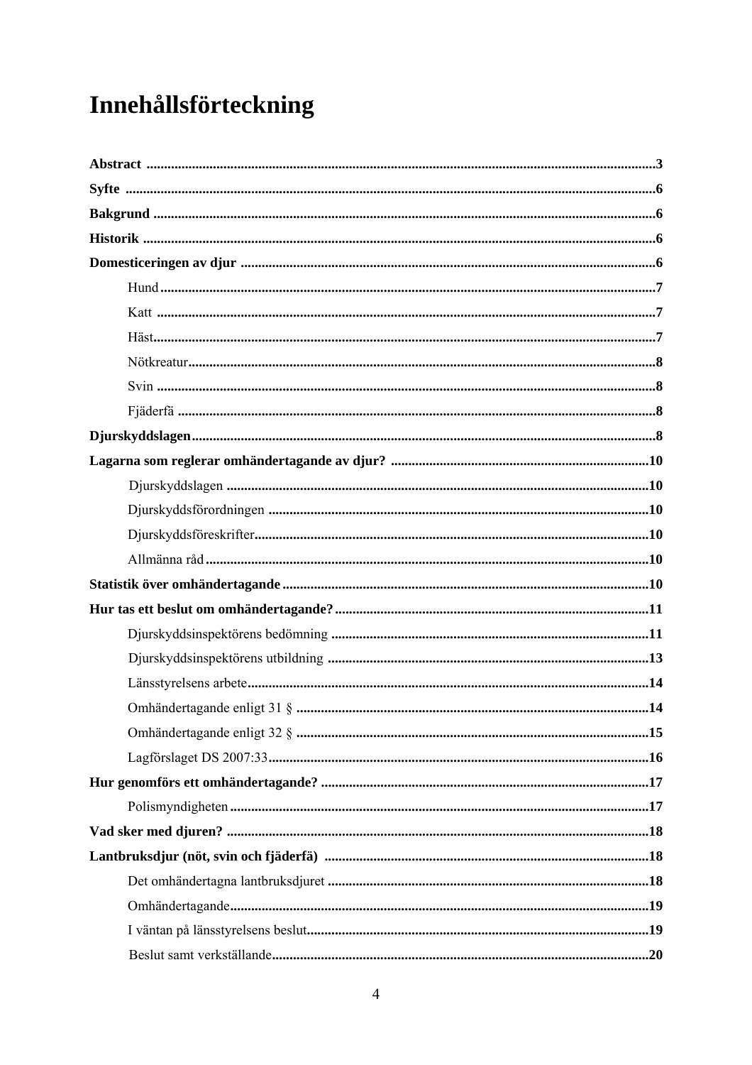# Innehållsförteckning

**Abstract** ........................................................................................................ **3**

**Syfte** ............................................................................................................... **6**

**Bakgrund** ........................................................................................................ **6**

**Historik** .......................................................................................................... **6**

**Domesticeringen av djur** ................................................................................. **6**

- Hund ............................................................................................................ **7**
- Katt ............................................................................................................. **7**
- Häst ............................................................................................................. **7**
- Nötkreatur .................................................................................................... **8**
- Svin ............................................................................................................. **8**
- Fjäderfä ........................................................................................................ **8**

**Djurskyddslagen** .............................................................................................. **8**

**Lagarna som reglerar omhändertagande av djur?** ......................................... **10**

- Djurskyddslagen ........................................................................................ **10**
- Djurskyddsförordningen ............................................................................ **10**
- Djurskyddsföreskrifter ............................................................................... **10**
- Allmänna råd ............................................................................................. **10**

**Statistik över omhändertagande** ................................................................... **10**

**Hur tas ett beslut om omhändertagande?** ..................................................... **11**

- Djurskyddsinspektörens bedömning .......................................................... **11**
- Djurskyddsinspektörens utbildning ............................................................ **13**
- Länsstyrelsens arbete ................................................................................. **14**
- Omhändertagande enligt 31 § .................................................................... **14**
- Omhändertagande enligt 32 § .................................................................... **15**
- Lagförslaget DS 2007:33 ........................................................................... **16**

**Hur genomförs ett omhändertagande?** .......................................................... **17**

- Polismyndigheten ...................................................................................... **17**

**Vad sker med djuren?** .................................................................................... **18**

**Lantbruksdjur (nöt, svin och fjäderfä)** ........................................................... **18**

- Det omhändertagna lantbruksdjuret ........................................................... **18**
- Omhändertagande ...................................................................................... **19**
- I väntan på länsstyrelsens beslut ................................................................ **19**
- Beslut samt verkställande ........................................................................... **20**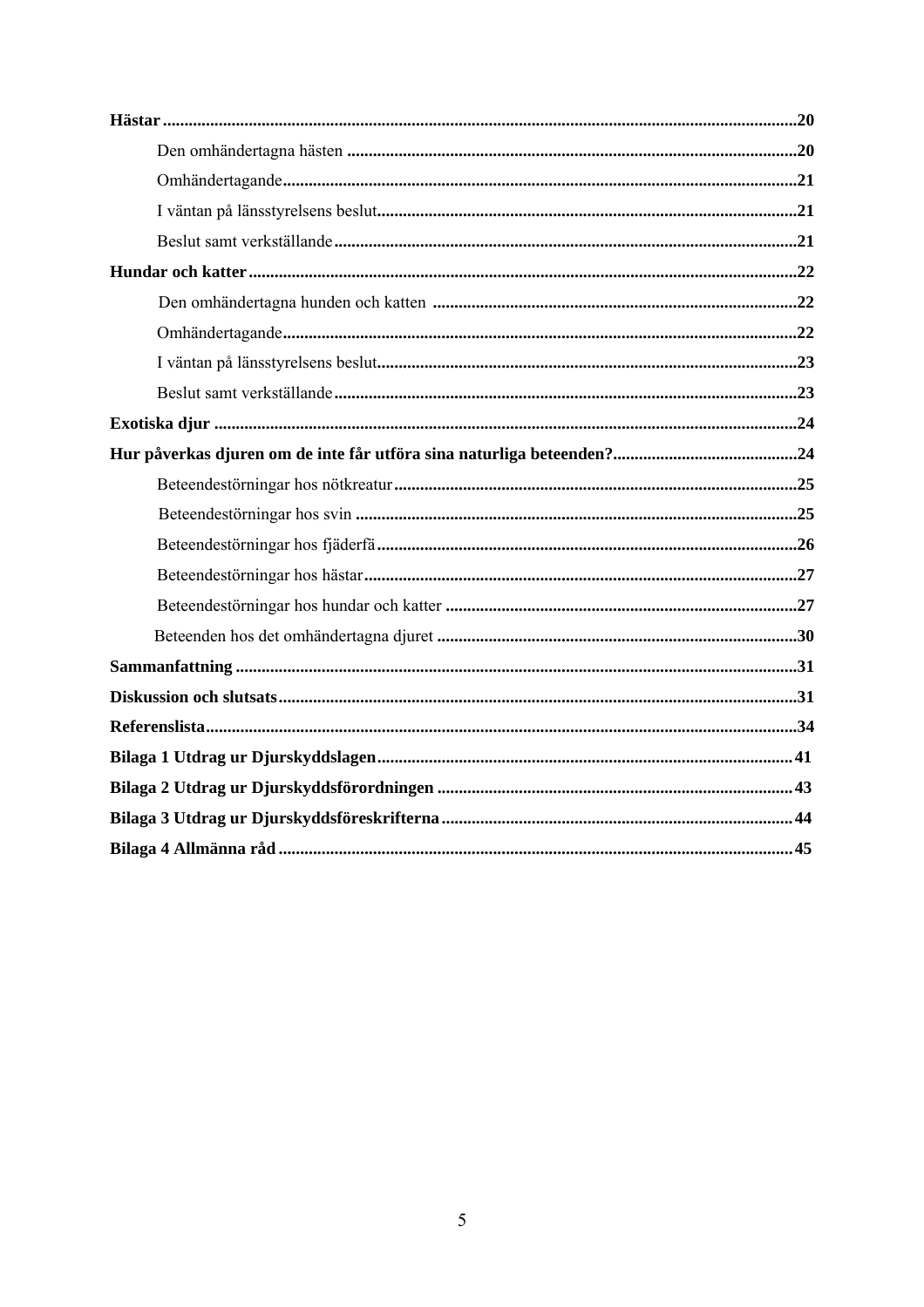**Hästar** .......... **20**

Den omhändertagna hästen .......... **20**

Omhändertagande .......... **21**

I väntan på länsstyrelsens beslut .......... **21**

Beslut samt verkställande .......... **21**

**Hundar och katter** .......... **22**

Den omhändertagna hunden och katten .......... **22**

Omhändertagande .......... **22**

I väntan på länsstyrelsens beslut .......... **23**

Beslut samt verkställande .......... **23**

**Exotiska djur** .......... **24**

**Hur påverkas djuren om de inte får utföra sina naturliga beteenden?** .......... **24**

Beteendestörningar hos nötkreatur .......... **25**

Beteendestörningar hos svin .......... **25**

Beteendestörningar hos fjäderfä .......... **26**

Beteendestörningar hos hästar .......... **27**

Beteendestörningar hos hundar och katter .......... **27**

Beteenden hos det omhändertagna djuret .......... **30**

**Sammanfattning** .......... **31**

**Diskussion och slutsats** .......... **31**

**Referenslista** .......... **34**

**Bilaga 1 Utdrag ur Djurskyddslagen** .......... **41**

**Bilaga 2 Utdrag ur Djurskyddsförordningen** .......... **43**

**Bilaga 3 Utdrag ur Djurskyddsföreskrifterna** .......... **44**

**Bilaga 4 Allmänna råd** .......... **45**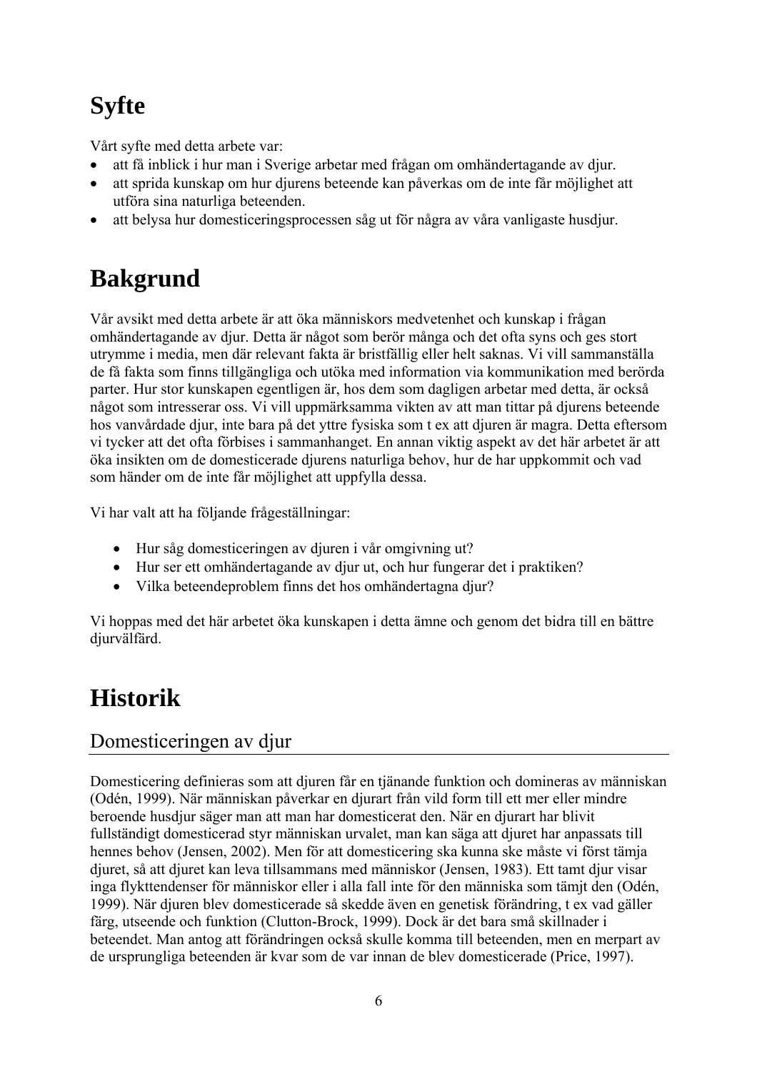# Syfte

Vårt syfte med detta arbete var:

- att få inblick i hur man i Sverige arbetar med frågan om omhändertagande av djur.
- att sprida kunskap om hur djurens beteende kan påverkas om de inte får möjlighet att utföra sina naturliga beteenden.
- att belysa hur domesticeringsprocessen såg ut för några av våra vanligaste husdjur.

# Bakgrund

Vår avsikt med detta arbete är att öka människors medvetenhet och kunskap i frågan omhändertagande av djur. Detta är något som berör många och det ofta syns och ges stort utrymme i media, men där relevant fakta är bristfällig eller helt saknas. Vi vill sammanställa de få fakta som finns tillgängliga och utöka med information via kommunikation med berörda parter. Hur stor kunskapen egentligen är, hos dem som dagligen arbetar med detta, är också något som intresserar oss. Vi vill uppmärksamma vikten av att man tittar på djurens beteende hos vanvårdade djur, inte bara på det yttre fysiska som t ex att djuren är magra. Detta eftersom vi tycker att det ofta förbises i sammanhanget. En annan viktig aspekt av det här arbetet är att öka insikten om de domesticerade djurens naturliga behov, hur de har uppkommit och vad som händer om de inte får möjlighet att uppfylla dessa.

Vi har valt att ha följande frågeställningar:

- Hur såg domesticeringen av djuren i vår omgivning ut?
- Hur ser ett omhändertagande av djur ut, och hur fungerar det i praktiken?
- Vilka beteendeproblem finns det hos omhändertagna djur?

Vi hoppas med det här arbetet öka kunskapen i detta ämne och genom det bidra till en bättre djurvälfärd.

# Historik

## Domesticeringen av djur

Domesticering definieras som att djuren får en tjänande funktion och domineras av människan (Odén, 1999). När människan påverkar en djurart från vild form till ett mer eller mindre beroende husdjur säger man att man har domesticerat den. När en djurart har blivit fullständigt domesticerad styr människan urvalet, man kan säga att djuret har anpassats till hennes behov (Jensen, 2002). Men för att domesticering ska kunna ske måste vi först tämja djuret, så att djuret kan leva tillsammans med människor (Jensen, 1983). Ett tamt djur visar inga flykttendenser för människor eller i alla fall inte för den människa som tämjt den (Odén, 1999). När djuren blev domesticerade så skedde även en genetisk förändring, t ex vad gäller färg, utseende och funktion (Clutton-Brock, 1999). Dock är det bara små skillnader i beteendet. Man antog att förändringen också skulle komma till beteenden, men en merpart av de ursprungliga beteenden är kvar som de var innan de blev domesticerade (Price, 1997).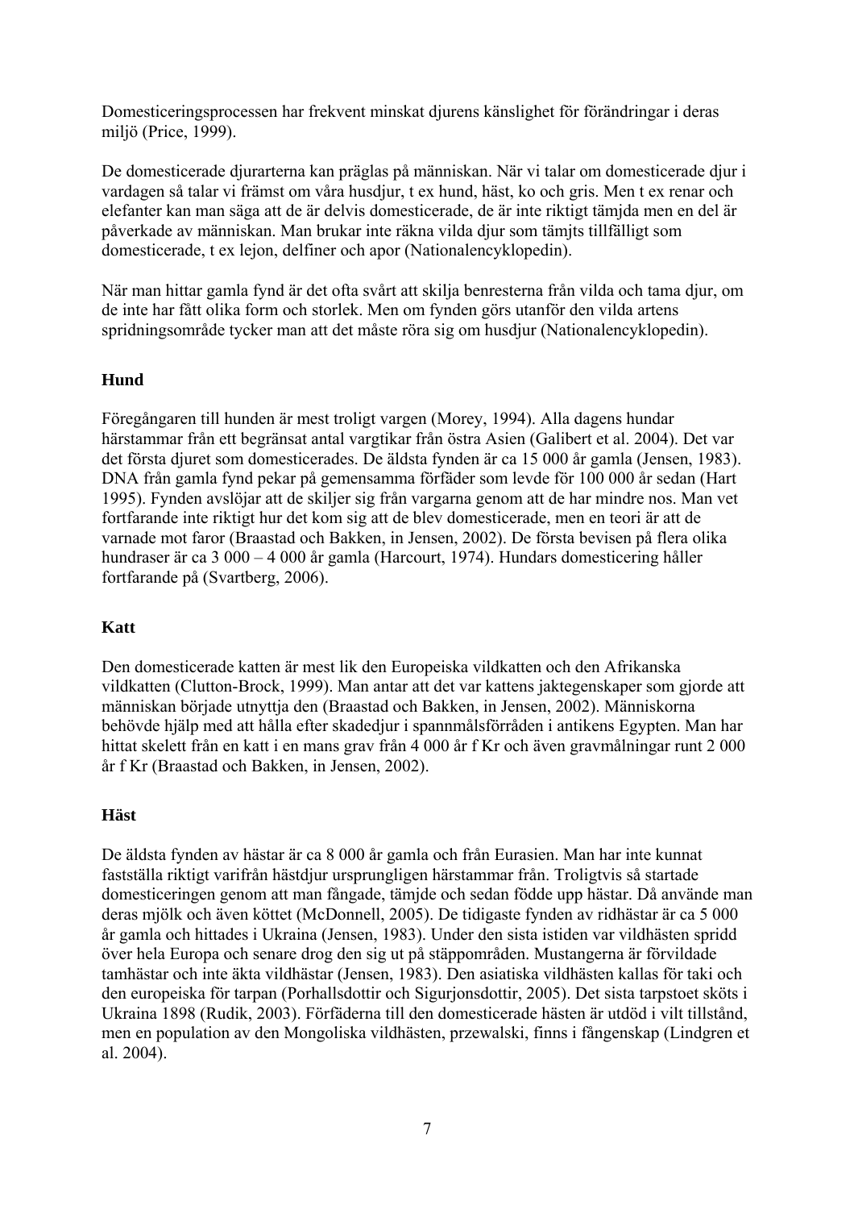Domesticeringsprocessen har frekvent minskat djurens känslighet för förändringar i deras miljö (Price, 1999).

De domesticerade djurarterna kan präglas på människan. När vi talar om domesticerade djur i vardagen så talar vi främst om våra husdjur, t ex hund, häst, ko och gris. Men t ex renar och elefanter kan man säga att de är delvis domesticerade, de är inte riktigt tämjda men en del är påverkade av människan. Man brukar inte räkna vilda djur som tämjts tillfälligt som domesticerade, t ex lejon, delfiner och apor (Nationalencyklopedin).

När man hittar gamla fynd är det ofta svårt att skilja benresterna från vilda och tama djur, om de inte har fått olika form och storlek. Men om fynden görs utanför den vilda artens spridningsområde tycker man att det måste röra sig om husdjur (Nationalencyklopedin).

### Hund

Föregångaren till hunden är mest troligt vargen (Morey, 1994). Alla dagens hundar härstammar från ett begränsat antal vargtikar från östra Asien (Galibert et al. 2004). Det var det första djuret som domesticerades. De äldsta fynden är ca 15 000 år gamla (Jensen, 1983). DNA från gamla fynd pekar på gemensamma förfäder som levde för 100 000 år sedan (Hart 1995). Fynden avslöjar att de skiljer sig från vargarna genom att de har mindre nos. Man vet fortfarande inte riktigt hur det kom sig att de blev domesticerade, men en teori är att de varnade mot faror (Braastad och Bakken, in Jensen, 2002). De första bevisen på flera olika hundraser är ca 3 000 – 4 000 år gamla (Harcourt, 1974). Hundars domesticering håller fortfarande på (Svartberg, 2006).

### Katt

Den domesticerade katten är mest lik den Europeiska vildkatten och den Afrikanska vildkatten (Clutton-Brock, 1999). Man antar att det var kattens jaktegenskaper som gjorde att människan började utnyttja den (Braastad och Bakken, in Jensen, 2002). Människorna behövde hjälp med att hålla efter skadedjur i spannmålsförråden i antikens Egypten. Man har hittat skelett från en katt i en mans grav från 4 000 år f Kr och även gravmålningar runt 2 000 år f Kr (Braastad och Bakken, in Jensen, 2002).

### Häst

De äldsta fynden av hästar är ca 8 000 år gamla och från Eurasien. Man har inte kunnat fastställa riktigt varifrån hästdjur ursprungligen härstammar från. Troligtvis så startade domesticeringen genom att man fångade, tämjde och sedan födde upp hästar. Då använde man deras mjölk och även köttet (McDonnell, 2005). De tidigaste fynden av ridhästar är ca 5 000 år gamla och hittades i Ukraina (Jensen, 1983). Under den sista istiden var vildhästen spridd över hela Europa och senare drog den sig ut på stäppområden. Mustangerna är förvildade tamhästar och inte äkta vildhästar (Jensen, 1983). Den asiatiska vildhästen kallas för taki och den europeiska för tarpan (Porhallsdottir och Sigurjonsdottir, 2005). Det sista tarpstoet sköts i Ukraina 1898 (Rudik, 2003). Förfäderna till den domesticerade hästen är utdöd i vilt tillstånd, men en population av den Mongoliska vildhästen, przewalski, finns i fångenskap (Lindgren et al. 2004).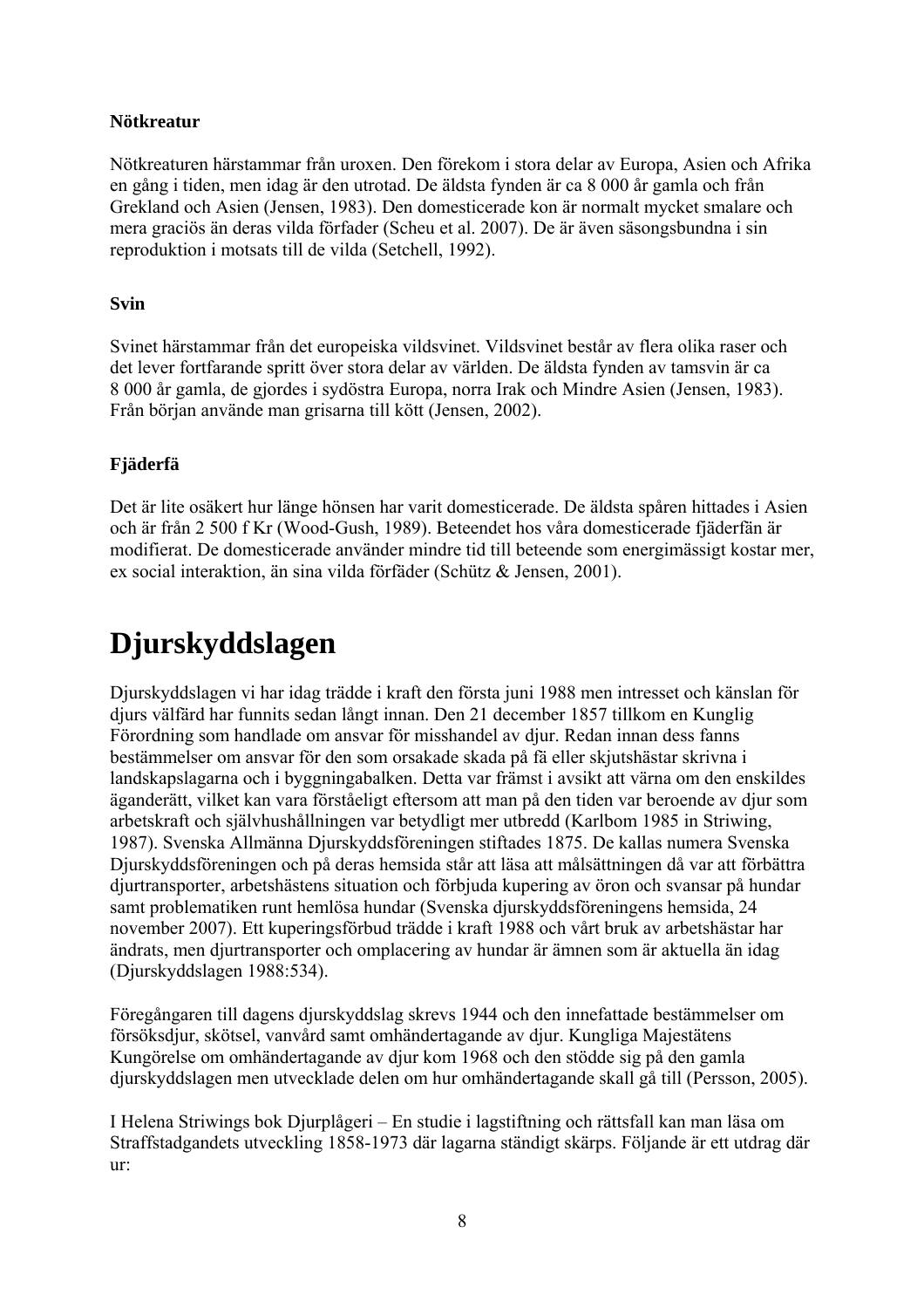### Nötkreatur

Nötkreaturen härstammar från uroxen. Den förekom i stora delar av Europa, Asien och Afrika en gång i tiden, men idag är den utrotad. De äldsta fynden är ca 8 000 år gamla och från Grekland och Asien (Jensen, 1983). Den domesticerade kon är normalt mycket smalare och mera graciös än deras vilda förfader (Scheu et al. 2007). De är även säsongsbundna i sin reproduktion i motsats till de vilda (Setchell, 1992).

### Svin

Svinet härstammar från det europeiska vildsvinet. Vildsvinet består av flera olika raser och det lever fortfarande spritt över stora delar av världen. De äldsta fynden av tamsvin är ca 8 000 år gamla, de gjordes i sydöstra Europa, norra Irak och Mindre Asien (Jensen, 1983). Från början använde man grisarna till kött (Jensen, 2002).

### Fjäderfä

Det är lite osäkert hur länge hönsen har varit domesticerade. De äldsta spåren hittades i Asien och är från 2 500 f Kr (Wood-Gush, 1989). Beteendet hos våra domesticerade fjäderfän är modifierat. De domesticerade använder mindre tid till beteende som energimässigt kostar mer, ex social interaktion, än sina vilda förfäder (Schütz & Jensen, 2001).

# Djurskyddslagen

Djurskyddslagen vi har idag trädde i kraft den första juni 1988 men intresset och känslan för djurs välfärd har funnits sedan långt innan. Den 21 december 1857 tillkom en Kunglig Förordning som handlade om ansvar för misshandel av djur. Redan innan dess fanns bestämmelser om ansvar för den som orsakade skada på fä eller skjutshästar skrivna i landskapslagarna och i byggningabalken. Detta var främst i avsikt att värna om den enskildes äganderätt, vilket kan vara förståeligt eftersom att man på den tiden var beroende av djur som arbetskraft och självhushållningen var betydligt mer utbredd (Karlbom 1985 in Striwing, 1987). Svenska Allmänna Djurskyddsföreningen stiftades 1875. De kallas numera Svenska Djurskyddsföreningen och på deras hemsida står att läsa att målsättningen då var att förbättra djurtransporter, arbetshästens situation och förbjuda kupering av öron och svansar på hundar samt problematiken runt hemlösa hundar (Svenska djurskyddsföreningens hemsida, 24 november 2007). Ett kuperingsförbud trädde i kraft 1988 och vårt bruk av arbetshästar har ändrats, men djurtransporter och omplacering av hundar är ämnen som är aktuella än idag (Djurskyddslagen 1988:534).

Föregångaren till dagens djurskyddslag skrevs 1944 och den innefattade bestämmelser om försöksdjur, skötsel, vanvård samt omhändertagande av djur. Kungliga Majestätens Kungörelse om omhändertagande av djur kom 1968 och den stödde sig på den gamla djurskyddslagen men utvecklade delen om hur omhändertagande skall gå till (Persson, 2005).

I Helena Striwings bok Djurplågeri – En studie i lagstiftning och rättsfall kan man läsa om Straffstadgandets utveckling 1858-1973 där lagarna ständigt skärps. Följande är ett utdrag där ur: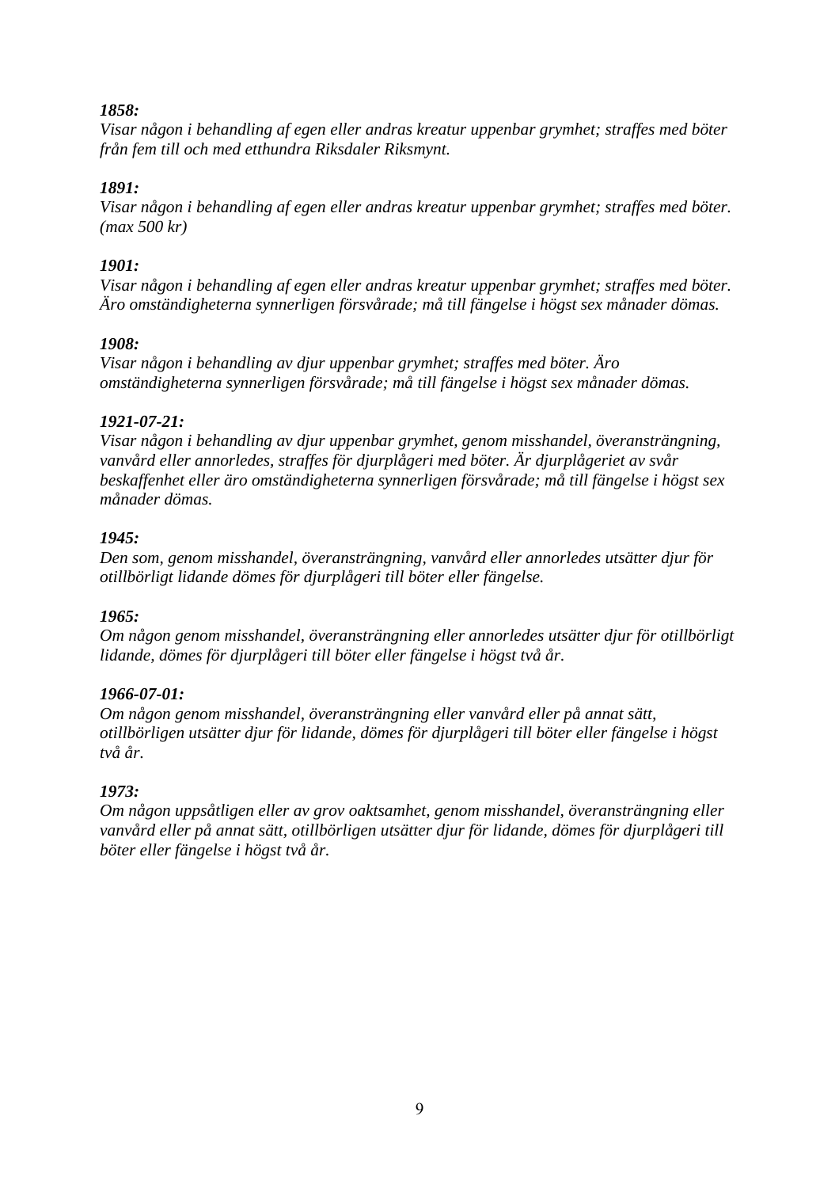***1858:***
*Visar någon i behandling af egen eller andras kreatur uppenbar grymhet; straffes med böter från fem till och med etthundra Riksdaler Riksmynt.*

***1891:***
*Visar någon i behandling af egen eller andras kreatur uppenbar grymhet; straffes med böter. (max 500 kr)*

***1901:***
*Visar någon i behandling af egen eller andras kreatur uppenbar grymhet; straffes med böter. Äro omständigheterna synnerligen försvårade; må till fängelse i högst sex månader dömas.*

***1908:***
*Visar någon i behandling av djur uppenbar grymhet; straffes med böter. Äro omständigheterna synnerligen försvårade; må till fängelse i högst sex månader dömas.*

***1921-07-21:***
*Visar någon i behandling av djur uppenbar grymhet, genom misshandel, överansträngning, vanvård eller annorledes, straffes för djurplågeri med böter. Är djurplågeriet av svår beskaffenhet eller äro omständigheterna synnerligen försvårade; må till fängelse i högst sex månader dömas.*

***1945:***
*Den som, genom misshandel, överansträngning, vanvård eller annorledes utsätter djur för otillbörligt lidande dömes för djurplågeri till böter eller fängelse.*

***1965:***
*Om någon genom misshandel, överansträngning eller annorledes utsätter djur för otillbörligt lidande, dömes för djurplågeri till böter eller fängelse i högst två år.*

***1966-07-01:***
*Om någon genom misshandel, överansträngning eller vanvård eller på annat sätt, otillbörligen utsätter djur för lidande, dömes för djurplågeri till böter eller fängelse i högst två år.*

***1973:***
*Om någon uppsåtligen eller av grov oaktsamhet, genom misshandel, överansträngning eller vanvård eller på annat sätt, otillbörligen utsätter djur för lidande, dömes för djurplågeri till böter eller fängelse i högst två år.*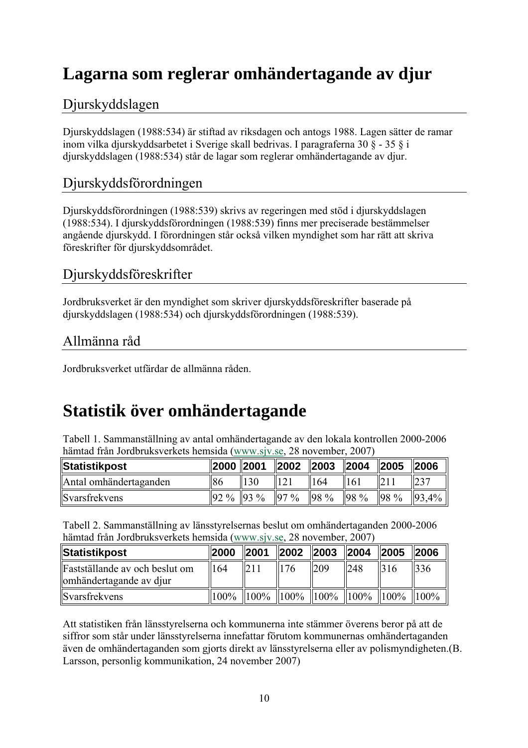# Lagarna som reglerar omhändertagande av djur

## Djurskyddslagen

Djurskyddslagen (1988:534) är stiftad av riksdagen och antogs 1988. Lagen sätter de ramar inom vilka djurskyddsarbetet i Sverige skall bedrivas. I paragraferna 30 § - 35 § i djurskyddslagen (1988:534) står de lagar som reglerar omhändertagande av djur.

## Djurskyddsförordningen

Djurskyddsförordningen (1988:539) skrivs av regeringen med stöd i djurskyddslagen (1988:534). I djurskyddsförordningen (1988:539) finns mer preciserade bestämmelser angående djurskydd. I förordningen står också vilken myndighet som har rätt att skriva föreskrifter för djurskyddsområdet.

## Djurskyddsföreskrifter

Jordbruksverket är den myndighet som skriver djurskyddsföreskrifter baserade på djurskyddslagen (1988:534) och djurskyddsförordningen (1988:539).

## Allmänna råd

Jordbruksverket utfärdar de allmänna råden.

# Statistik över omhändertagande

Tabell 1. Sammanställning av antal omhändertagande av den lokala kontrollen 2000-2006 hämtad från Jordbruksverkets hemsida (www.sjv.se, 28 november, 2007)

| Statistikpost | 2000 | 2001 | 2002 | 2003 | 2004 | 2005 | 2006 |
|---|---|---|---|---|---|---|---|
| Antal omhändertaganden | 86 | 130 | 121 | 164 | 161 | 211 | 237 |
| Svarsfrekvens | 92 % | 93 % | 97 % | 98 % | 98 % | 98 % | 93,4% |

Tabell 2. Sammanställning av länsstyrelsernas beslut om omhändertaganden 2000-2006 hämtad från Jordbruksverkets hemsida (www.sjv.se, 28 november, 2007)

| Statistikpost | 2000 | 2001 | 2002 | 2003 | 2004 | 2005 | 2006 |
|---|---|---|---|---|---|---|---|
| Fastställande av och beslut om omhändertagande av djur | 164 | 211 | 176 | 209 | 248 | 316 | 336 |
| Svarsfrekvens | 100% | 100% | 100% | 100% | 100% | 100% | 100% |

Att statistiken från länsstyrelserna och kommunerna inte stämmer överens beror på att de siffror som står under länsstyrelserna innefattar förutom kommunernas omhändertaganden även de omhändertaganden som gjorts direkt av länsstyrelserna eller av polismyndigheten.(B. Larsson, personlig kommunikation, 24 november 2007)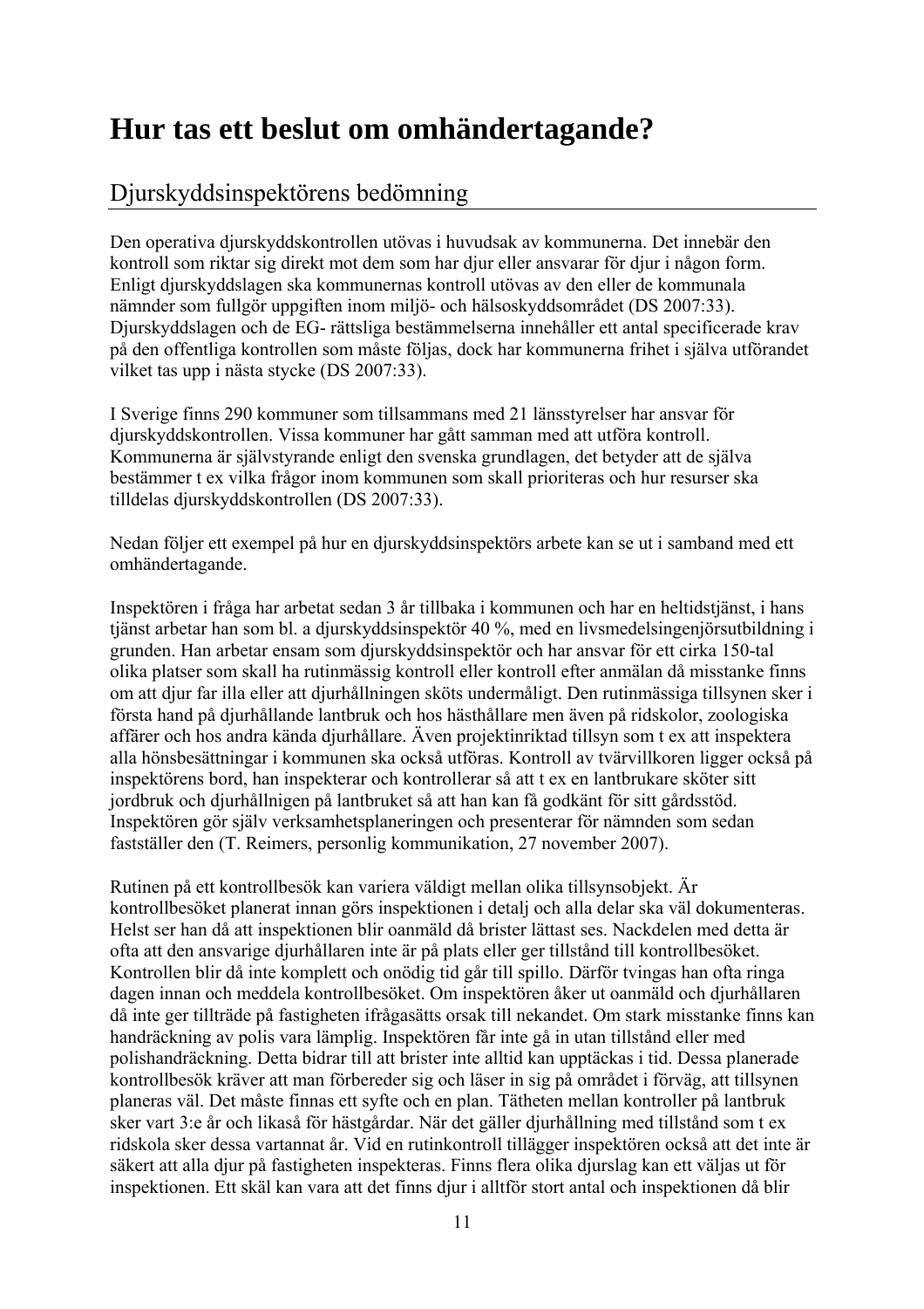# Hur tas ett beslut om omhändertagande?

## Djurskyddsinspektörens bedömning

Den operativa djurskyddskontrollen utövas i huvudsak av kommunerna. Det innebär den kontroll som riktar sig direkt mot dem som har djur eller ansvarar för djur i någon form. Enligt djurskyddslagen ska kommunernas kontroll utövas av den eller de kommunala nämnder som fullgör uppgiften inom miljö- och hälsoskyddsområdet (DS 2007:33). Djurskyddslagen och de EG- rättsliga bestämmelserna innehåller ett antal specificerade krav på den offentliga kontrollen som måste följas, dock har kommunerna frihet i själva utförandet vilket tas upp i nästa stycke (DS 2007:33).

I Sverige finns 290 kommuner som tillsammans med 21 länsstyrelser har ansvar för djurskyddskontrollen. Vissa kommuner har gått samman med att utföra kontroll. Kommunerna är självstyrande enligt den svenska grundlagen, det betyder att de själva bestämmer t ex vilka frågor inom kommunen som skall prioriteras och hur resurser ska tilldelas djurskyddskontrollen (DS 2007:33).

Nedan följer ett exempel på hur en djurskyddsinspektörs arbete kan se ut i samband med ett omhändertagande.

Inspektören i fråga har arbetat sedan 3 år tillbaka i kommunen och har en heltidstjänst, i hans tjänst arbetar han som bl. a djurskyddsinspektör 40 %, med en livsmedelsingenjörsutbildning i grunden. Han arbetar ensam som djurskyddsinspektör och har ansvar för ett cirka 150-tal olika platser som skall ha rutinmässig kontroll eller kontroll efter anmälan då misstanke finns om att djur far illa eller att djurhållningen sköts undermåligt. Den rutinmässiga tillsynen sker i första hand på djurhållande lantbruk och hos hästhållare men även på ridskolor, zoologiska affärer och hos andra kända djurhållare. Även projektinriktad tillsyn som t ex att inspektera alla hönsbesättningar i kommunen ska också utföras. Kontroll av tvärvillkoren ligger också på inspektörens bord, han inspekterar och kontrollerar så att t ex en lantbrukare sköter sitt jordbruk och djurhållnigen på lantbruket så att han kan få godkänt för sitt gårdsstöd. Inspektören gör själv verksamhetsplaneringen och presenterar för nämnden som sedan fastställer den (T. Reimers, personlig kommunikation, 27 november 2007).

Rutinen på ett kontrollbesök kan variera väldigt mellan olika tillsynsobjekt. Är kontrollbesöket planerat innan görs inspektionen i detalj och alla delar ska väl dokumenteras. Helst ser han då att inspektionen blir oanmäld då brister lättast ses. Nackdelen med detta är ofta att den ansvarige djurhållaren inte är på plats eller ger tillstånd till kontrollbesöket. Kontrollen blir då inte komplett och onödig tid går till spillo. Därför tvingas han ofta ringa dagen innan och meddela kontrollbesöket. Om inspektören åker ut oanmäld och djurhållaren då inte ger tillträde på fastigheten ifrågasätts orsak till nekandet. Om stark misstanke finns kan handräckning av polis vara lämplig. Inspektören får inte gå in utan tillstånd eller med polishandräckning. Detta bidrar till att brister inte alltid kan upptäckas i tid. Dessa planerade kontrollbesök kräver att man förbereder sig och läser in sig på området i förväg, att tillsynen planeras väl. Det måste finnas ett syfte och en plan. Tätheten mellan kontroller på lantbruk sker vart 3:e år och likaså för hästgårdar. När det gäller djurhållning med tillstånd som t ex ridskola sker dessa vartannat år. Vid en rutinkontroll tillägger inspektören också att det inte är säkert att alla djur på fastigheten inspekteras. Finns flera olika djurslag kan ett väljas ut för inspektionen. Ett skäl kan vara att det finns djur i alltför stort antal och inspektionen då blir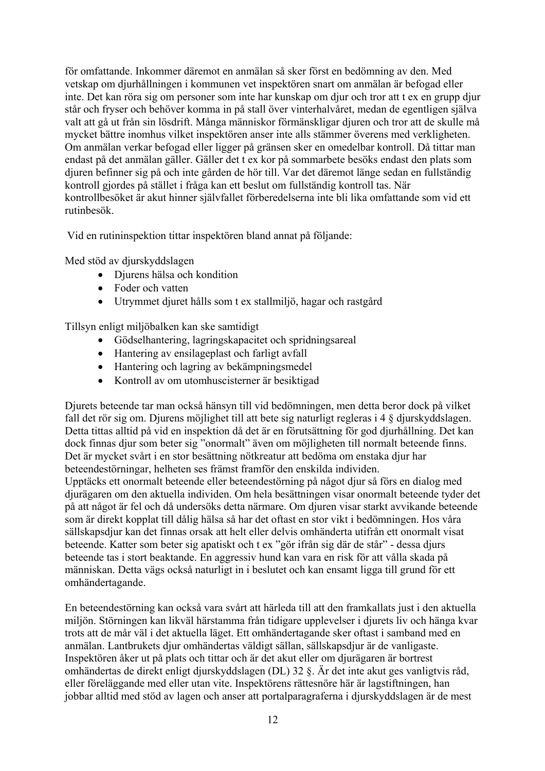för omfattande. Inkommer däremot en anmälan så sker först en bedömning av den. Med vetskap om djurhållningen i kommunen vet inspektören snart om anmälan är befogad eller inte. Det kan röra sig om personer som inte har kunskap om djur och tror att t ex en grupp djur står och fryser och behöver komma in på stall över vinterhalvåret, medan de egentligen själva valt att gå ut från sin lösdrift. Många människor förmänskligar djuren och tror att de skulle må mycket bättre inomhus vilket inspektören anser inte alls stämmer överens med verkligheten. Om anmälan verkar befogad eller ligger på gränsen sker en omedelbar kontroll. Då tittar man endast på det anmälan gäller. Gäller det t ex kor på sommarbete besöks endast den plats som djuren befinner sig på och inte gården de hör till. Var det däremot länge sedan en fullständig kontroll gjordes på stället i fråga kan ett beslut om fullständig kontroll tas. När kontrollbesöket är akut hinner självfallet förberedelserna inte bli lika omfattande som vid ett rutinbesök.

Vid en rutininspektion tittar inspektören bland annat på följande:

Med stöd av djurskyddslagen

- Djurens hälsa och kondition
- Foder och vatten
- Utrymmet djuret hålls som t ex stallmiljö, hagar och rastgård

Tillsyn enligt miljöbalken kan ske samtidigt

- Gödselhantering, lagringskapacitet och spridningsareal
- Hantering av ensilageplast och farligt avfall
- Hantering och lagring av bekämpningsmedel
- Kontroll av om utomhuscisterner är besiktigad

Djurets beteende tar man också hänsyn till vid bedömningen, men detta beror dock på vilket fall det rör sig om. Djurens möjlighet till att bete sig naturligt regleras i 4 § djurskyddslagen. Detta tittas alltid på vid en inspektion då det är en förutsättning för god djurhållning. Det kan dock finnas djur som beter sig "onormalt" även om möjligheten till normalt beteende finns. Det är mycket svårt i en stor besättning nötkreatur att bedöma om enstaka djur har beteendestörningar, helheten ses främst framför den enskilda individen.
Upptäcks ett onormalt beteende eller beteendestörning på något djur så förs en dialog med djurägaren om den aktuella individen. Om hela besättningen visar onormalt beteende tyder det på att något är fel och då undersöks detta närmare. Om djuren visar starkt avvikande beteende som är direkt kopplat till dålig hälsa så har det oftast en stor vikt i bedömningen. Hos våra sällskapsdjur kan det finnas orsak att helt eller delvis omhänderta utifrån ett onormalt visat beteende. Katter som beter sig apatiskt och t ex "gör ifrån sig där de står" - dessa djurs beteende tas i stort beaktande. En aggressiv hund kan vara en risk för att vålla skada på människan. Detta vägs också naturligt in i beslutet och kan ensamt ligga till grund för ett omhändertagande.

En beteendestörning kan också vara svårt att härleda till att den framkallats just i den aktuella miljön. Störningen kan likväl härstamma från tidigare upplevelser i djurets liv och hänga kvar trots att de mår väl i det aktuella läget. Ett omhändertagande sker oftast i samband med en anmälan. Lantbrukets djur omhändertas väldigt sällan, sällskapsdjur är de vanligaste. Inspektören åker ut på plats och tittar och är det akut eller om djurägaren är bortrest omhändertas de direkt enligt djurskyddslagen (DL) 32 §. Är det inte akut ges vanligtvis råd, eller föreläggande med eller utan vite. Inspektörens rättesnöre här är lagstiftningen, han jobbar alltid med stöd av lagen och anser att portalparagraferna i djurskyddslagen är de mest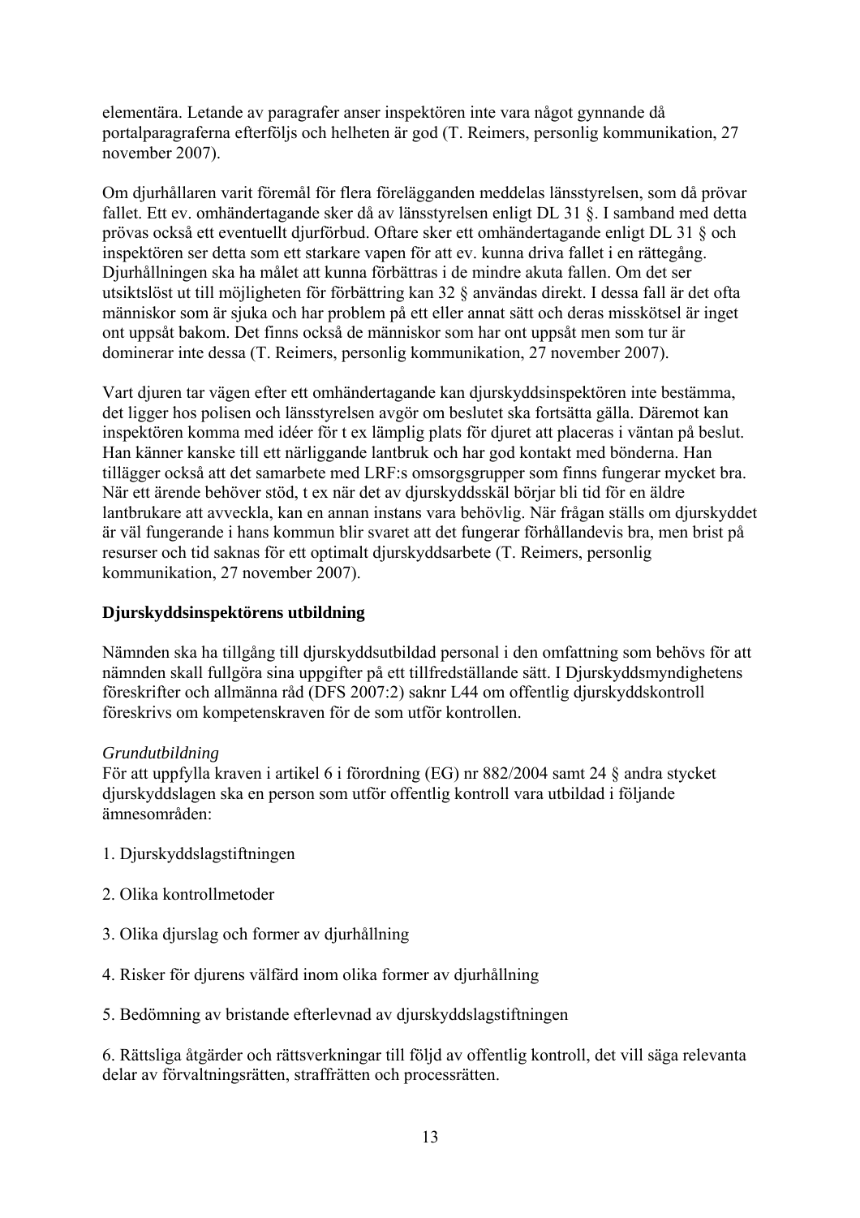elementära. Letande av paragrafer anser inspektören inte vara något gynnande då portalparagraferna efterföljs och helheten är god (T. Reimers, personlig kommunikation, 27 november 2007).

Om djurhållaren varit föremål för flera förelägganden meddelas länsstyrelsen, som då prövar fallet. Ett ev. omhändertagande sker då av länsstyrelsen enligt DL 31 §. I samband med detta prövas också ett eventuellt djurförbud. Oftare sker ett omhändertagande enligt DL 31 § och inspektören ser detta som ett starkare vapen för att ev. kunna driva fallet i en rättegång. Djurhållningen ska ha målet att kunna förbättras i de mindre akuta fallen. Om det ser utsiktslöst ut till möjligheten för förbättring kan 32 § användas direkt. I dessa fall är det ofta människor som är sjuka och har problem på ett eller annat sätt och deras misskötsel är inget ont uppsåt bakom. Det finns också de människor som har ont uppsåt men som tur är dominerar inte dessa (T. Reimers, personlig kommunikation, 27 november 2007).

Vart djuren tar vägen efter ett omhändertagande kan djurskyddsinspektören inte bestämma, det ligger hos polisen och länsstyrelsen avgör om beslutet ska fortsätta gälla. Däremot kan inspektören komma med idéer för t ex lämplig plats för djuret att placeras i väntan på beslut. Han känner kanske till ett närliggande lantbruk och har god kontakt med bönderna. Han tillägger också att det samarbete med LRF:s omsorgsgrupper som finns fungerar mycket bra. När ett ärende behöver stöd, t ex när det av djurskyddsskäl börjar bli tid för en äldre lantbrukare att avveckla, kan en annan instans vara behövlig. När frågan ställs om djurskyddet är väl fungerande i hans kommun blir svaret att det fungerar förhållandevis bra, men brist på resurser och tid saknas för ett optimalt djurskyddsarbete (T. Reimers, personlig kommunikation, 27 november 2007).

**Djurskyddsinspektörens utbildning**

Nämnden ska ha tillgång till djurskyddsutbildad personal i den omfattning som behövs för att nämnden skall fullgöra sina uppgifter på ett tillfredställande sätt. I Djurskyddsmyndighetens föreskrifter och allmänna råd (DFS 2007:2) saknr L44 om offentlig djurskyddskontroll föreskrivs om kompetenskraven för de som utför kontrollen.

*Grundutbildning*

För att uppfylla kraven i artikel 6 i förordning (EG) nr 882/2004 samt 24 § andra stycket djurskyddslagen ska en person som utför offentlig kontroll vara utbildad i följande ämnesområden:

1. Djurskyddslagstiftningen

2. Olika kontrollmetoder

3. Olika djurslag och former av djurhållning

4. Risker för djurens välfärd inom olika former av djurhållning

5. Bedömning av bristande efterlevnad av djurskyddslagstiftningen

6. Rättsliga åtgärder och rättsverkningar till följd av offentlig kontroll, det vill säga relevanta delar av förvaltningsrätten, straffrätten och processrätten.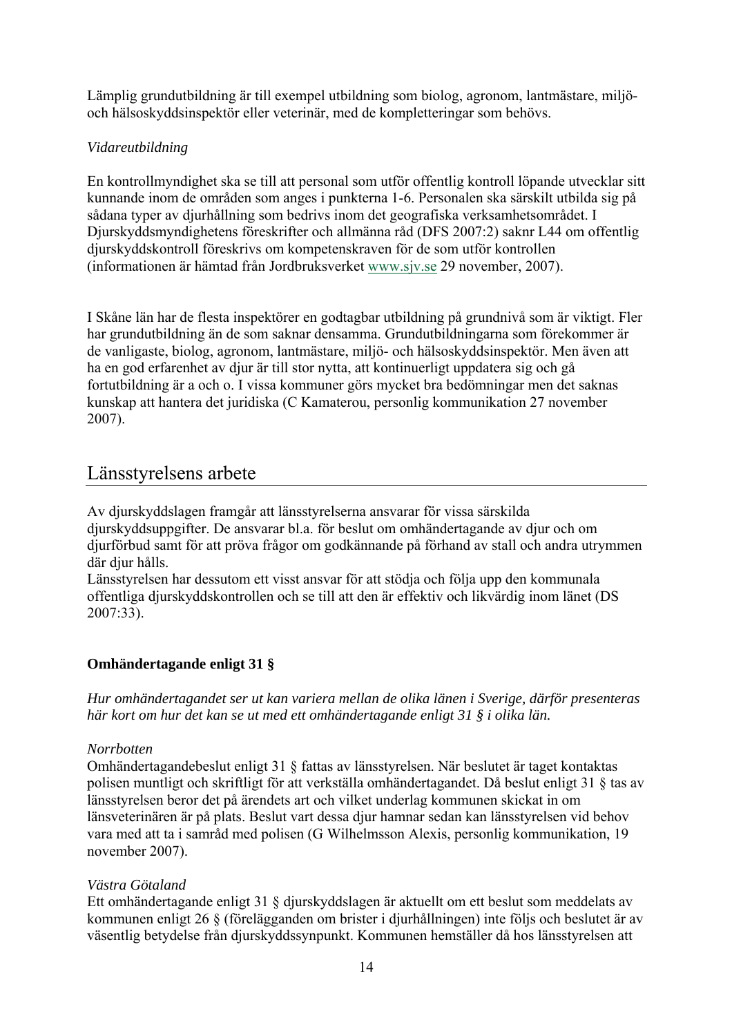Lämplig grundutbildning är till exempel utbildning som biolog, agronom, lantmästare, miljö- och hälsoskyddsinspektör eller veterinär, med de kompletteringar som behövs.

*Vidareutbildning*

En kontrollmyndighet ska se till att personal som utför offentlig kontroll löpande utvecklar sitt kunnande inom de områden som anges i punkterna 1-6. Personalen ska särskilt utbilda sig på sådana typer av djurhållning som bedrivs inom det geografiska verksamhetsområdet. I Djurskyddsmyndighetens föreskrifter och allmänna råd (DFS 2007:2) saknr L44 om offentlig djurskyddskontroll föreskrivs om kompetenskraven för de som utför kontrollen (informationen är hämtad från Jordbruksverket www.sjv.se 29 november, 2007).

I Skåne län har de flesta inspektörer en godtagbar utbildning på grundnivå som är viktigt. Fler har grundutbildning än de som saknar densamma. Grundutbildningarna som förekommer är de vanligaste, biolog, agronom, lantmästare, miljö- och hälsoskyddsinspektör. Men även att ha en god erfarenhet av djur är till stor nytta, att kontinuerligt uppdatera sig och gå fortutbildning är a och o. I vissa kommuner görs mycket bra bedömningar men det saknas kunskap att hantera det juridiska (C Kamaterou, personlig kommunikation 27 november 2007).

## Länsstyrelsens arbete

Av djurskyddslagen framgår att länsstyrelserna ansvarar för vissa särskilda djurskyddsuppgifter. De ansvarar bl.a. för beslut om omhändertagande av djur och om djurförbud samt för att pröva frågor om godkännande på förhand av stall och andra utrymmen där djur hålls.
Länsstyrelsen har dessutom ett visst ansvar för att stödja och följa upp den kommunala offentliga djurskyddskontrollen och se till att den är effektiv och likvärdig inom länet (DS 2007:33).

### Omhändertagande enligt 31 §

*Hur omhändertagandet ser ut kan variera mellan de olika länen i Sverige, därför presenteras här kort om hur det kan se ut med ett omhändertagande enligt 31 § i olika län.*

*Norrbotten*
Omhändertagandebeslut enligt 31 § fattas av länsstyrelsen. När beslutet är taget kontaktas polisen muntligt och skriftligt för att verkställa omhändertagandet. Då beslut enligt 31 § tas av länsstyrelsen beror det på ärendets art och vilket underlag kommunen skickat in om länsveterinären är på plats. Beslut vart dessa djur hamnar sedan kan länsstyrelsen vid behov vara med att ta i samråd med polisen (G Wilhelmsson Alexis, personlig kommunikation, 19 november 2007).

*Västra Götaland*
Ett omhändertagande enligt 31 § djurskyddslagen är aktuellt om ett beslut som meddelats av kommunen enligt 26 § (förelägganden om brister i djurhållningen) inte följs och beslutet är av väsentlig betydelse från djurskyddssynpunkt. Kommunen hemställer då hos länsstyrelsen att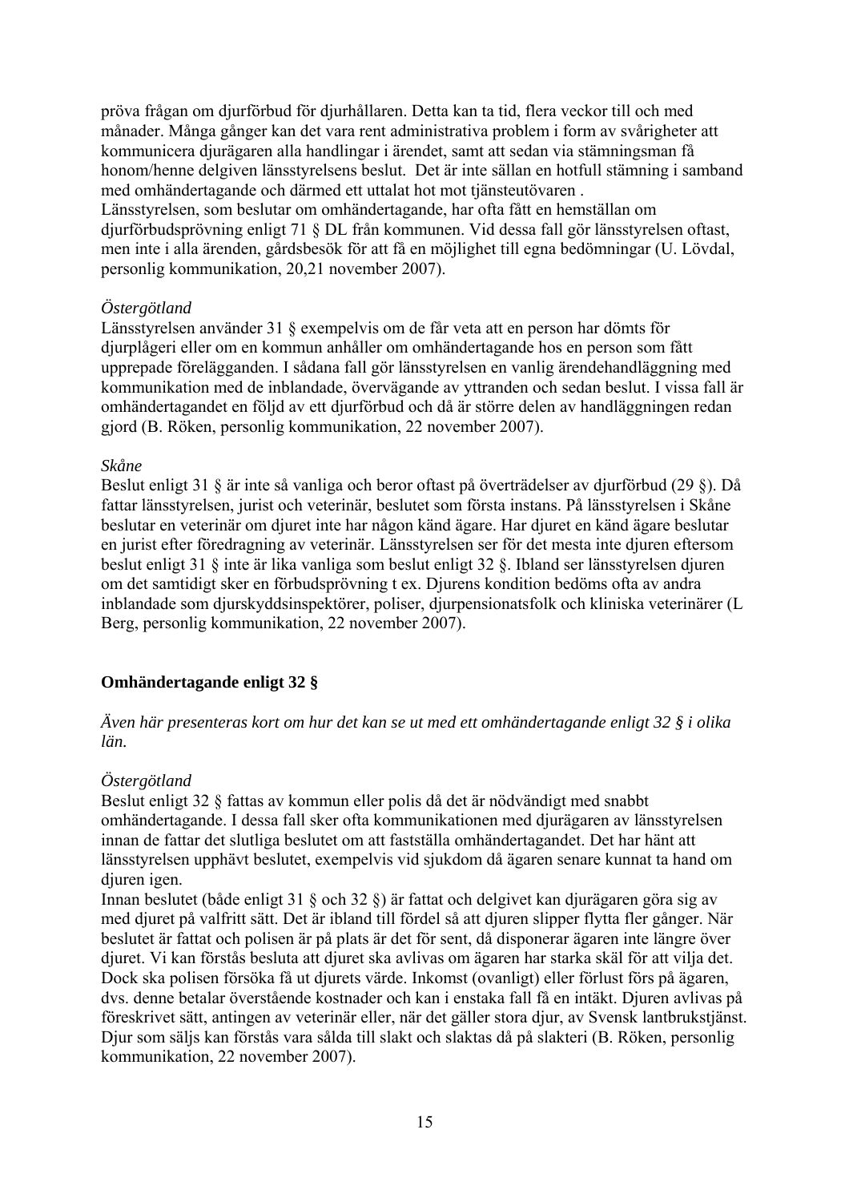pröva frågan om djurförbud för djurhållaren. Detta kan ta tid, flera veckor till och med månader. Många gånger kan det vara rent administrativa problem i form av svårigheter att kommunicera djurägaren alla handlingar i ärendet, samt att sedan via stämningsman få honom/henne delgiven länsstyrelsens beslut. Det är inte sällan en hotfull stämning i samband med omhändertagande och därmed ett uttalat hot mot tjänsteutövaren .
Länsstyrelsen, som beslutar om omhändertagande, har ofta fått en hemställan om djurförbudsprövning enligt 71 § DL från kommunen. Vid dessa fall gör länsstyrelsen oftast, men inte i alla ärenden, gårdsbesök för att få en möjlighet till egna bedömningar (U. Lövdal, personlig kommunikation, 20,21 november 2007).

*Östergötland*
Länsstyrelsen använder 31 § exempelvis om de får veta att en person har dömts för djurplågeri eller om en kommun anhåller om omhändertagande hos en person som fått upprepade förelägganden. I sådana fall gör länsstyrelsen en vanlig ärendehandläggning med kommunikation med de inblandade, övervägande av yttranden och sedan beslut. I vissa fall är omhändertagandet en följd av ett djurförbud och då är större delen av handläggningen redan gjord (B. Röken, personlig kommunikation, 22 november 2007).

*Skåne*
Beslut enligt 31 § är inte så vanliga och beror oftast på överträdelser av djurförbud (29 §). Då fattar länsstyrelsen, jurist och veterinär, beslutet som första instans. På länsstyrelsen i Skåne beslutar en veterinär om djuret inte har någon känd ägare. Har djuret en känd ägare beslutar en jurist efter föredragning av veterinär. Länsstyrelsen ser för det mesta inte djuren eftersom beslut enligt 31 § inte är lika vanliga som beslut enligt 32 §. Ibland ser länsstyrelsen djuren om det samtidigt sker en förbudsprövning t ex. Djurens kondition bedöms ofta av andra inblandade som djurskyddsinspektörer, poliser, djurpensionatsfolk och kliniska veterinärer (L Berg, personlig kommunikation, 22 november 2007).

### Omhändertagande enligt 32 §

*Även här presenteras kort om hur det kan se ut med ett omhändertagande enligt 32 § i olika län.*

*Östergötland*
Beslut enligt 32 § fattas av kommun eller polis då det är nödvändigt med snabbt omhändertagande. I dessa fall sker ofta kommunikationen med djurägaren av länsstyrelsen innan de fattar det slutliga beslutet om att fastställa omhändertagandet. Det har hänt att länsstyrelsen upphävt beslutet, exempelvis vid sjukdom då ägaren senare kunnat ta hand om djuren igen.
Innan beslutet (både enligt 31 § och 32 §) är fattat och delgivet kan djurägaren göra sig av med djuret på valfritt sätt. Det är ibland till fördel så att djuren slipper flytta fler gånger. När beslutet är fattat och polisen är på plats är det för sent, då disponerar ägaren inte längre över djuret. Vi kan förstås besluta att djuret ska avlivas om ägaren har starka skäl för att vilja det. Dock ska polisen försöka få ut djurets värde. Inkomst (ovanligt) eller förlust förs på ägaren, dvs. denne betalar överstående kostnader och kan i enstaka fall få en intäkt. Djuren avlivas på föreskrivet sätt, antingen av veterinär eller, när det gäller stora djur, av Svensk lantbrukstjänst. Djur som säljs kan förstås vara sålda till slakt och slaktas då på slakteri (B. Röken, personlig kommunikation, 22 november 2007).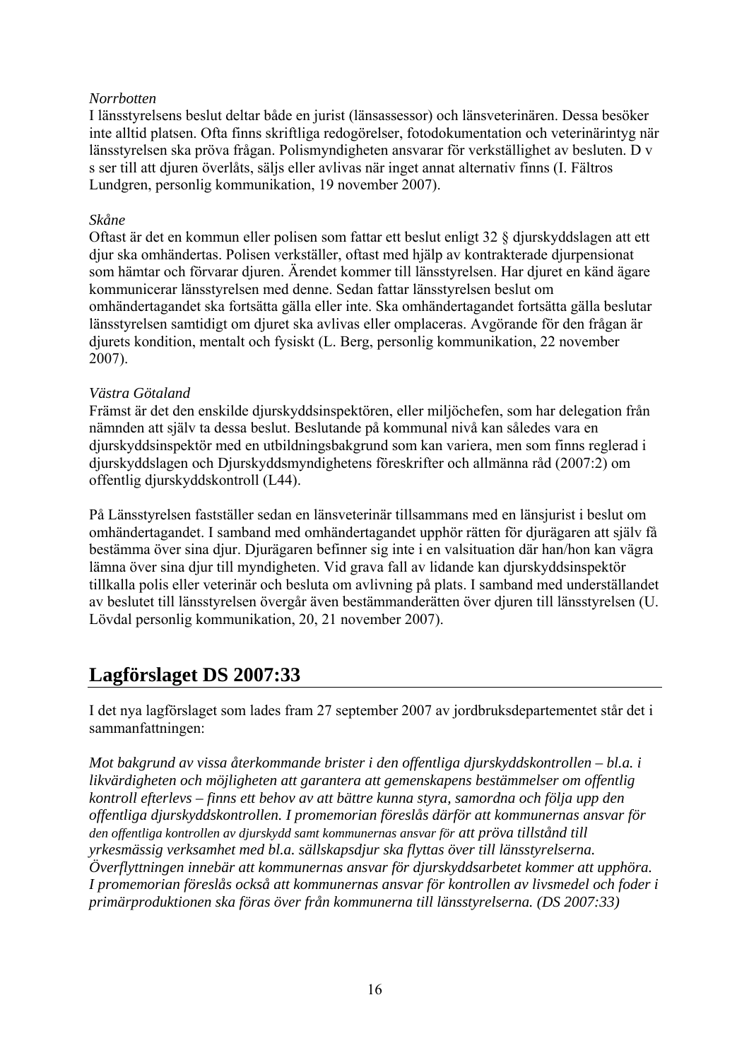*Norrbotten*

I länsstyrelsens beslut deltar både en jurist (länsassessor) och länsveterinären. Dessa besöker inte alltid platsen. Ofta finns skriftliga redogörelser, fotodokumentation och veterinärintyg när länsstyrelsen ska pröva frågan. Polismyndigheten ansvarar för verkställighet av besluten. D v s ser till att djuren överlåts, säljs eller avlivas när inget annat alternativ finns (I. Fältros Lundgren, personlig kommunikation, 19 november 2007).

*Skåne*

Oftast är det en kommun eller polisen som fattar ett beslut enligt 32 § djurskyddslagen att ett djur ska omhändertas. Polisen verkställer, oftast med hjälp av kontrakterade djurpensionat som hämtar och förvarar djuren. Ärendet kommer till länsstyrelsen. Har djuret en känd ägare kommunicerar länsstyrelsen med denne. Sedan fattar länsstyrelsen beslut om omhändertagandet ska fortsätta gälla eller inte. Ska omhändertagandet fortsätta gälla beslutar länsstyrelsen samtidigt om djuret ska avlivas eller omplaceras. Avgörande för den frågan är djurets kondition, mentalt och fysiskt (L. Berg, personlig kommunikation, 22 november 2007).

*Västra Götaland*

Främst är det den enskilde djurskyddsinspektören, eller miljöchefen, som har delegation från nämnden att själv ta dessa beslut. Beslutande på kommunal nivå kan således vara en djurskyddsinspektör med en utbildningsbakgrund som kan variera, men som finns reglerad i djurskyddslagen och Djurskyddsmyndighetens föreskrifter och allmänna råd (2007:2) om offentlig djurskyddskontroll (L44).

På Länsstyrelsen fastställer sedan en länsveterinär tillsammans med en länsjurist i beslut om omhändertagandet. I samband med omhändertagandet upphör rätten för djurägaren att själv få bestämma över sina djur. Djurägaren befinner sig inte i en valsituation där han/hon kan vägra lämna över sina djur till myndigheten. Vid grava fall av lidande kan djurskyddsinspektör tillkalla polis eller veterinär och besluta om avlivning på plats. I samband med underställandet av beslutet till länsstyrelsen övergår även bestämmanderätten över djuren till länsstyrelsen (U. Lövdal personlig kommunikation, 20, 21 november 2007).

## Lagförslaget DS 2007:33

I det nya lagförslaget som lades fram 27 september 2007 av jordbruksdepartementet står det i sammanfattningen:

*Mot bakgrund av vissa återkommande brister i den offentliga djurskyddskontrollen – bl.a. i likvärdigheten och möjligheten att garantera att gemenskapens bestämmelser om offentlig kontroll efterlevs – finns ett behov av att bättre kunna styra, samordna och följa upp den offentliga djurskyddskontrollen. I promemorian föreslås därför att kommunernas ansvar för den offentliga kontrollen av djurskydd samt kommunernas ansvar för att pröva tillstånd till yrkesmässig verksamhet med bl.a. sällskapsdjur ska flyttas över till länsstyrelserna. Överflyttningen innebär att kommunernas ansvar för djurskyddsarbetet kommer att upphöra. I promemorian föreslås också att kommunernas ansvar för kontrollen av livsmedel och foder i primärproduktionen ska föras över från kommunerna till länsstyrelserna. (DS 2007:33)*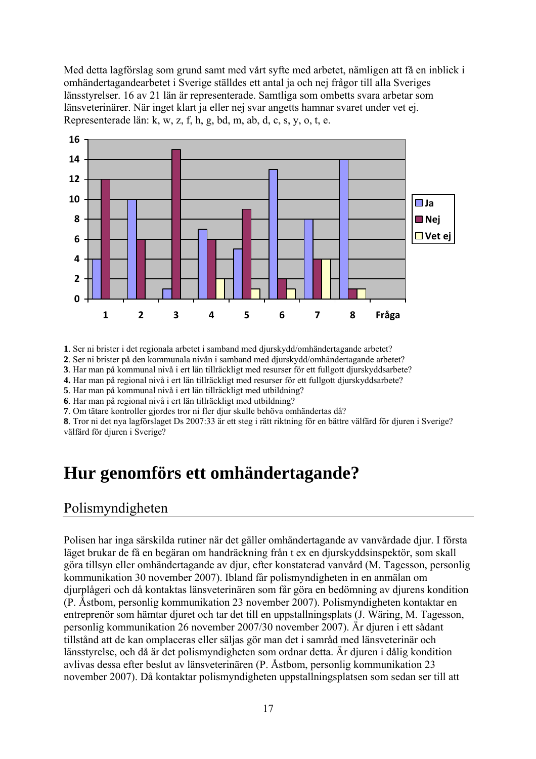Med detta lagförslag som grund samt med vårt syfte med arbetet, nämligen att få en inblick i omhändertagandearbetet i Sverige ställdes ett antal ja och nej frågor till alla Sveriges länsstyrelser. 16 av 21 län är representerade. Samtliga som ombetts svara arbetar som länsveterinärer. När inget klart ja eller nej svar angetts hamnar svaret under vet ej. Representerade län: k, w, z, f, h, g, bd, m, ab, d, c, s, y, o, t, e.

| Fråga | Ja | Nej | Vet ej |
|---|---|---|---|
| 1 | 4 | 12 | 0 |
| 2 | 10 | 6 | 0 |
| 3 | 1 | 15 | 0 |
| 4 | 7 | 6 | 2 |
| 5 | 5 | 9 | 1 |
| 6 | 13 | 2 | 1 |
| 7 | 8 | 4 | 4 |
| 8 | 14 | 1 | 1 |

**1**. Ser ni brister i det regionala arbetet i samband med djurskydd/omhändertagande arbetet?
**2**. Ser ni brister på den kommunala nivån i samband med djurskydd/omhändertagande arbetet?
**3**. Har man på kommunal nivå i ert län tillräckligt med resurser för ett fullgott djurskyddsarbete?
**4.** Har man på regional nivå i ert län tillräckligt med resurser för ett fullgott djurskyddsarbete?
**5**. Har man på kommunal nivå i ert län tillräckligt med utbildning?
**6**. Har man på regional nivå i ert län tillräckligt med utbildning?
**7**. Om tätare kontroller gjordes tror ni fler djur skulle behöva omhändertas då?
**8**. Tror ni det nya lagförslaget Ds 2007:33 är ett steg i rätt riktning för en bättre välfärd för djuren i Sverige? välfärd för djuren i Sverige?

# Hur genomförs ett omhändertagande?

## Polismyndigheten

Polisen har inga särskilda rutiner när det gäller omhändertagande av vanvårdade djur. I första läget brukar de få en begäran om handräckning från t ex en djurskyddsinspektör, som skall göra tillsyn eller omhändertagande av djur, efter konstaterad vanvård (M. Tagesson, personlig kommunikation 30 november 2007). Ibland får polismyndigheten in en anmälan om djurplågeri och då kontaktas länsveterinären som får göra en bedömning av djurens kondition (P. Åstbom, personlig kommunikation 23 november 2007). Polismyndigheten kontaktar en entreprenör som hämtar djuret och tar det till en uppstallningsplats (J. Wäring, M. Tagesson, personlig kommunikation 26 november 2007/30 november 2007). Är djuren i ett sådant tillstånd att de kan omplaceras eller säljas gör man det i samråd med länsveterinär och länsstyrelse, och då är det polismyndigheten som ordnar detta. Är djuren i dålig kondition avlivas dessa efter beslut av länsveterinären (P. Åstbom, personlig kommunikation 23 november 2007). Då kontaktar polismyndigheten uppstallningsplatsen som sedan ser till att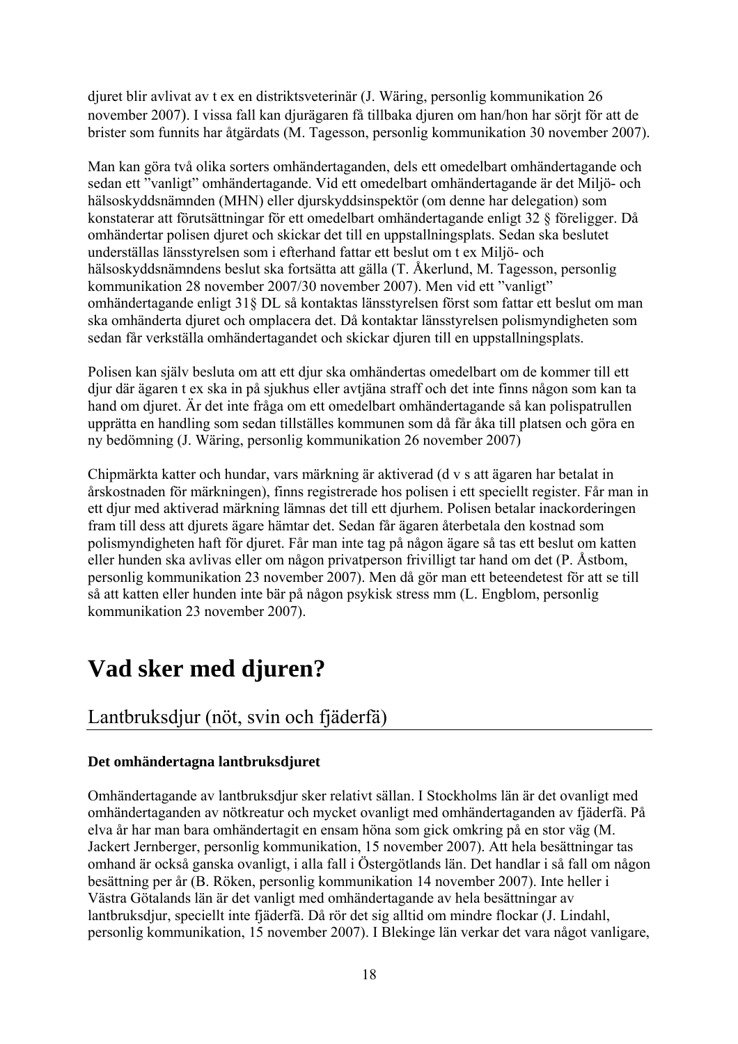djuret blir avlivat av t ex en distriktsveterinär (J. Wäring, personlig kommunikation 26 november 2007). I vissa fall kan djurägaren få tillbaka djuren om han/hon har sörjt för att de brister som funnits har åtgärdats (M. Tagesson, personlig kommunikation 30 november 2007).

Man kan göra två olika sorters omhändertaganden, dels ett omedelbart omhändertagande och sedan ett "vanligt" omhändertagande. Vid ett omedelbart omhändertagande är det Miljö- och hälsoskyddsnämnden (MHN) eller djurskyddsinspektör (om denne har delegation) som konstaterar att förutsättningar för ett omedelbart omhändertagande enligt 32 § föreligger. Då omhändertar polisen djuret och skickar det till en uppstallningsplats. Sedan ska beslutet underställas länsstyrelsen som i efterhand fattar ett beslut om t ex Miljö- och hälsoskyddsnämndens beslut ska fortsätta att gälla (T. Åkerlund, M. Tagesson, personlig kommunikation 28 november 2007/30 november 2007). Men vid ett "vanligt" omhändertagande enligt 31§ DL så kontaktas länsstyrelsen först som fattar ett beslut om man ska omhänderta djuret och omplacera det. Då kontaktar länsstyrelsen polismyndigheten som sedan får verkställa omhändertagandet och skickar djuren till en uppstallningsplats.

Polisen kan själv besluta om att ett djur ska omhändertas omedelbart om de kommer till ett djur där ägaren t ex ska in på sjukhus eller avtjäna straff och det inte finns någon som kan ta hand om djuret. Är det inte fråga om ett omedelbart omhändertagande så kan polispatrullen upprätta en handling som sedan tillställes kommunen som då får åka till platsen och göra en ny bedömning (J. Wäring, personlig kommunikation 26 november 2007)

Chipmärkta katter och hundar, vars märkning är aktiverad (d v s att ägaren har betalat in årskostnaden för märkningen), finns registrerade hos polisen i ett speciellt register. Får man in ett djur med aktiverad märkning lämnas det till ett djurhem. Polisen betalar inackorderingen fram till dess att djurets ägare hämtar det. Sedan får ägaren återbetala den kostnad som polismyndigheten haft för djuret. Får man inte tag på någon ägare så tas ett beslut om katten eller hunden ska avlivas eller om någon privatperson frivilligt tar hand om det (P. Åstbom, personlig kommunikation 23 november 2007). Men då gör man ett beteendetest för att se till så att katten eller hunden inte bär på någon psykisk stress mm (L. Engblom, personlig kommunikation 23 november 2007).

# Vad sker med djuren?

## Lantbruksdjur (nöt, svin och fjäderfä)

**Det omhändertagna lantbruksdjuret**

Omhändertagande av lantbruksdjur sker relativt sällan. I Stockholms län är det ovanligt med omhändertaganden av nötkreatur och mycket ovanligt med omhändertaganden av fjäderfä. På elva år har man bara omhändertagit en ensam höna som gick omkring på en stor väg (M. Jackert Jernberger, personlig kommunikation, 15 november 2007). Att hela besättningar tas omhand är också ganska ovanligt, i alla fall i Östergötlands län. Det handlar i så fall om någon besättning per år (B. Röken, personlig kommunikation 14 november 2007). Inte heller i Västra Götalands län är det vanligt med omhändertagande av hela besättningar av lantbruksdjur, speciellt inte fjäderfä. Då rör det sig alltid om mindre flockar (J. Lindahl, personlig kommunikation, 15 november 2007). I Blekinge län verkar det vara något vanligare,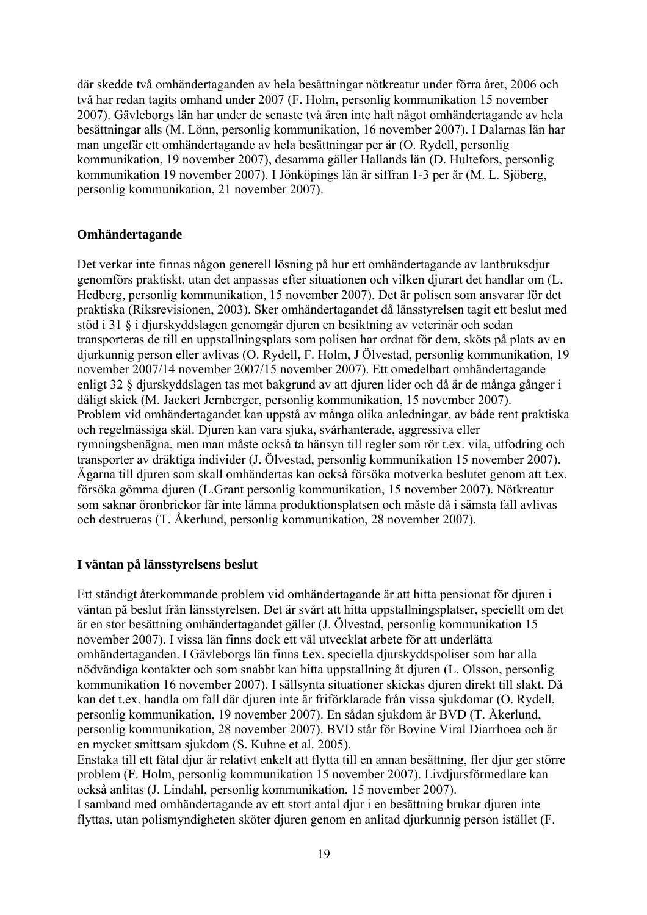där skedde två omhändertaganden av hela besättningar nötkreatur under förra året, 2006 och två har redan tagits omhand under 2007 (F. Holm, personlig kommunikation 15 november 2007). Gävleborgs län har under de senaste två åren inte haft något omhändertagande av hela besättningar alls (M. Lönn, personlig kommunikation, 16 november 2007). I Dalarnas län har man ungefär ett omhändertagande av hela besättningar per år (O. Rydell, personlig kommunikation, 19 november 2007), desamma gäller Hallands län (D. Hultefors, personlig kommunikation 19 november 2007). I Jönköpings län är siffran 1-3 per år (M. L. Sjöberg, personlig kommunikation, 21 november 2007).

## Omhändertagande

Det verkar inte finnas någon generell lösning på hur ett omhändertagande av lantbruksdjur genomförs praktiskt, utan det anpassas efter situationen och vilken djurart det handlar om (L. Hedberg, personlig kommunikation, 15 november 2007). Det är polisen som ansvarar för det praktiska (Riksrevisionen, 2003). Sker omhändertagandet då länsstyrelsen tagit ett beslut med stöd i 31 § i djurskyddslagen genomgår djuren en besiktning av veterinär och sedan transporteras de till en uppstallningsplats som polisen har ordnat för dem, sköts på plats av en djurkunnig person eller avlivas (O. Rydell, F. Holm, J Ölvestad, personlig kommunikation, 19 november 2007/14 november 2007/15 november 2007). Ett omedelbart omhändertagande enligt 32 § djurskyddslagen tas mot bakgrund av att djuren lider och då är de många gånger i dåligt skick (M. Jackert Jernberger, personlig kommunikation, 15 november 2007). Problem vid omhändertagandet kan uppstå av många olika anledningar, av både rent praktiska och regelmässiga skäl. Djuren kan vara sjuka, svårhanterade, aggressiva eller rymningsbenägna, men man måste också ta hänsyn till regler som rör t.ex. vila, utfodring och transporter av dräktiga individer (J. Ölvestad, personlig kommunikation 15 november 2007). Ägarna till djuren som skall omhändertas kan också försöka motverka beslutet genom att t.ex. försöka gömma djuren (L.Grant personlig kommunikation, 15 november 2007). Nötkreatur som saknar öronbrickor får inte lämna produktionsplatsen och måste då i sämsta fall avlivas och destrueras (T. Åkerlund, personlig kommunikation, 28 november 2007).

## I väntan på länsstyrelsens beslut

Ett ständigt återkommande problem vid omhändertagande är att hitta pensionat för djuren i väntan på beslut från länsstyrelsen. Det är svårt att hitta uppstallningsplatser, speciellt om det är en stor besättning omhändertagandet gäller (J. Ölvestad, personlig kommunikation 15 november 2007). I vissa län finns dock ett väl utvecklat arbete för att underlätta omhändertaganden. I Gävleborgs län finns t.ex. speciella djurskyddspoliser som har alla nödvändiga kontakter och som snabbt kan hitta uppstallning åt djuren (L. Olsson, personlig kommunikation 16 november 2007). I sällsynta situationer skickas djuren direkt till slakt. Då kan det t.ex. handla om fall där djuren inte är friförklarade från vissa sjukdomar (O. Rydell, personlig kommunikation, 19 november 2007). En sådan sjukdom är BVD (T. Åkerlund, personlig kommunikation, 28 november 2007). BVD står för Bovine Viral Diarrhoea och är en mycket smittsam sjukdom (S. Kuhne et al. 2005).
Enstaka till ett fåtal djur är relativt enkelt att flytta till en annan besättning, fler djur ger större problem (F. Holm, personlig kommunikation 15 november 2007). Livdjursförmedlare kan också anlitas (J. Lindahl, personlig kommunikation, 15 november 2007).
I samband med omhändertagande av ett stort antal djur i en besättning brukar djuren inte flyttas, utan polismyndigheten sköter djuren genom en anlitad djurkunnig person istället (F.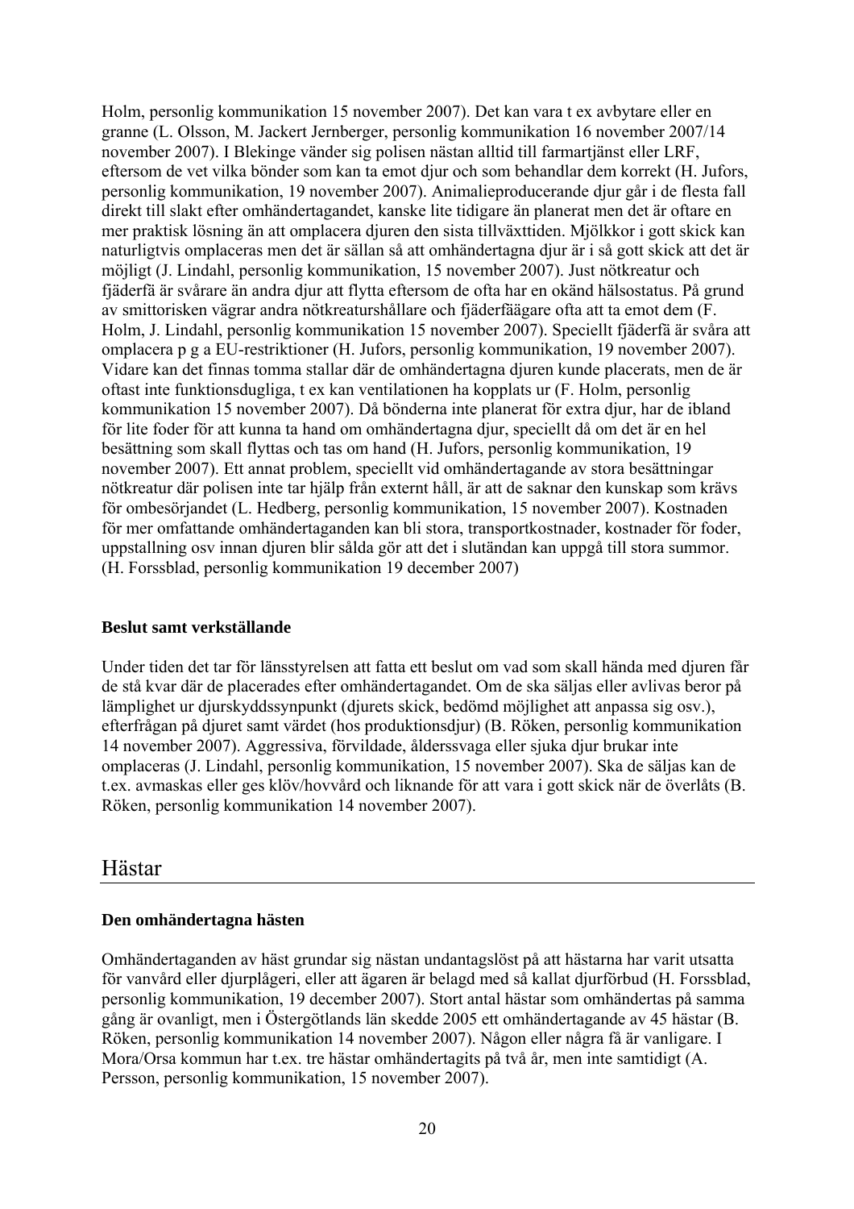Holm, personlig kommunikation 15 november 2007). Det kan vara t ex avbytare eller en granne (L. Olsson, M. Jackert Jernberger, personlig kommunikation 16 november 2007/14 november 2007). I Blekinge vänder sig polisen nästan alltid till farmartjänst eller LRF, eftersom de vet vilka bönder som kan ta emot djur och som behandlar dem korrekt (H. Jufors, personlig kommunikation, 19 november 2007). Animalieproducerande djur går i de flesta fall direkt till slakt efter omhändertagandet, kanske lite tidigare än planerat men det är oftare en mer praktisk lösning än att omplacera djuren den sista tillväxttiden. Mjölkkor i gott skick kan naturligtvis omplaceras men det är sällan så att omhändertagna djur är i så gott skick att det är möjligt (J. Lindahl, personlig kommunikation, 15 november 2007). Just nötkreatur och fjäderfä är svårare än andra djur att flytta eftersom de ofta har en okänd hälsostatus. På grund av smittorisken vägrar andra nötkreaturshållare och fjäderfäägare ofta att ta emot dem (F. Holm, J. Lindahl, personlig kommunikation 15 november 2007). Speciellt fjäderfä är svåra att omplacera p g a EU-restriktioner (H. Jufors, personlig kommunikation, 19 november 2007). Vidare kan det finnas tomma stallar där de omhändertagna djuren kunde placerats, men de är oftast inte funktionsdugliga, t ex kan ventilationen ha kopplats ur (F. Holm, personlig kommunikation 15 november 2007). Då bönderna inte planerat för extra djur, har de ibland för lite foder för att kunna ta hand om omhändertagna djur, speciellt då om det är en hel besättning som skall flyttas och tas om hand (H. Jufors, personlig kommunikation, 19 november 2007). Ett annat problem, speciellt vid omhändertagande av stora besättningar nötkreatur där polisen inte tar hjälp från externt håll, är att de saknar den kunskap som krävs för ombesörjandet (L. Hedberg, personlig kommunikation, 15 november 2007). Kostnaden för mer omfattande omhändertaganden kan bli stora, transportkostnader, kostnader för foder, uppstallning osv innan djuren blir sålda gör att det i slutändan kan uppgå till stora summor. (H. Forssblad, personlig kommunikation 19 december 2007)

### Beslut samt verkställande

Under tiden det tar för länsstyrelsen att fatta ett beslut om vad som skall hända med djuren får de stå kvar där de placerades efter omhändertagandet. Om de ska säljas eller avlivas beror på lämplighet ur djurskyddssynpunkt (djurets skick, bedömd möjlighet att anpassa sig osv.), efterfrågan på djuret samt värdet (hos produktionsdjur) (B. Röken, personlig kommunikation 14 november 2007). Aggressiva, förvildade, ålderssvaga eller sjuka djur brukar inte omplaceras (J. Lindahl, personlig kommunikation, 15 november 2007). Ska de säljas kan de t.ex. avmaskas eller ges klöv/hovvård och liknande för att vara i gott skick när de överlåts (B. Röken, personlig kommunikation 14 november 2007).

## Hästar

### Den omhändertagna hästen

Omhändertaganden av häst grundar sig nästan undantagslöst på att hästarna har varit utsatta för vanvård eller djurplågeri, eller att ägaren är belagd med så kallat djurförbud (H. Forssblad, personlig kommunikation, 19 december 2007). Stort antal hästar som omhändertas på samma gång är ovanligt, men i Östergötlands län skedde 2005 ett omhändertagande av 45 hästar (B. Röken, personlig kommunikation 14 november 2007). Någon eller några få är vanligare. I Mora/Orsa kommun har t.ex. tre hästar omhändertagits på två år, men inte samtidigt (A. Persson, personlig kommunikation, 15 november 2007).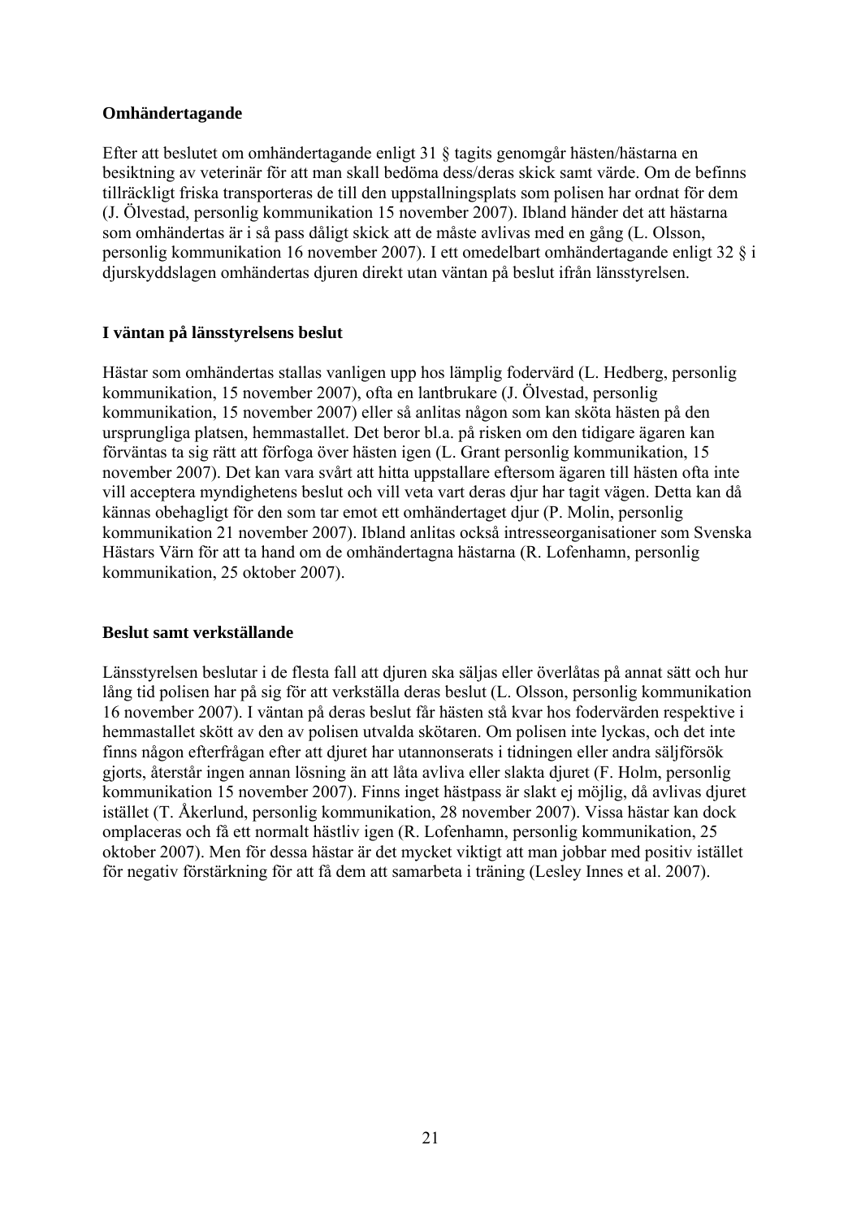**Omhändertagande**

Efter att beslutet om omhändertagande enligt 31 § tagits genomgår hästen/hästarna en besiktning av veterinär för att man skall bedöma dess/deras skick samt värde. Om de befinns tillräckligt friska transporteras de till den uppstallningsplats som polisen har ordnat för dem (J. Ölvestad, personlig kommunikation 15 november 2007). Ibland händer det att hästarna som omhändertas är i så pass dåligt skick att de måste avlivas med en gång (L. Olsson, personlig kommunikation 16 november 2007). I ett omedelbart omhändertagande enligt 32 § i djurskyddslagen omhändertas djuren direkt utan väntan på beslut ifrån länsstyrelsen.

**I väntan på länsstyrelsens beslut**

Hästar som omhändertas stallas vanligen upp hos lämplig fodervärd (L. Hedberg, personlig kommunikation, 15 november 2007), ofta en lantbrukare (J. Ölvestad, personlig kommunikation, 15 november 2007) eller så anlitas någon som kan sköta hästen på den ursprungliga platsen, hemmastallet. Det beror bl.a. på risken om den tidigare ägaren kan förväntas ta sig rätt att förfoga över hästen igen (L. Grant personlig kommunikation, 15 november 2007). Det kan vara svårt att hitta uppstallare eftersom ägaren till hästen ofta inte vill acceptera myndighetens beslut och vill veta vart deras djur har tagit vägen. Detta kan då kännas obehagligt för den som tar emot ett omhändertaget djur (P. Molin, personlig kommunikation 21 november 2007). Ibland anlitas också intresseorganisationer som Svenska Hästars Värn för att ta hand om de omhändertagna hästarna (R. Lofenhamn, personlig kommunikation, 25 oktober 2007).

**Beslut samt verkställande**

Länsstyrelsen beslutar i de flesta fall att djuren ska säljas eller överlåtas på annat sätt och hur lång tid polisen har på sig för att verkställa deras beslut (L. Olsson, personlig kommunikation 16 november 2007). I väntan på deras beslut får hästen stå kvar hos fodervärden respektive i hemmastallet skött av den av polisen utvalda skötaren. Om polisen inte lyckas, och det inte finns någon efterfrågan efter att djuret har utannonserats i tidningen eller andra säljförsök gjorts, återstår ingen annan lösning än att låta avliva eller slakta djuret (F. Holm, personlig kommunikation 15 november 2007). Finns inget hästpass är slakt ej möjlig, då avlivas djuret istället (T. Åkerlund, personlig kommunikation, 28 november 2007). Vissa hästar kan dock omplaceras och få ett normalt hästliv igen (R. Lofenhamn, personlig kommunikation, 25 oktober 2007). Men för dessa hästar är det mycket viktigt att man jobbar med positiv istället för negativ förstärkning för att få dem att samarbeta i träning (Lesley Innes et al. 2007).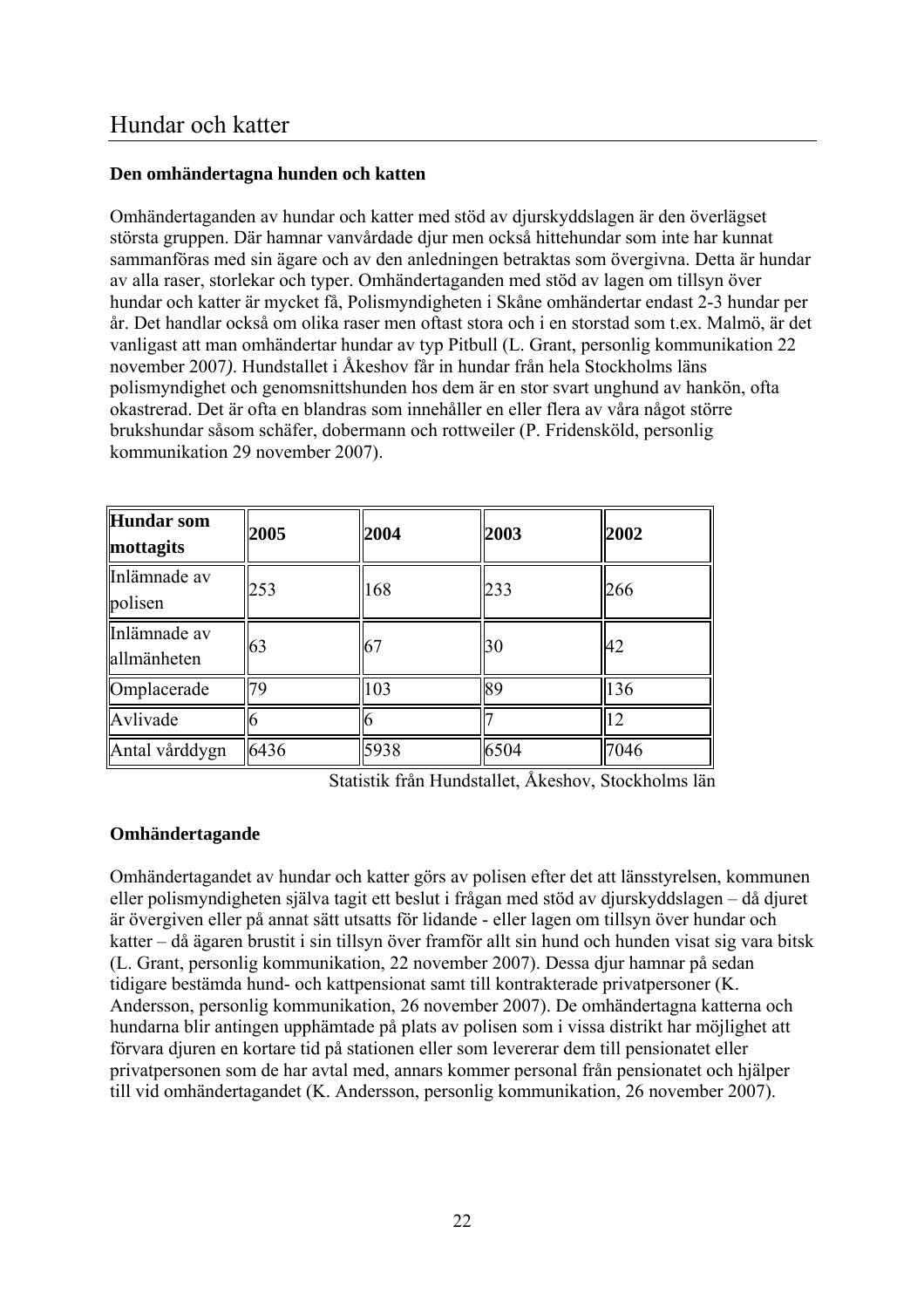## Hundar och katter

**Den omhändertagna hunden och katten**

Omhändertaganden av hundar och katter med stöd av djurskyddslagen är den överlägset största gruppen. Där hamnar vanvårdade djur men också hittehundar som inte har kunnat sammanföras med sin ägare och av den anledningen betraktas som övergivna. Detta är hundar av alla raser, storlekar och typer. Omhändertaganden med stöd av lagen om tillsyn över hundar och katter är mycket få, Polismyndigheten i Skåne omhändertar endast 2-3 hundar per år. Det handlar också om olika raser men oftast stora och i en storstad som t.ex. Malmö, är det vanligast att man omhändertar hundar av typ Pitbull (L. Grant, personlig kommunikation 22 november 2007). Hundstallet i Åkeshov får in hundar från hela Stockholms läns polismyndighet och genomsnittshunden hos dem är en stor svart unghund av hankön, ofta okastrerad. Det är ofta en blandras som innehåller en eller flera av våra något större brukshundar såsom schäfer, dobermann och rottweiler (P. Fridensköld, personlig kommunikation 29 november 2007).

| **Hundar som mottagits** | **2005** | **2004** | **2003** | **2002** |
|---|---|---|---|---|
| Inlämnade av polisen | 253 | 168 | 233 | 266 |
| Inlämnade av allmänheten | 63 | 67 | 30 | 42 |
| Omplacerade | 79 | 103 | 89 | 136 |
| Avlivade | 6 | 6 | 7 | 12 |
| Antal vårddygn | 6436 | 5938 | 6504 | 7046 |

Statistik från Hundstallet, Åkeshov, Stockholms län

**Omhändertagande**

Omhändertagandet av hundar och katter görs av polisen efter det att länsstyrelsen, kommunen eller polismyndigheten själva tagit ett beslut i frågan med stöd av djurskyddslagen – då djuret är övergiven eller på annat sätt utsatts för lidande - eller lagen om tillsyn över hundar och katter – då ägaren brustit i sin tillsyn över framför allt sin hund och hunden visat sig vara bitsk (L. Grant, personlig kommunikation, 22 november 2007). Dessa djur hamnar på sedan tidigare bestämda hund- och kattpensionat samt till kontrakterade privatpersoner (K. Andersson, personlig kommunikation, 26 november 2007). De omhändertagna katterna och hundarna blir antingen upphämtade på plats av polisen som i vissa distrikt har möjlighet att förvara djuren en kortare tid på stationen eller som levererar dem till pensionatet eller privatpersonen som de har avtal med, annars kommer personal från pensionatet och hjälper till vid omhändertagandet (K. Andersson, personlig kommunikation, 26 november 2007).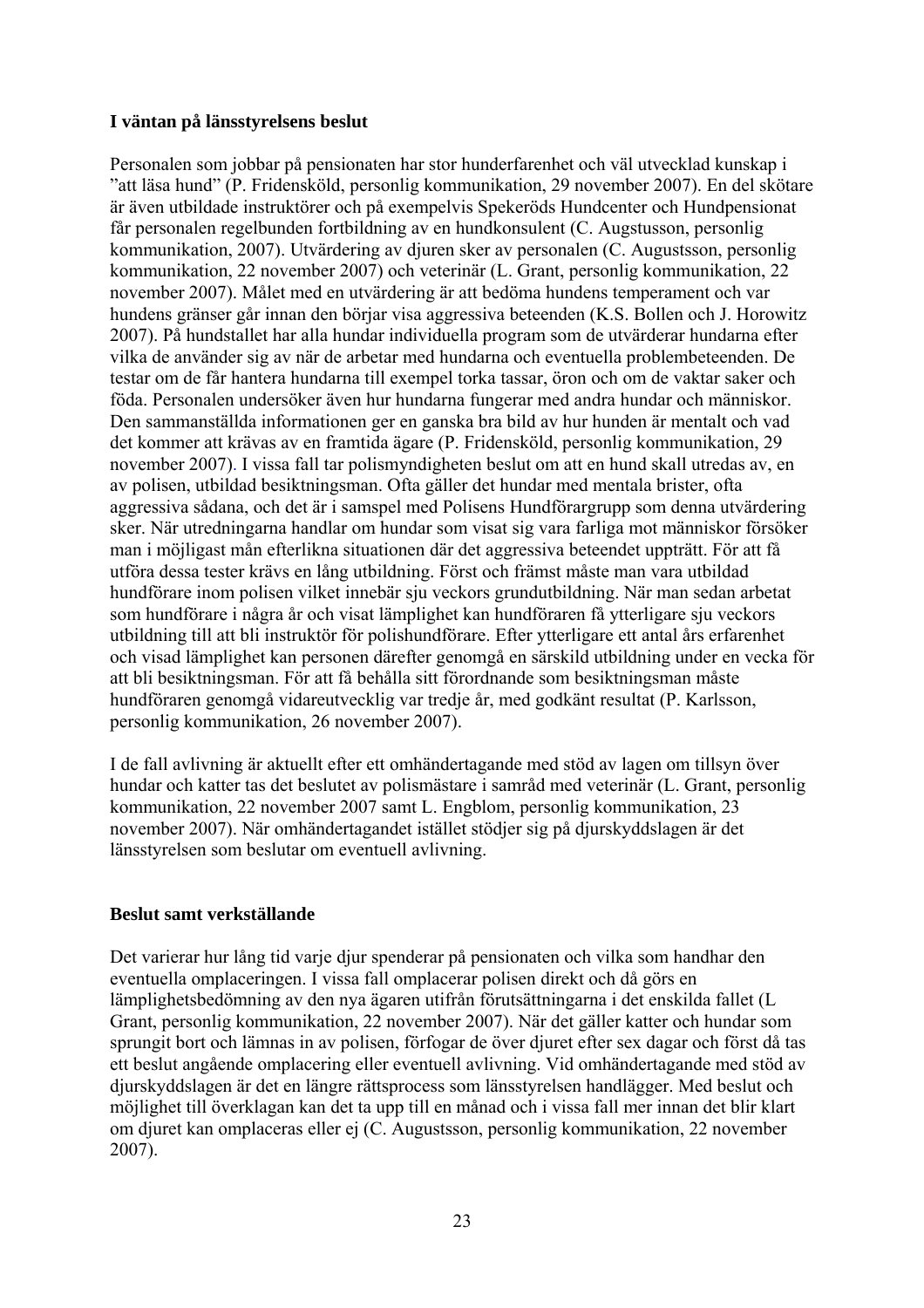**I väntan på länsstyrelsens beslut**

Personalen som jobbar på pensionaten har stor hunderfarenhet och väl utvecklad kunskap i ”att läsa hund” (P. Fridensköld, personlig kommunikation, 29 november 2007). En del skötare är även utbildade instruktörer och på exempelvis Spekeröds Hundcenter och Hundpensionat får personalen regelbunden fortbildning av en hundkonsulent (C. Augstusson, personlig kommunikation, 2007). Utvärdering av djuren sker av personalen (C. Augustsson, personlig kommunikation, 22 november 2007) och veterinär (L. Grant, personlig kommunikation, 22 november 2007). Målet med en utvärdering är att bedöma hundens temperament och var hundens gränser går innan den börjar visa aggressiva beteenden (K.S. Bollen och J. Horowitz 2007). På hundstallet har alla hundar individuella program som de utvärderar hundarna efter vilka de använder sig av när de arbetar med hundarna och eventuella problembeteenden. De testar om de får hantera hundarna till exempel torka tassar, öron och om de vaktar saker och föda. Personalen undersöker även hur hundarna fungerar med andra hundar och människor. Den sammanställda informationen ger en ganska bra bild av hur hunden är mentalt och vad det kommer att krävas av en framtida ägare (P. Fridensköld, personlig kommunikation, 29 november 2007). I vissa fall tar polismyndigheten beslut om att en hund skall utredas av, en av polisen, utbildad besiktningsman. Ofta gäller det hundar med mentala brister, ofta aggressiva sådana, och det är i samspel med Polisens Hundförargrupp som denna utvärdering sker. När utredningarna handlar om hundar som visat sig vara farliga mot människor försöker man i möjligast mån efterlikna situationen där det aggressiva beteendet uppträtt. För att få utföra dessa tester krävs en lång utbildning. Först och främst måste man vara utbildad hundförare inom polisen vilket innebär sju veckors grundutbildning. När man sedan arbetat som hundförare i några år och visat lämplighet kan hundföraren få ytterligare sju veckors utbildning till att bli instruktör för polishundförare. Efter ytterligare ett antal års erfarenhet och visad lämplighet kan personen därefter genomgå en särskild utbildning under en vecka för att bli besiktningsman. För att få behålla sitt förordnande som besiktningsman måste hundföraren genomgå vidareutvecklig var tredje år, med godkänt resultat (P. Karlsson, personlig kommunikation, 26 november 2007).

I de fall avlivning är aktuellt efter ett omhändertagande med stöd av lagen om tillsyn över hundar och katter tas det beslutet av polismästare i samråd med veterinär (L. Grant, personlig kommunikation, 22 november 2007 samt L. Engblom, personlig kommunikation, 23 november 2007). När omhändertagandet istället stödjer sig på djurskyddslagen är det länsstyrelsen som beslutar om eventuell avlivning.

**Beslut samt verkställande**

Det varierar hur lång tid varje djur spenderar på pensionaten och vilka som handhar den eventuella omplaceringen. I vissa fall omplacerar polisen direkt och då görs en lämplighetsbedömning av den nya ägaren utifrån förutsättningarna i det enskilda fallet (L Grant, personlig kommunikation, 22 november 2007). När det gäller katter och hundar som sprungit bort och lämnas in av polisen, förfogar de över djuret efter sex dagar och först då tas ett beslut angående omplacering eller eventuell avlivning. Vid omhändertagande med stöd av djurskyddslagen är det en längre rättsprocess som länsstyrelsen handlägger. Med beslut och möjlighet till överklagan kan det ta upp till en månad och i vissa fall mer innan det blir klart om djuret kan omplaceras eller ej (C. Augustsson, personlig kommunikation, 22 november 2007).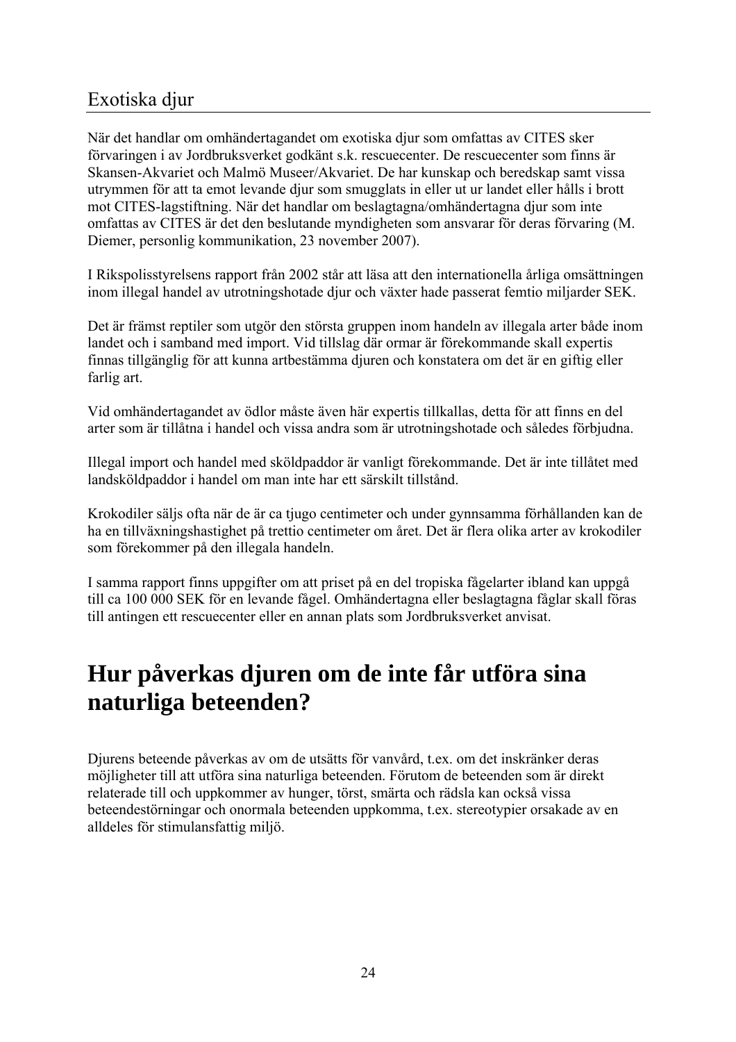## Exotiska djur

När det handlar om omhändertagandet om exotiska djur som omfattas av CITES sker förvaringen i av Jordbruksverket godkänt s.k. rescuecenter. De rescuecenter som finns är Skansen-Akvariet och Malmö Museer/Akvariet. De har kunskap och beredskap samt vissa utrymmen för att ta emot levande djur som smugglats in eller ut ur landet eller hålls i brott mot CITES-lagstiftning. När det handlar om beslagtagna/omhändertagna djur som inte omfattas av CITES är det den beslutande myndigheten som ansvarar för deras förvaring (M. Diemer, personlig kommunikation, 23 november 2007).

I Rikspolisstyrelsens rapport från 2002 står att läsa att den internationella årliga omsättningen inom illegal handel av utrotningshotade djur och växter hade passerat femtio miljarder SEK.

Det är främst reptiler som utgör den största gruppen inom handeln av illegala arter både inom landet och i samband med import. Vid tillslag där ormar är förekommande skall expertis finnas tillgänglig för att kunna artbestämma djuren och konstatera om det är en giftig eller farlig art.

Vid omhändertagandet av ödlor måste även här expertis tillkallas, detta för att finns en del arter som är tillåtna i handel och vissa andra som är utrotningshotade och således förbjudna.

Illegal import och handel med sköldpaddor är vanligt förekommande. Det är inte tillåtet med landsköldpaddor i handel om man inte har ett särskilt tillstånd.

Krokodiler säljs ofta när de är ca tjugo centimeter och under gynnsamma förhållanden kan de ha en tillväxningshastighet på trettio centimeter om året. Det är flera olika arter av krokodiler som förekommer på den illegala handeln.

I samma rapport finns uppgifter om att priset på en del tropiska fågelarter ibland kan uppgå till ca 100 000 SEK för en levande fågel. Omhändertagna eller beslagtagna fåglar skall föras till antingen ett rescuecenter eller en annan plats som Jordbruksverket anvisat.

# Hur påverkas djuren om de inte får utföra sina naturliga beteenden?

Djurens beteende påverkas av om de utsätts för vanvård, t.ex. om det inskränker deras möjligheter till att utföra sina naturliga beteenden. Förutom de beteenden som är direkt relaterade till och uppkommer av hunger, törst, smärta och rädsla kan också vissa beteendestörningar och onormala beteenden uppkomma, t.ex. stereotypier orsakade av en alldeles för stimulansfattig miljö.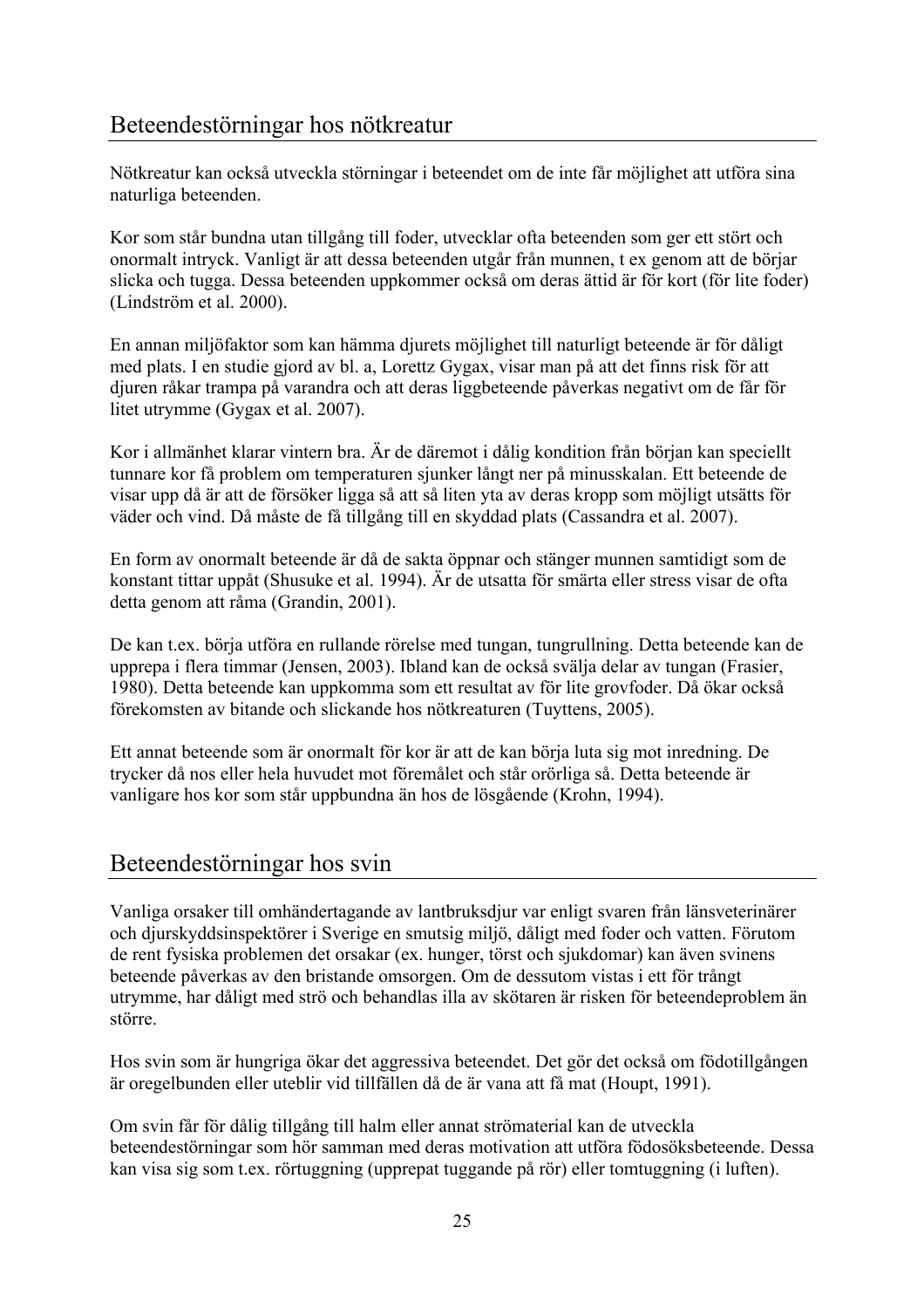## Beteendestörningar hos nötkreatur

Nötkreatur kan också utveckla störningar i beteendet om de inte får möjlighet att utföra sina naturliga beteenden.

Kor som står bundna utan tillgång till foder, utvecklar ofta beteenden som ger ett stört och onormalt intryck. Vanligt är att dessa beteenden utgår från munnen, t ex genom att de börjar slicka och tugga. Dessa beteenden uppkommer också om deras ättid är för kort (för lite foder) (Lindström et al. 2000).

En annan miljöfaktor som kan hämma djurets möjlighet till naturligt beteende är för dåligt med plats. I en studie gjord av bl. a, Lorettz Gygax, visar man på att det finns risk för att djuren råkar trampa på varandra och att deras liggbeteende påverkas negativt om de får för litet utrymme (Gygax et al. 2007).

Kor i allmänhet klarar vintern bra. Är de däremot i dålig kondition från början kan speciellt tunnare kor få problem om temperaturen sjunker långt ner på minusskalan. Ett beteende de visar upp då är att de försöker ligga så att så liten yta av deras kropp som möjligt utsätts för väder och vind. Då måste de få tillgång till en skyddad plats (Cassandra et al. 2007).

En form av onormalt beteende är då de sakta öppnar och stänger munnen samtidigt som de konstant tittar uppåt (Shusuke et al. 1994). Är de utsatta för smärta eller stress visar de ofta detta genom att råma (Grandin, 2001).

De kan t.ex. börja utföra en rullande rörelse med tungan, tungrullning. Detta beteende kan de upprepa i flera timmar (Jensen, 2003). Ibland kan de också svälja delar av tungan (Frasier, 1980). Detta beteende kan uppkomma som ett resultat av för lite grovfoder. Då ökar också förekomsten av bitande och slickande hos nötkreaturen (Tuyttens, 2005).

Ett annat beteende som är onormalt för kor är att de kan börja luta sig mot inredning. De trycker då nos eller hela huvudet mot föremålet och står orörliga så. Detta beteende är vanligare hos kor som står uppbundna än hos de lösgående (Krohn, 1994).

## Beteendestörningar hos svin

Vanliga orsaker till omhändertagande av lantbruksdjur var enligt svaren från länsveterinärer och djurskyddsinspektörer i Sverige en smutsig miljö, dåligt med foder och vatten. Förutom de rent fysiska problemen det orsakar (ex. hunger, törst och sjukdomar) kan även svinens beteende påverkas av den bristande omsorgen. Om de dessutom vistas i ett för trångt utrymme, har dåligt med strö och behandlas illa av skötaren är risken för beteendeproblem än större.

Hos svin som är hungriga ökar det aggressiva beteendet. Det gör det också om födotillgången är oregelbunden eller uteblir vid tillfällen då de är vana att få mat (Houpt, 1991).

Om svin får för dålig tillgång till halm eller annat strömaterial kan de utveckla beteendestörningar som hör samman med deras motivation att utföra födosöksbeteende. Dessa kan visa sig som t.ex. rörtuggning (upprepat tuggande på rör) eller tomtuggning (i luften).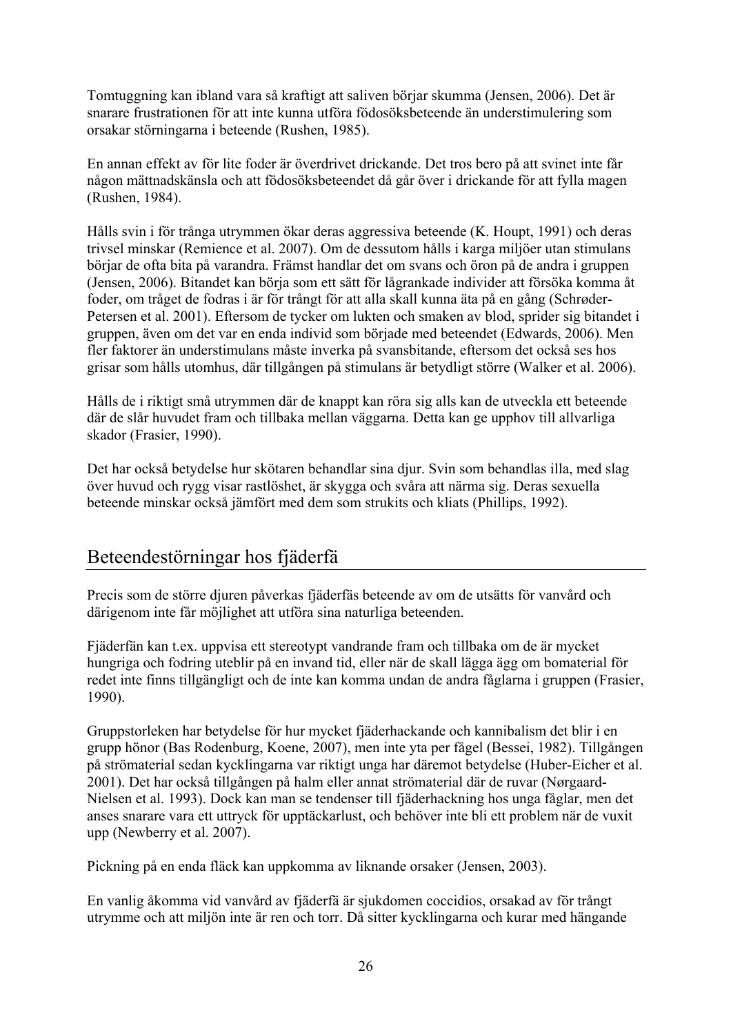Tomtuggning kan ibland vara så kraftigt att saliven börjar skumma (Jensen, 2006). Det är snarare frustrationen för att inte kunna utföra födosöksbeteende än understimulering som orsakar störningarna i beteende (Rushen, 1985).

En annan effekt av för lite foder är överdrivet drickande. Det tros bero på att svinet inte får någon mättnadskänsla och att födosöksbeteendet då går över i drickande för att fylla magen (Rushen, 1984).

Hålls svin i för trånga utrymmen ökar deras aggressiva beteende (K. Houpt, 1991) och deras trivsel minskar (Remience et al. 2007). Om de dessutom hålls i karga miljöer utan stimulans börjar de ofta bita på varandra. Främst handlar det om svans och öron på de andra i gruppen (Jensen, 2006). Bitandet kan börja som ett sätt för lågrankade individer att försöka komma åt foder, om tråget de fodras i är för trångt för att alla skall kunna äta på en gång (Schrøder-Petersen et al. 2001). Eftersom de tycker om lukten och smaken av blod, sprider sig bitandet i gruppen, även om det var en enda individ som började med beteendet (Edwards, 2006). Men fler faktorer än understimulans måste inverka på svansbitande, eftersom det också ses hos grisar som hålls utomhus, där tillgången på stimulans är betydligt större (Walker et al. 2006).

Hålls de i riktigt små utrymmen där de knappt kan röra sig alls kan de utveckla ett beteende där de slår huvudet fram och tillbaka mellan väggarna. Detta kan ge upphov till allvarliga skador (Frasier, 1990).

Det har också betydelse hur skötaren behandlar sina djur. Svin som behandlas illa, med slag över huvud och rygg visar rastlöshet, är skygga och svåra att närma sig. Deras sexuella beteende minskar också jämfört med dem som strukits och kliats (Phillips, 1992).

## Beteendestörningar hos fjäderfä

Precis som de större djuren påverkas fjäderfäs beteende av om de utsätts för vanvård och därigenom inte får möjlighet att utföra sina naturliga beteenden.

Fjäderfän kan t.ex. uppvisa ett stereotypt vandrande fram och tillbaka om de är mycket hungriga och fodring uteblir på en invand tid, eller när de skall lägga ägg om bomaterial för redet inte finns tillgängligt och de inte kan komma undan de andra fåglarna i gruppen (Frasier, 1990).

Gruppstorleken har betydelse för hur mycket fjäderhackande och kannibalism det blir i en grupp hönor (Bas Rodenburg, Koene, 2007), men inte yta per fågel (Bessei, 1982). Tillgången på strömaterial sedan kycklingarna var riktigt unga har däremot betydelse (Huber-Eicher et al. 2001). Det har också tillgången på halm eller annat strömaterial där de ruvar (Nørgaard-Nielsen et al. 1993). Dock kan man se tendenser till fjäderhackning hos unga fåglar, men det anses snarare vara ett uttryck för upptäckarlust, och behöver inte bli ett problem när de vuxit upp (Newberry et al. 2007).

Pickning på en enda fläck kan uppkomma av liknande orsaker (Jensen, 2003).

En vanlig åkomma vid vanvård av fjäderfä är sjukdomen coccidios, orsakad av för trångt utrymme och att miljön inte är ren och torr. Då sitter kycklingarna och kurar med hängande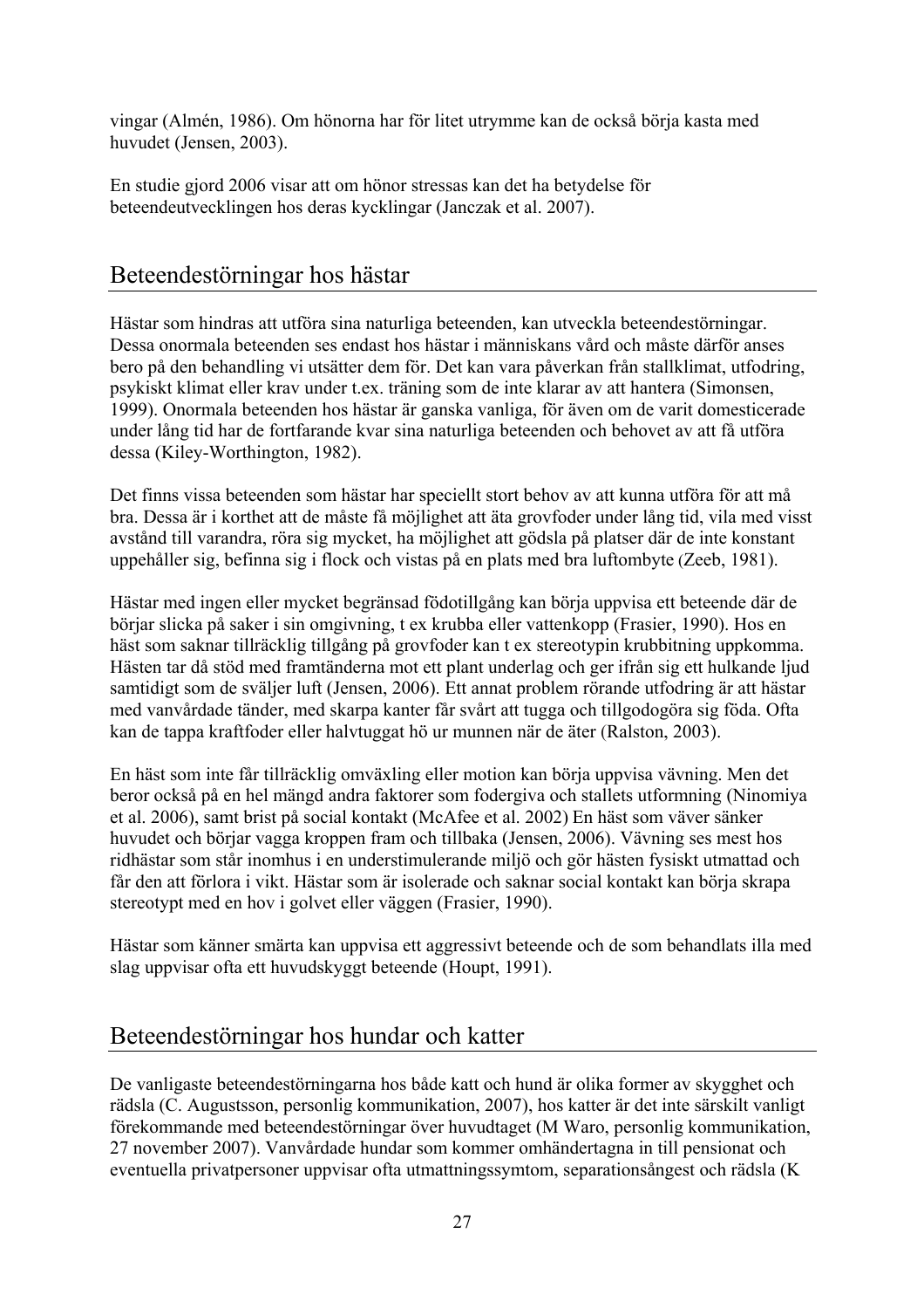vingar (Almén, 1986). Om hönorna har för litet utrymme kan de också börja kasta med huvudet (Jensen, 2003).

En studie gjord 2006 visar att om hönor stressas kan det ha betydelse för beteendeutvecklingen hos deras kycklingar (Janczak et al. 2007).

## Beteendestörningar hos hästar

Hästar som hindras att utföra sina naturliga beteenden, kan utveckla beteendestörningar. Dessa onormala beteenden ses endast hos hästar i människans vård och måste därför anses bero på den behandling vi utsätter dem för. Det kan vara påverkan från stallklimat, utfodring, psykiskt klimat eller krav under t.ex. träning som de inte klarar av att hantera (Simonsen, 1999). Onormala beteenden hos hästar är ganska vanliga, för även om de varit domesticerade under lång tid har de fortfarande kvar sina naturliga beteenden och behovet av att få utföra dessa (Kiley-Worthington, 1982).

Det finns vissa beteenden som hästar har speciellt stort behov av att kunna utföra för att må bra. Dessa är i korthet att de måste få möjlighet att äta grovfoder under lång tid, vila med visst avstånd till varandra, röra sig mycket, ha möjlighet att gödsla på platser där de inte konstant uppehåller sig, befinna sig i flock och vistas på en plats med bra luftombyte (Zeeb, 1981).

Hästar med ingen eller mycket begränsad födotillgång kan börja uppvisa ett beteende där de börjar slicka på saker i sin omgivning, t ex krubba eller vattenkopp (Frasier, 1990). Hos en häst som saknar tillräcklig tillgång på grovfoder kan t ex stereotypin krubbitning uppkomma. Hästen tar då stöd med framtänderna mot ett plant underlag och ger ifrån sig ett hulkande ljud samtidigt som de sväljer luft (Jensen, 2006). Ett annat problem rörande utfodring är att hästar med vanvårdade tänder, med skarpa kanter får svårt att tugga och tillgodogöra sig föda. Ofta kan de tappa kraftfoder eller halvtuggat hö ur munnen när de äter (Ralston, 2003).

En häst som inte får tillräcklig omväxling eller motion kan börja uppvisa vävning. Men det beror också på en hel mängd andra faktorer som fodergiva och stallets utformning (Ninomiya et al. 2006), samt brist på social kontakt (McAfee et al. 2002) En häst som väver sänker huvudet och börjar vagga kroppen fram och tillbaka (Jensen, 2006). Vävning ses mest hos ridhästar som står inomhus i en understimulerande miljö och gör hästen fysiskt utmattad och får den att förlora i vikt. Hästar som är isolerade och saknar social kontakt kan börja skrapa stereotypt med en hov i golvet eller väggen (Frasier, 1990).

Hästar som känner smärta kan uppvisa ett aggressivt beteende och de som behandlats illa med slag uppvisar ofta ett huvudskyggt beteende (Houpt, 1991).

## Beteendestörningar hos hundar och katter

De vanligaste beteendestörningarna hos både katt och hund är olika former av skygghet och rädsla (C. Augustsson, personlig kommunikation, 2007), hos katter är det inte särskilt vanligt förekommande med beteendestörningar över huvudtaget (M Waro, personlig kommunikation, 27 november 2007). Vanvårdade hundar som kommer omhändertagna in till pensionat och eventuella privatpersoner uppvisar ofta utmattningssymtom, separationsångest och rädsla (K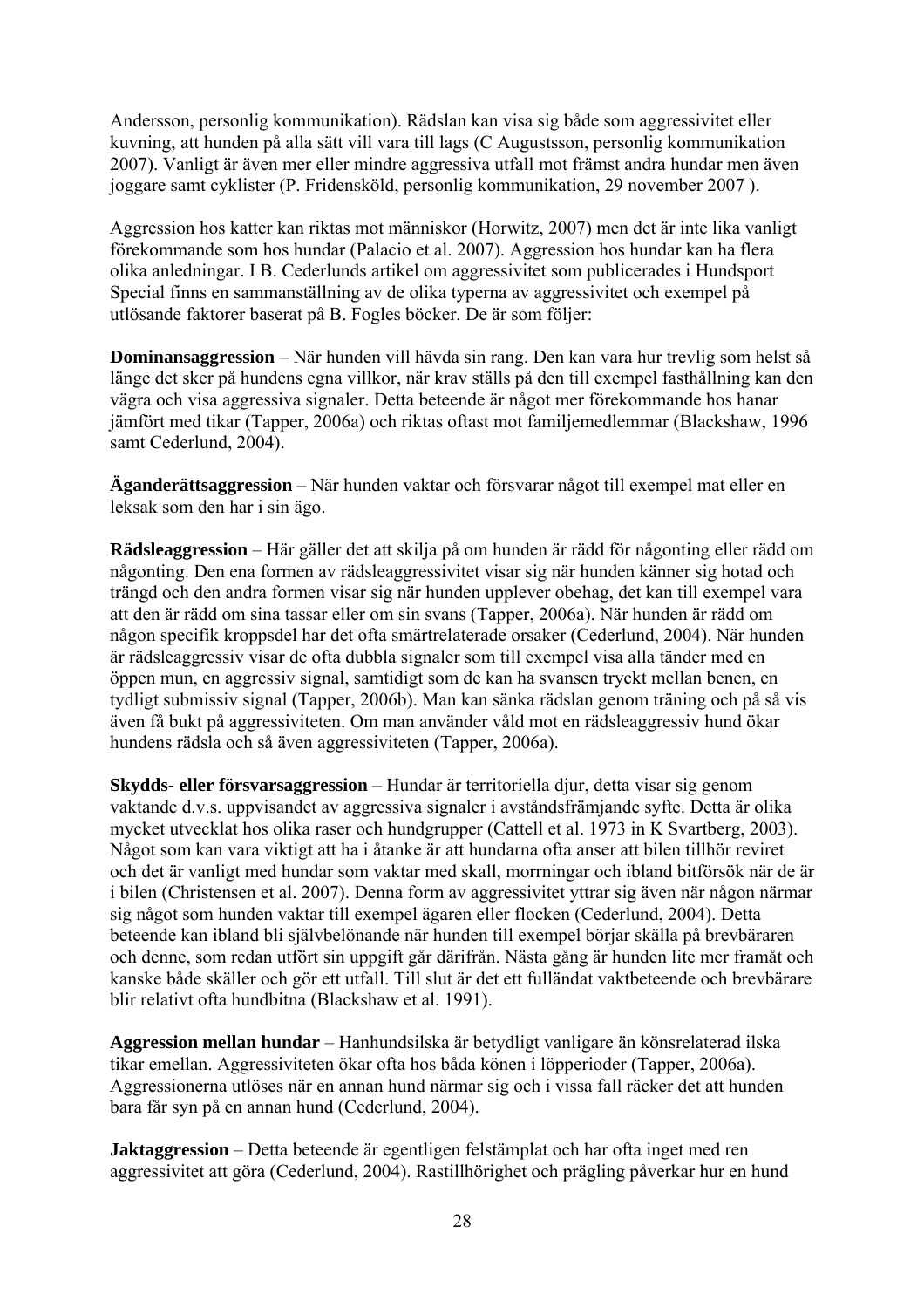Andersson, personlig kommunikation). Rädslan kan visa sig både som aggressivitet eller kuvning, att hunden på alla sätt vill vara till lags (C Augustsson, personlig kommunikation 2007). Vanligt är även mer eller mindre aggressiva utfall mot främst andra hundar men även joggare samt cyklister (P. Fridensköld, personlig kommunikation, 29 november 2007 ).

Aggression hos katter kan riktas mot människor (Horwitz, 2007) men det är inte lika vanligt förekommande som hos hundar (Palacio et al. 2007). Aggression hos hundar kan ha flera olika anledningar. I B. Cederlunds artikel om aggressivitet som publicerades i Hundsport Special finns en sammanställning av de olika typerna av aggressivitet och exempel på utlösande faktorer baserat på B. Fogles böcker. De är som följer:

**Dominansaggression** – När hunden vill hävda sin rang. Den kan vara hur trevlig som helst så länge det sker på hundens egna villkor, när krav ställs på den till exempel fasthållning kan den vägra och visa aggressiva signaler. Detta beteende är något mer förekommande hos hanar jämfört med tikar (Tapper, 2006a) och riktas oftast mot familjemedlemmar (Blackshaw, 1996 samt Cederlund, 2004).

**Äganderättsaggression** – När hunden vaktar och försvarar något till exempel mat eller en leksak som den har i sin ägo.

**Rädsleaggression** – Här gäller det att skilja på om hunden är rädd för någonting eller rädd om någonting. Den ena formen av rädsleaggressivitet visar sig när hunden känner sig hotad och trängd och den andra formen visar sig när hunden upplever obehag, det kan till exempel vara att den är rädd om sina tassar eller om sin svans (Tapper, 2006a). När hunden är rädd om någon specifik kroppsdel har det ofta smärtrelaterade orsaker (Cederlund, 2004). När hunden är rädsleaggressiv visar de ofta dubbla signaler som till exempel visa alla tänder med en öppen mun, en aggressiv signal, samtidigt som de kan ha svansen tryckt mellan benen, en tydligt submissiv signal (Tapper, 2006b). Man kan sänka rädslan genom träning och på så vis även få bukt på aggressiviteten. Om man använder våld mot en rädsleaggressiv hund ökar hundens rädsla och så även aggressiviteten (Tapper, 2006a).

**Skydds- eller försvarsaggression** – Hundar är territoriella djur, detta visar sig genom vaktande d.v.s. uppvisandet av aggressiva signaler i avståndsfrämjande syfte. Detta är olika mycket utvecklat hos olika raser och hundgrupper (Cattell et al. 1973 in K Svartberg, 2003). Något som kan vara viktigt att ha i åtanke är att hundarna ofta anser att bilen tillhör reviret och det är vanligt med hundar som vaktar med skall, morrningar och ibland bitförsök när de är i bilen (Christensen et al. 2007). Denna form av aggressivitet yttrar sig även när någon närmar sig något som hunden vaktar till exempel ägaren eller flocken (Cederlund, 2004). Detta beteende kan ibland bli självbelönande när hunden till exempel börjar skälla på brevbäraren och denne, som redan utfört sin uppgift går därifrån. Nästa gång är hunden lite mer framåt och kanske både skäller och gör ett utfall. Till slut är det ett fulländat vaktbeteende och brevbärare blir relativt ofta hundbitna (Blackshaw et al. 1991).

**Aggression mellan hundar** – Hanhundsilska är betydligt vanligare än könsrelaterad ilska tikar emellan. Aggressiviteten ökar ofta hos båda könen i löpperioder (Tapper, 2006a). Aggressionerna utlöses när en annan hund närmar sig och i vissa fall räcker det att hunden bara får syn på en annan hund (Cederlund, 2004).

**Jaktaggression** – Detta beteende är egentligen felstämplat och har ofta inget med ren aggressivitet att göra (Cederlund, 2004). Rastillhörighet och prägling påverkar hur en hund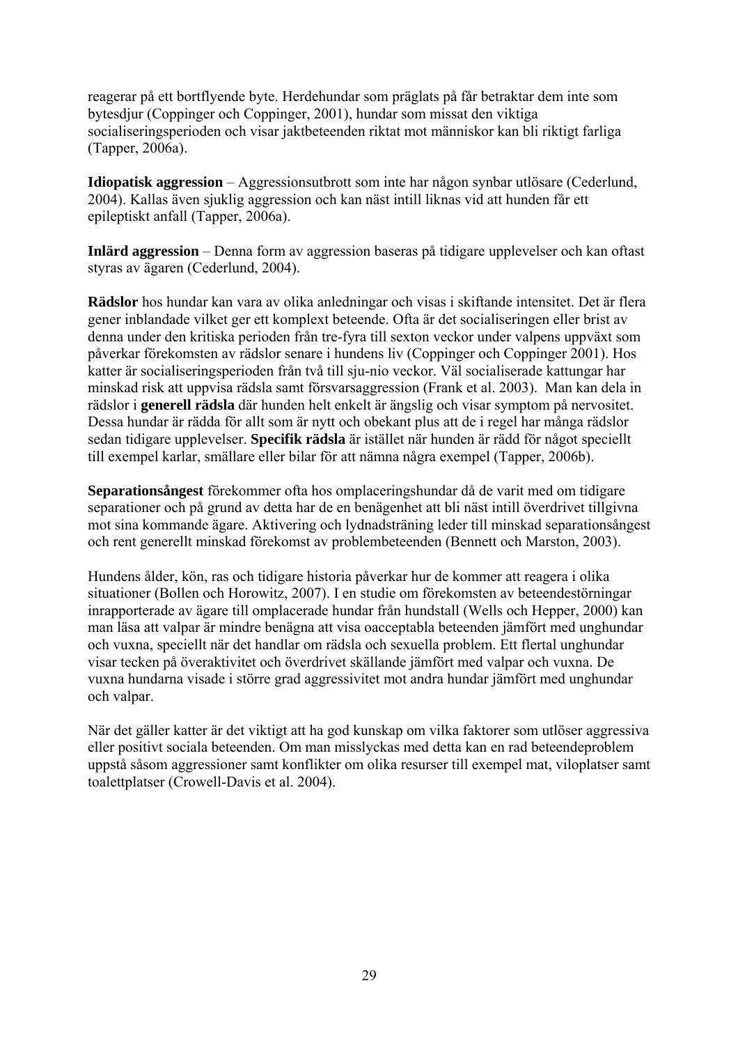reagerar på ett bortflyende byte. Herdehundar som präglats på får betraktar dem inte som bytesdjur (Coppinger och Coppinger, 2001), hundar som missat den viktiga socialiseringsperioden och visar jaktbeteenden riktat mot människor kan bli riktigt farliga (Tapper, 2006a).

**Idiopatisk aggression** – Aggressionsutbrott som inte har någon synbar utlösare (Cederlund, 2004). Kallas även sjuklig aggression och kan näst intill liknas vid att hunden får ett epileptiskt anfall (Tapper, 2006a).

**Inlärd aggression** – Denna form av aggression baseras på tidigare upplevelser och kan oftast styras av ägaren (Cederlund, 2004).

**Rädslor** hos hundar kan vara av olika anledningar och visas i skiftande intensitet. Det är flera gener inblandade vilket ger ett komplext beteende. Ofta är det socialiseringen eller brist av denna under den kritiska perioden från tre-fyra till sexton veckor under valpens uppväxt som påverkar förekomsten av rädslor senare i hundens liv (Coppinger och Coppinger 2001). Hos katter är socialiseringsperioden från två till sju-nio veckor. Väl socialiserade kattungar har minskad risk att uppvisa rädsla samt försvarsaggression (Frank et al. 2003). Man kan dela in rädslor i **generell rädsla** där hunden helt enkelt är ängslig och visar symptom på nervositet. Dessa hundar är rädda för allt som är nytt och obekant plus att de i regel har många rädslor sedan tidigare upplevelser. **Specifik rädsla** är istället när hunden är rädd för något speciellt till exempel karlar, smällare eller bilar för att nämna några exempel (Tapper, 2006b).

**Separationsångest** förekommer ofta hos omplaceringshundar då de varit med om tidigare separationer och på grund av detta har de en benägenhet att bli näst intill överdrivet tillgivna mot sina kommande ägare. Aktivering och lydnadsträning leder till minskad separationsångest och rent generellt minskad förekomst av problembeteenden (Bennett och Marston, 2003).

Hundens ålder, kön, ras och tidigare historia påverkar hur de kommer att reagera i olika situationer (Bollen och Horowitz, 2007). I en studie om förekomsten av beteendestörningar inrapporterade av ägare till omplacerade hundar från hundstall (Wells och Hepper, 2000) kan man läsa att valpar är mindre benägna att visa oacceptabla beteenden jämfört med unghundar och vuxna, speciellt när det handlar om rädsla och sexuella problem. Ett flertal unghundar visar tecken på överaktivitet och överdrivet skällande jämfört med valpar och vuxna. De vuxna hundarna visade i större grad aggressivitet mot andra hundar jämfört med unghundar och valpar.

När det gäller katter är det viktigt att ha god kunskap om vilka faktorer som utlöser aggressiva eller positivt sociala beteenden. Om man misslyckas med detta kan en rad beteendeproblem uppstå såsom aggressioner samt konflikter om olika resurser till exempel mat, viloplatser samt toalettplatser (Crowell-Davis et al. 2004).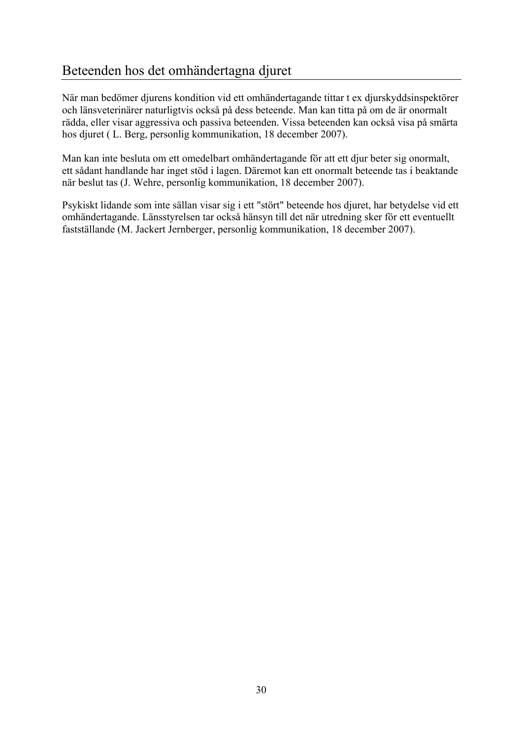## Beteenden hos det omhändertagna djuret

När man bedömer djurens kondition vid ett omhändertagande tittar t ex djurskyddsinspektörer och länsveterinärer naturligtvis också på dess beteende. Man kan titta på om de är onormalt rädda, eller visar aggressiva och passiva beteenden. Vissa beteenden kan också visa på smärta hos djuret ( L. Berg, personlig kommunikation, 18 december 2007).

Man kan inte besluta om ett omedelbart omhändertagande för att ett djur beter sig onormalt, ett sådant handlande har inget stöd i lagen. Däremot kan ett onormalt beteende tas i beaktande när beslut tas (J. Wehre, personlig kommunikation, 18 december 2007).

Psykiskt lidande som inte sällan visar sig i ett "stört" beteende hos djuret, har betydelse vid ett omhändertagande. Länsstyrelsen tar också hänsyn till det när utredning sker för ett eventuellt fastställande (M. Jackert Jernberger, personlig kommunikation, 18 december 2007).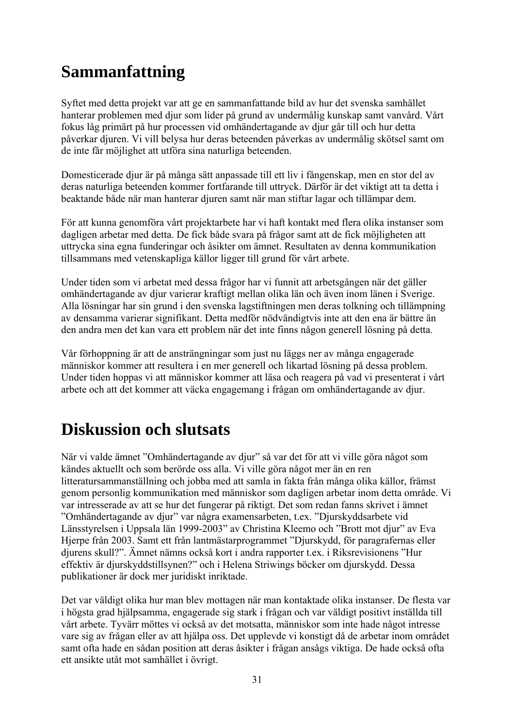# Sammanfattning

Syftet med detta projekt var att ge en sammanfattande bild av hur det svenska samhället hanterar problemen med djur som lider på grund av undermålig kunskap samt vanvård. Vårt fokus låg primärt på hur processen vid omhändertagande av djur går till och hur detta påverkar djuren. Vi vill belysa hur deras beteenden påverkas av undermålig skötsel samt om de inte får möjlighet att utföra sina naturliga beteenden.

Domesticerade djur är på många sätt anpassade till ett liv i fångenskap, men en stor del av deras naturliga beteenden kommer fortfarande till uttryck. Därför är det viktigt att ta detta i beaktande både när man hanterar djuren samt när man stiftar lagar och tillämpar dem.

För att kunna genomföra vårt projektarbete har vi haft kontakt med flera olika instanser som dagligen arbetar med detta. De fick både svara på frågor samt att de fick möjligheten att uttrycka sina egna funderingar och åsikter om ämnet. Resultaten av denna kommunikation tillsammans med vetenskapliga källor ligger till grund för vårt arbete.

Under tiden som vi arbetat med dessa frågor har vi funnit att arbetsgången när det gäller omhändertagande av djur varierar kraftigt mellan olika län och även inom länen i Sverige. Alla lösningar har sin grund i den svenska lagstiftningen men deras tolkning och tillämpning av densamma varierar signifikant. Detta medför nödvändigtvis inte att den ena är bättre än den andra men det kan vara ett problem när det inte finns någon generell lösning på detta.

Vår förhoppning är att de ansträngningar som just nu läggs ner av många engagerade människor kommer att resultera i en mer generell och likartad lösning på dessa problem. Under tiden hoppas vi att människor kommer att läsa och reagera på vad vi presenterat i vårt arbete och att det kommer att väcka engagemang i frågan om omhändertagande av djur.

# Diskussion och slutsats

När vi valde ämnet ”Omhändertagande av djur” så var det för att vi ville göra något som kändes aktuellt och som berörde oss alla. Vi ville göra något mer än en ren litteratursammanställning och jobba med att samla in fakta från många olika källor, främst genom personlig kommunikation med människor som dagligen arbetar inom detta område. Vi var intresserade av att se hur det fungerar på riktigt. Det som redan fanns skrivet i ämnet ”Omhändertagande av djur” var några examensarbeten, t.ex. ”Djurskyddsarbete vid Länsstyrelsen i Uppsala län 1999-2003” av Christina Kleemo och ”Brott mot djur” av Eva Hjerpe från 2003. Samt ett från lantmästarprogrammet ”Djurskydd, för paragrafernas eller djurens skull?”. Ämnet nämns också kort i andra rapporter t.ex. i Riksrevisionens ”Hur effektiv är djurskyddstillsynen?” och i Helena Striwings böcker om djurskydd. Dessa publikationer är dock mer juridiskt inriktade.

Det var väldigt olika hur man blev mottagen när man kontaktade olika instanser. De flesta var i högsta grad hjälpsamma, engagerade sig stark i frågan och var väldigt positivt inställda till vårt arbete. Tyvärr möttes vi också av det motsatta, människor som inte hade något intresse vare sig av frågan eller av att hjälpa oss. Det upplevde vi konstigt då de arbetar inom området samt ofta hade en sådan position att deras åsikter i frågan ansågs viktiga. De hade också ofta ett ansikte utåt mot samhället i övrigt.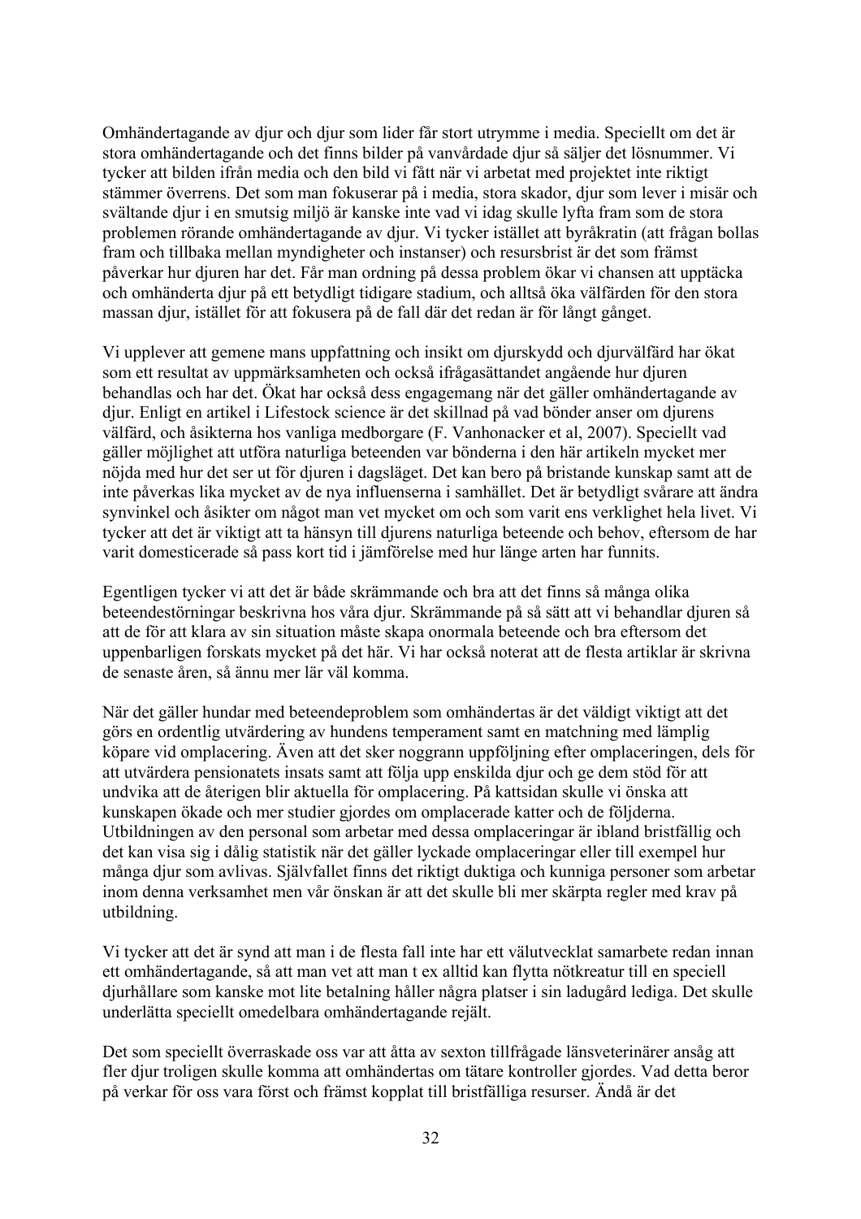Omhändertagande av djur och djur som lider får stort utrymme i media. Speciellt om det är stora omhändertagande och det finns bilder på vanvårdade djur så säljer det lösnummer. Vi tycker att bilden ifrån media och den bild vi fått när vi arbetat med projektet inte riktigt stämmer överrens. Det som man fokuserar på i media, stora skador, djur som lever i misär och svältande djur i en smutsig miljö är kanske inte vad vi idag skulle lyfta fram som de stora problemen rörande omhändertagande av djur. Vi tycker istället att byråkratin (att frågan bollas fram och tillbaka mellan myndigheter och instanser) och resursbrist är det som främst påverkar hur djuren har det. Får man ordning på dessa problem ökar vi chansen att upptäcka och omhänderta djur på ett betydligt tidigare stadium, och alltså öka välfärden för den stora massan djur, istället för att fokusera på de fall där det redan är för långt gånget.

Vi upplever att gemene mans uppfattning och insikt om djurskydd och djurvälfärd har ökat som ett resultat av uppmärksamheten och också ifrågasättandet angående hur djuren behandlas och har det. Ökat har också dess engagemang när det gäller omhändertagande av djur. Enligt en artikel i Lifestock science är det skillnad på vad bönder anser om djurens välfärd, och åsikterna hos vanliga medborgare (F. Vanhonacker et al, 2007). Speciellt vad gäller möjlighet att utföra naturliga beteenden var bönderna i den här artikeln mycket mer nöjda med hur det ser ut för djuren i dagsläget. Det kan bero på bristande kunskap samt att de inte påverkas lika mycket av de nya influenserna i samhället. Det är betydligt svårare att ändra synvinkel och åsikter om något man vet mycket om och som varit ens verklighet hela livet. Vi tycker att det är viktigt att ta hänsyn till djurens naturliga beteende och behov, eftersom de har varit domesticerade så pass kort tid i jämförelse med hur länge arten har funnits.

Egentligen tycker vi att det är både skrämmande och bra att det finns så många olika beteendestörningar beskrivna hos våra djur. Skrämmande på så sätt att vi behandlar djuren så att de för att klara av sin situation måste skapa onormala beteende och bra eftersom det uppenbarligen forskats mycket på det här. Vi har också noterat att de flesta artiklar är skrivna de senaste åren, så ännu mer lär väl komma.

När det gäller hundar med beteendeproblem som omhändertas är det väldigt viktigt att det görs en ordentlig utvärdering av hundens temperament samt en matchning med lämplig köpare vid omplacering. Även att det sker noggrann uppföljning efter omplaceringen, dels för att utvärdera pensionatets insats samt att följa upp enskilda djur och ge dem stöd för att undvika att de återigen blir aktuella för omplacering. På kattsidan skulle vi önska att kunskapen ökade och mer studier gjordes om omplacerade katter och de följderna. Utbildningen av den personal som arbetar med dessa omplaceringar är ibland bristfällig och det kan visa sig i dålig statistik när det gäller lyckade omplaceringar eller till exempel hur många djur som avlivas. Självfallet finns det riktigt duktiga och kunniga personer som arbetar inom denna verksamhet men vår önskan är att det skulle bli mer skärpta regler med krav på utbildning.

Vi tycker att det är synd att man i de flesta fall inte har ett välutvecklat samarbete redan innan ett omhändertagande, så att man vet att man t ex alltid kan flytta nötkreatur till en speciell djurhållare som kanske mot lite betalning håller några platser i sin ladugård lediga. Det skulle underlätta speciellt omedelbara omhändertagande rejält.

Det som speciellt överraskade oss var att åtta av sexton tillfrågade länsveterinärer ansåg att fler djur troligen skulle komma att omhändertas om tätare kontroller gjordes. Vad detta beror på verkar för oss vara först och främst kopplat till bristfälliga resurser. Ändå är det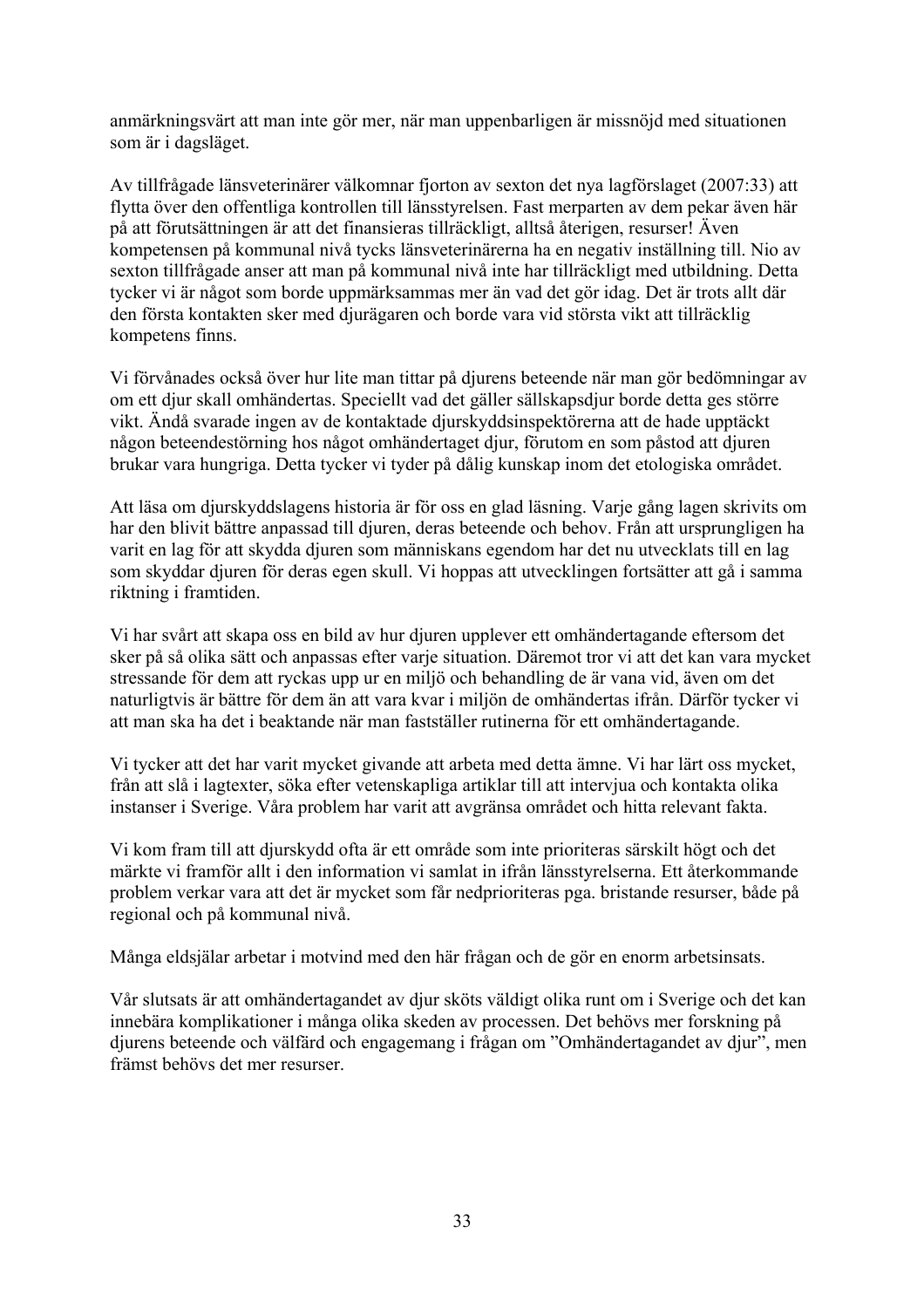anmärkningsvärt att man inte gör mer, när man uppenbarligen är missnöjd med situationen som är i dagsläget.

Av tillfrågade länsveterinärer välkomnar fjorton av sexton det nya lagförslaget (2007:33) att flytta över den offentliga kontrollen till länsstyrelsen. Fast merparten av dem pekar även här på att förutsättningen är att det finansieras tillräckligt, alltså återigen, resurser! Även kompetensen på kommunal nivå tycks länsveterinärerna ha en negativ inställning till. Nio av sexton tillfrågade anser att man på kommunal nivå inte har tillräckligt med utbildning. Detta tycker vi är något som borde uppmärksammas mer än vad det gör idag. Det är trots allt där den första kontakten sker med djurägaren och borde vara vid största vikt att tillräcklig kompetens finns.

Vi förvånades också över hur lite man tittar på djurens beteende när man gör bedömningar av om ett djur skall omhändertas. Speciellt vad det gäller sällskapsdjur borde detta ges större vikt. Ändå svarade ingen av de kontaktade djurskyddsinspektörerna att de hade upptäckt någon beteendestörning hos något omhändertaget djur, förutom en som påstod att djuren brukar vara hungriga. Detta tycker vi tyder på dålig kunskap inom det etologiska området.

Att läsa om djurskyddslagens historia är för oss en glad läsning. Varje gång lagen skrivits om har den blivit bättre anpassad till djuren, deras beteende och behov. Från att ursprungligen ha varit en lag för att skydda djuren som människans egendom har det nu utvecklats till en lag som skyddar djuren för deras egen skull. Vi hoppas att utvecklingen fortsätter att gå i samma riktning i framtiden.

Vi har svårt att skapa oss en bild av hur djuren upplever ett omhändertagande eftersom det sker på så olika sätt och anpassas efter varje situation. Däremot tror vi att det kan vara mycket stressande för dem att ryckas upp ur en miljö och behandling de är vana vid, även om det naturligtvis är bättre för dem än att vara kvar i miljön de omhändertas ifrån. Därför tycker vi att man ska ha det i beaktande när man fastställer rutinerna för ett omhändertagande.

Vi tycker att det har varit mycket givande att arbeta med detta ämne. Vi har lärt oss mycket, från att slå i lagtexter, söka efter vetenskapliga artiklar till att intervjua och kontakta olika instanser i Sverige. Våra problem har varit att avgränsa området och hitta relevant fakta.

Vi kom fram till att djurskydd ofta är ett område som inte prioriteras särskilt högt och det märkte vi framför allt i den information vi samlat in ifrån länsstyrelserna. Ett återkommande problem verkar vara att det är mycket som får nedprioriteras pga. bristande resurser, både på regional och på kommunal nivå.

Många eldsjälar arbetar i motvind med den här frågan och de gör en enorm arbetsinsats.

Vår slutsats är att omhändertagandet av djur sköts väldigt olika runt om i Sverige och det kan innebära komplikationer i många olika skeden av processen. Det behövs mer forskning på djurens beteende och välfärd och engagemang i frågan om ”Omhändertagandet av djur”, men främst behövs det mer resurser.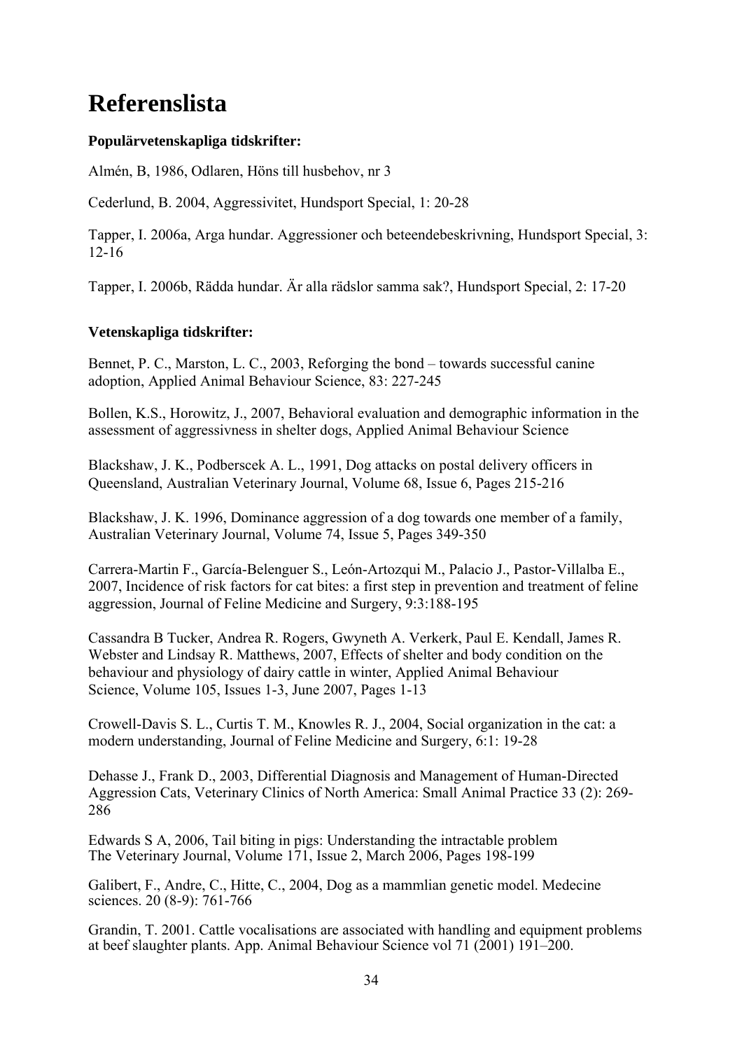# Referenslista

**Populärvetenskapliga tidskrifter:**

Almén, B, 1986, Odlaren, Höns till husbehov, nr 3

Cederlund, B. 2004, Aggressivitet, Hundsport Special, 1: 20-28

Tapper, I. 2006a, Arga hundar. Aggressioner och beteendebeskrivning, Hundsport Special, 3: 12-16

Tapper, I. 2006b, Rädda hundar. Är alla rädslor samma sak?, Hundsport Special, 2: 17-20

**Vetenskapliga tidskrifter:**

Bennet, P. C., Marston, L. C., 2003, Reforging the bond – towards successful canine adoption, Applied Animal Behaviour Science, 83: 227-245

Bollen, K.S., Horowitz, J., 2007, Behavioral evaluation and demographic information in the assessment of aggressivness in shelter dogs, Applied Animal Behaviour Science

Blackshaw, J. K., Podberscek A. L., 1991, Dog attacks on postal delivery officers in Queensland, Australian Veterinary Journal, Volume 68, Issue 6, Pages 215-216

Blackshaw, J. K. 1996, Dominance aggression of a dog towards one member of a family, Australian Veterinary Journal, Volume 74, Issue 5, Pages 349-350

Carrera-Martin F., García-Belenguer S., León-Artozqui M., Palacio J., Pastor-Villalba E., 2007, Incidence of risk factors for cat bites: a first step in prevention and treatment of feline aggression, Journal of Feline Medicine and Surgery, 9:3:188-195

Cassandra B Tucker, Andrea R. Rogers, Gwyneth A. Verkerk, Paul E. Kendall, James R. Webster and Lindsay R. Matthews, 2007, Effects of shelter and body condition on the behaviour and physiology of dairy cattle in winter, Applied Animal Behaviour Science, Volume 105, Issues 1-3, June 2007, Pages 1-13

Crowell-Davis S. L., Curtis T. M., Knowles R. J., 2004, Social organization in the cat: a modern understanding, Journal of Feline Medicine and Surgery, 6:1: 19-28

Dehasse J., Frank D., 2003, Differential Diagnosis and Management of Human-Directed Aggression Cats, Veterinary Clinics of North America: Small Animal Practice 33 (2): 269-286

Edwards S A, 2006, Tail biting in pigs: Understanding the intractable problem The Veterinary Journal, Volume 171, Issue 2, March 2006, Pages 198-199

Galibert, F., Andre, C., Hitte, C., 2004, Dog as a mammlian genetic model. Medecine sciences. 20 (8-9): 761-766

Grandin, T. 2001. Cattle vocalisations are associated with handling and equipment problems at beef slaughter plants. App. Animal Behaviour Science vol 71 (2001) 191–200.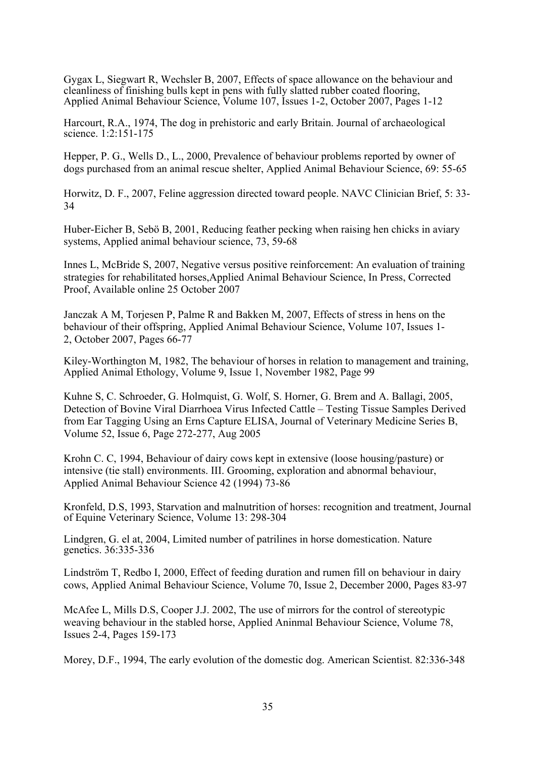Gygax L, Siegwart R, Wechsler B, 2007, Effects of space allowance on the behaviour and cleanliness of finishing bulls kept in pens with fully slatted rubber coated flooring, Applied Animal Behaviour Science, Volume 107, Issues 1-2, October 2007, Pages 1-12

Harcourt, R.A., 1974, The dog in prehistoric and early Britain. Journal of archaeological science. 1:2:151-175

Hepper, P. G., Wells D., L., 2000, Prevalence of behaviour problems reported by owner of dogs purchased from an animal rescue shelter, Applied Animal Behaviour Science, 69: 55-65

Horwitz, D. F., 2007, Feline aggression directed toward people. NAVC Clinician Brief, 5: 33-34

Huber-Eicher B, Sebö B, 2001, Reducing feather pecking when raising hen chicks in aviary systems, Applied animal behaviour science, 73, 59-68

Innes L, McBride S, 2007, Negative versus positive reinforcement: An evaluation of training strategies for rehabilitated horses,Applied Animal Behaviour Science, In Press, Corrected Proof, Available online 25 October 2007

Janczak A M, Torjesen P, Palme R and Bakken M, 2007, Effects of stress in hens on the behaviour of their offspring, Applied Animal Behaviour Science, Volume 107, Issues 1-2, October 2007, Pages 66-77

Kiley-Worthington M, 1982, The behaviour of horses in relation to management and training, Applied Animal Ethology, Volume 9, Issue 1, November 1982, Page 99

Kuhne S, C. Schroeder, G. Holmquist, G. Wolf, S. Horner, G. Brem and A. Ballagi, 2005, Detection of Bovine Viral Diarrhoea Virus Infected Cattle – Testing Tissue Samples Derived from Ear Tagging Using an Erns Capture ELISA, Journal of Veterinary Medicine Series B, Volume 52, Issue 6, Page 272-277, Aug 2005

Krohn C. C, 1994, Behaviour of dairy cows kept in extensive (loose housing/pasture) or intensive (tie stall) environments. III. Grooming, exploration and abnormal behaviour, Applied Animal Behaviour Science 42 (1994) 73-86

Kronfeld, D.S, 1993, Starvation and malnutrition of horses: recognition and treatment, Journal of Equine Veterinary Science, Volume 13: 298-304

Lindgren, G. el at, 2004, Limited number of patrilines in horse domestication. Nature genetics. 36:335-336

Lindström T, Redbo I, 2000, Effect of feeding duration and rumen fill on behaviour in dairy cows, Applied Animal Behaviour Science, Volume 70, Issue 2, December 2000, Pages 83-97

McAfee L, Mills D.S, Cooper J.J. 2002, The use of mirrors for the control of stereotypic weaving behaviour in the stabled horse, Applied Aninmal Behaviour Science, Volume 78, Issues 2-4, Pages 159-173

Morey, D.F., 1994, The early evolution of the domestic dog. American Scientist. 82:336-348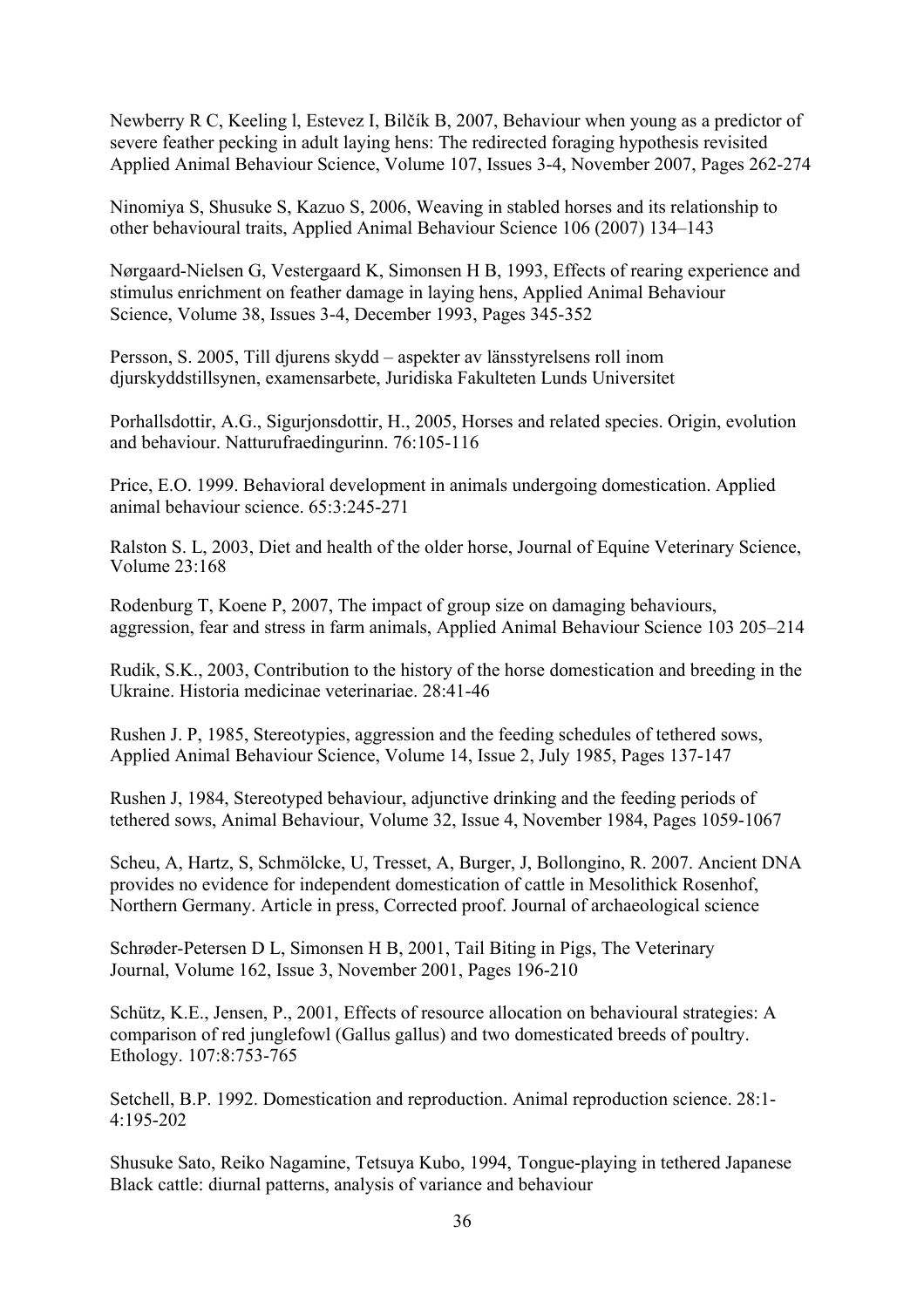Newberry R C, Keeling l, Estevez I, Bilčík B, 2007, Behaviour when young as a predictor of severe feather pecking in adult laying hens: The redirected foraging hypothesis revisited Applied Animal Behaviour Science, Volume 107, Issues 3-4, November 2007, Pages 262-274

Ninomiya S, Shusuke S, Kazuo S, 2006, Weaving in stabled horses and its relationship to other behavioural traits, Applied Animal Behaviour Science 106 (2007) 134–143

Nørgaard-Nielsen G, Vestergaard K, Simonsen H B, 1993, Effects of rearing experience and stimulus enrichment on feather damage in laying hens, Applied Animal Behaviour Science, Volume 38, Issues 3-4, December 1993, Pages 345-352

Persson, S. 2005, Till djurens skydd – aspekter av länsstyrelsens roll inom djurskyddstillsynen, examensarbete, Juridiska Fakulteten Lunds Universitet

Porhallsdottir, A.G., Sigurjonsdottir, H., 2005, Horses and related species. Origin, evolution and behaviour. Natturufraedingurinn. 76:105-116

Price, E.O. 1999. Behavioral development in animals undergoing domestication. Applied animal behaviour science. 65:3:245-271

Ralston S. L, 2003, Diet and health of the older horse, Journal of Equine Veterinary Science, Volume 23:168

Rodenburg T, Koene P, 2007, The impact of group size on damaging behaviours, aggression, fear and stress in farm animals, Applied Animal Behaviour Science 103 205–214

Rudik, S.K., 2003, Contribution to the history of the horse domestication and breeding in the Ukraine. Historia medicinae veterinariae. 28:41-46

Rushen J. P, 1985, Stereotypies, aggression and the feeding schedules of tethered sows, Applied Animal Behaviour Science, Volume 14, Issue 2, July 1985, Pages 137-147

Rushen J, 1984, Stereotyped behaviour, adjunctive drinking and the feeding periods of tethered sows, Animal Behaviour, Volume 32, Issue 4, November 1984, Pages 1059-1067

Scheu, A, Hartz, S, Schmölcke, U, Tresset, A, Burger, J, Bollongino, R. 2007. Ancient DNA provides no evidence for independent domestication of cattle in Mesolithick Rosenhof, Northern Germany. Article in press, Corrected proof. Journal of archaeological science

Schrøder-Petersen D L, Simonsen H B, 2001, Tail Biting in Pigs, The Veterinary Journal, Volume 162, Issue 3, November 2001, Pages 196-210

Schütz, K.E., Jensen, P., 2001, Effects of resource allocation on behavioural strategies: A comparison of red junglefowl (Gallus gallus) and two domesticated breeds of poultry. Ethology. 107:8:753-765

Setchell, B.P. 1992. Domestication and reproduction. Animal reproduction science. 28:1-4:195-202

Shusuke Sato, Reiko Nagamine, Tetsuya Kubo, 1994, Tongue-playing in tethered Japanese Black cattle: diurnal patterns, analysis of variance and behaviour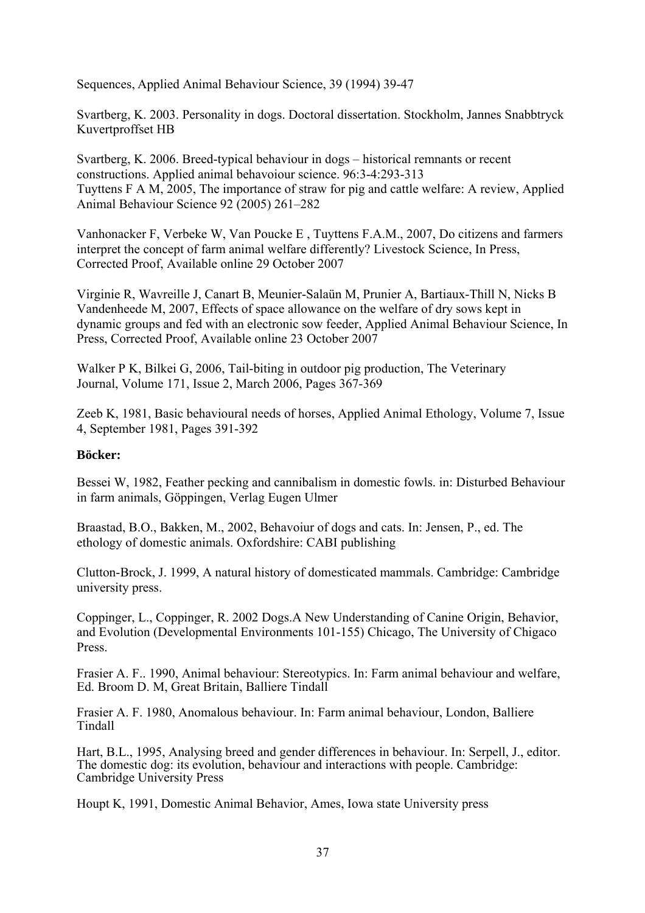Sequences, Applied Animal Behaviour Science, 39 (1994) 39-47

Svartberg, K. 2003. Personality in dogs. Doctoral dissertation. Stockholm, Jannes Snabbtryck Kuvertproffset HB

Svartberg, K. 2006. Breed-typical behaviour in dogs – historical remnants or recent constructions. Applied animal behavoiour science. 96:3-4:293-313
Tuyttens F A M, 2005, The importance of straw for pig and cattle welfare: A review, Applied Animal Behaviour Science 92 (2005) 261–282

Vanhonacker F, Verbeke W, Van Poucke E , Tuyttens F.A.M., 2007, Do citizens and farmers interpret the concept of farm animal welfare differently? Livestock Science, In Press, Corrected Proof, Available online 29 October 2007

Virginie R, Wavreille J, Canart B, Meunier-Salaün M, Prunier A, Bartiaux-Thill N, Nicks B Vandenheede M, 2007, Effects of space allowance on the welfare of dry sows kept in dynamic groups and fed with an electronic sow feeder, Applied Animal Behaviour Science, In Press, Corrected Proof, Available online 23 October 2007

Walker P K, Bilkei G, 2006, Tail-biting in outdoor pig production, The Veterinary Journal, Volume 171, Issue 2, March 2006, Pages 367-369

Zeeb K, 1981, Basic behavioural needs of horses, Applied Animal Ethology, Volume 7, Issue 4, September 1981, Pages 391-392

**Böcker:**

Bessei W, 1982, Feather pecking and cannibalism in domestic fowls. in: Disturbed Behaviour in farm animals, Göppingen, Verlag Eugen Ulmer

Braastad, B.O., Bakken, M., 2002, Behavoiur of dogs and cats. In: Jensen, P., ed. The ethology of domestic animals. Oxfordshire: CABI publishing

Clutton-Brock, J. 1999, A natural history of domesticated mammals. Cambridge: Cambridge university press.

Coppinger, L., Coppinger, R. 2002 Dogs.A New Understanding of Canine Origin, Behavior, and Evolution (Developmental Environments 101-155) Chicago, The University of Chigaco Press.

Frasier A. F.. 1990, Animal behaviour: Stereotypics. In: Farm animal behaviour and welfare, Ed. Broom D. M, Great Britain, Balliere Tindall

Frasier A. F. 1980, Anomalous behaviour. In: Farm animal behaviour, London, Balliere Tindall

Hart, B.L., 1995, Analysing breed and gender differences in behaviour. In: Serpell, J., editor. The domestic dog: its evolution, behaviour and interactions with people. Cambridge: Cambridge University Press

Houpt K, 1991, Domestic Animal Behavior, Ames, Iowa state University press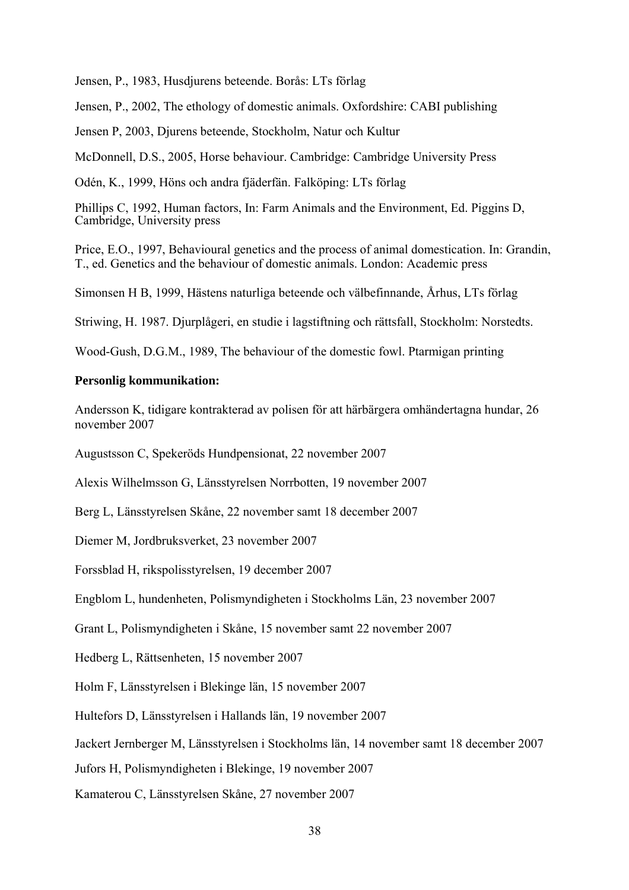Jensen, P., 1983, Husdjurens beteende. Borås: LTs förlag

Jensen, P., 2002, The ethology of domestic animals. Oxfordshire: CABI publishing

Jensen P, 2003, Djurens beteende, Stockholm, Natur och Kultur

McDonnell, D.S., 2005, Horse behaviour. Cambridge: Cambridge University Press

Odén, K., 1999, Höns och andra fjäderfän. Falköping: LTs förlag

Phillips C, 1992, Human factors, In: Farm Animals and the Environment, Ed. Piggins D, Cambridge, University press

Price, E.O., 1997, Behavioural genetics and the process of animal domestication. In: Grandin, T., ed. Genetics and the behaviour of domestic animals. London: Academic press

Simonsen H B, 1999, Hästens naturliga beteende och välbefinnande, Århus, LTs förlag

Striwing, H. 1987. Djurplågeri, en studie i lagstiftning och rättsfall, Stockholm: Norstedts.

Wood-Gush, D.G.M., 1989, The behaviour of the domestic fowl. Ptarmigan printing

**Personlig kommunikation:**

Andersson K, tidigare kontrakterad av polisen för att härbärgera omhändertagna hundar, 26 november 2007

Augustsson C, Spekeröds Hundpensionat, 22 november 2007

Alexis Wilhelmsson G, Länsstyrelsen Norrbotten, 19 november 2007

Berg L, Länsstyrelsen Skåne, 22 november samt 18 december 2007

Diemer M, Jordbruksverket, 23 november 2007

Forssblad H, rikspolisstyrelsen, 19 december 2007

Engblom L, hundenheten, Polismyndigheten i Stockholms Län, 23 november 2007

Grant L, Polismyndigheten i Skåne, 15 november samt 22 november 2007

Hedberg L, Rättsenheten, 15 november 2007

Holm F, Länsstyrelsen i Blekinge län, 15 november 2007

Hultefors D, Länsstyrelsen i Hallands län, 19 november 2007

Jackert Jernberger M, Länsstyrelsen i Stockholms län, 14 november samt 18 december 2007

Jufors H, Polismyndigheten i Blekinge, 19 november 2007

Kamaterou C, Länsstyrelsen Skåne, 27 november 2007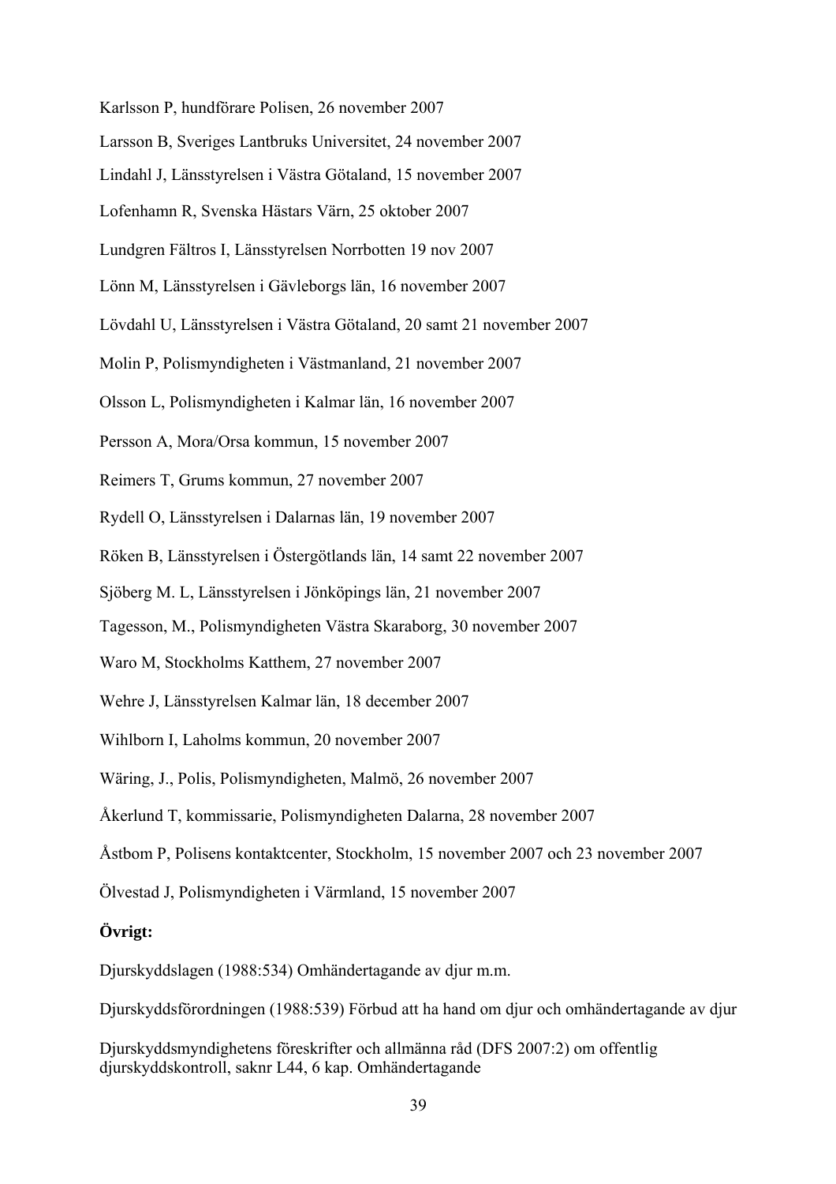Karlsson P, hundförare Polisen, 26 november 2007

Larsson B, Sveriges Lantbruks Universitet, 24 november 2007

Lindahl J, Länsstyrelsen i Västra Götaland, 15 november 2007

Lofenhamn R, Svenska Hästars Värn, 25 oktober 2007

Lundgren Fältros I, Länsstyrelsen Norrbotten 19 nov 2007

Lönn M, Länsstyrelsen i Gävleborgs län, 16 november 2007

Lövdahl U, Länsstyrelsen i Västra Götaland, 20 samt 21 november 2007

Molin P, Polismyndigheten i Västmanland, 21 november 2007

Olsson L, Polismyndigheten i Kalmar län, 16 november 2007

Persson A, Mora/Orsa kommun, 15 november 2007

Reimers T, Grums kommun, 27 november 2007

Rydell O, Länsstyrelsen i Dalarnas län, 19 november 2007

Röken B, Länsstyrelsen i Östergötlands län, 14 samt 22 november 2007

Sjöberg M. L, Länsstyrelsen i Jönköpings län, 21 november 2007

Tagesson, M., Polismyndigheten Västra Skaraborg, 30 november 2007

Waro M, Stockholms Katthem, 27 november 2007

Wehre J, Länsstyrelsen Kalmar län, 18 december 2007

Wihlborn I, Laholms kommun, 20 november 2007

Wäring, J., Polis, Polismyndigheten, Malmö, 26 november 2007

Åkerlund T, kommissarie, Polismyndigheten Dalarna, 28 november 2007

Åstbom P, Polisens kontaktcenter, Stockholm, 15 november 2007 och 23 november 2007

Ölvestad J, Polismyndigheten i Värmland, 15 november 2007

**Övrigt:**

Djurskyddslagen (1988:534) Omhändertagande av djur m.m.

Djurskyddsförordningen (1988:539) Förbud att ha hand om djur och omhändertagande av djur

Djurskyddsmyndighetens föreskrifter och allmänna råd (DFS 2007:2) om offentlig djurskyddskontroll, saknr L44, 6 kap. Omhändertagande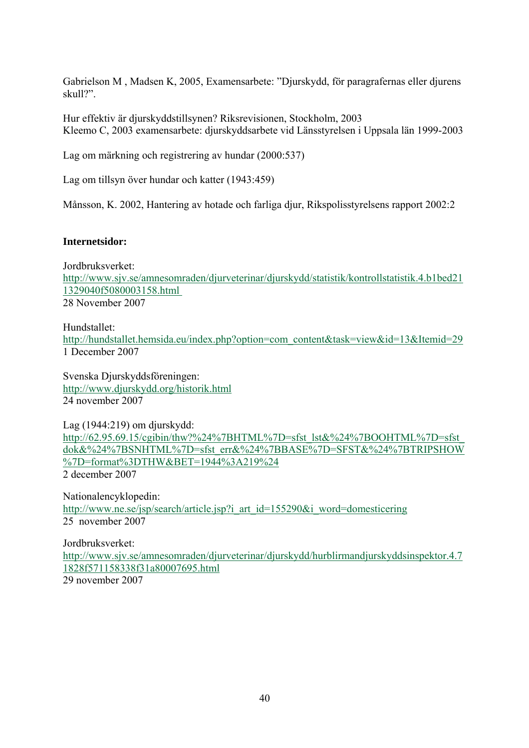Gabrielson M , Madsen K, 2005, Examensarbete: ”Djurskydd, för paragrafernas eller djurens skull?”.

Hur effektiv är djurskyddstillsynen? Riksrevisionen, Stockholm, 2003
Kleemo C, 2003 examensarbete: djurskyddsarbete vid Länsstyrelsen i Uppsala län 1999-2003

Lag om märkning och registrering av hundar (2000:537)

Lag om tillsyn över hundar och katter (1943:459)

Månsson, K. 2002, Hantering av hotade och farliga djur, Rikspolisstyrelsens rapport 2002:2

**Internetsidor:**

Jordbruksverket:
http://www.sjv.se/amnesomraden/djurveterinar/djurskydd/statistik/kontrollstatistik.4.b1bed211329040f5080003158.html
28 November 2007

Hundstallet:
http://hundstallet.hemsida.eu/index.php?option=com_content&task=view&id=13&Itemid=29
1 December 2007

Svenska Djurskyddsföreningen:
http://www.djurskydd.org/historik.html
24 november 2007

Lag (1944:219) om djurskydd:
http://62.95.69.15/cgibin/thw?%24%7BHTML%7D=sfst_lst&%24%7BOOHTML%7D=sfst_dok&%24%7BSNHTML%7D=sfst_err&%24%7BBASE%7D=SFST&%24%7BTRIPSHOW%7D=format%3DTHW&BET=1944%3A219%24
2 december 2007

Nationalencyklopedin:
http://www.ne.se/jsp/search/article.jsp?i_art_id=155290&i_word=domesticering
25 november 2007

Jordbruksverket:
http://www.sjv.se/amnesomraden/djurveterinar/djurskydd/hurblirmandjurskyddsinspektor.4.71828f571158338f31a80007695.html
29 november 2007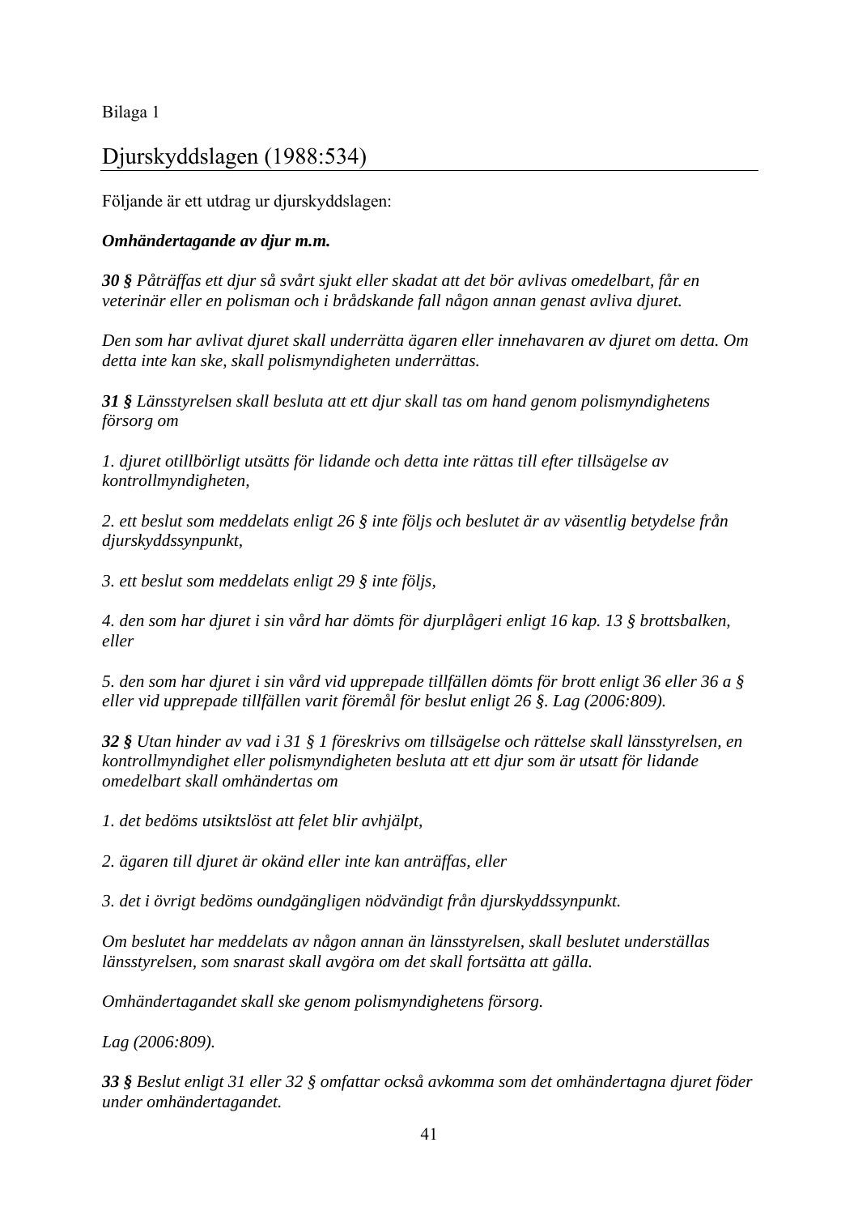Bilaga 1

# Djurskyddslagen (1988:534)

Följande är ett utdrag ur djurskyddslagen:

***Omhändertagande av djur m.m.***

***30 §*** *Påträffas ett djur så svårt sjukt eller skadat att det bör avlivas omedelbart, får en veterinär eller en polisman och i brådskande fall någon annan genast avliva djuret.*

*Den som har avlivat djuret skall underrätta ägaren eller innehavaren av djuret om detta. Om detta inte kan ske, skall polismyndigheten underrättas.*

***31 §*** *Länsstyrelsen skall besluta att ett djur skall tas om hand genom polismyndighetens försorg om*

*1. djuret otillbörligt utsätts för lidande och detta inte rättas till efter tillsägelse av kontrollmyndigheten,*

*2. ett beslut som meddelats enligt 26 § inte följs och beslutet är av väsentlig betydelse från djurskyddssynpunkt,*

*3. ett beslut som meddelats enligt 29 § inte följs,*

*4. den som har djuret i sin vård har dömts för djurplågeri enligt 16 kap. 13 § brottsbalken, eller*

*5. den som har djuret i sin vård vid upprepade tillfällen dömts för brott enligt 36 eller 36 a § eller vid upprepade tillfällen varit föremål för beslut enligt 26 §. Lag (2006:809).*

***32 §*** *Utan hinder av vad i 31 § 1 föreskrivs om tillsägelse och rättelse skall länsstyrelsen, en kontrollmyndighet eller polismyndigheten besluta att ett djur som är utsatt för lidande omedelbart skall omhändertas om*

*1. det bedöms utsiktslöst att felet blir avhjälpt,*

*2. ägaren till djuret är okänd eller inte kan anträffas, eller*

*3. det i övrigt bedöms oundgängligen nödvändigt från djurskyddssynpunkt.*

*Om beslutet har meddelats av någon annan än länsstyrelsen, skall beslutet underställas länsstyrelsen, som snarast skall avgöra om det skall fortsätta att gälla.*

*Omhändertagandet skall ske genom polismyndighetens försorg.*

*Lag (2006:809).*

***33 §*** *Beslut enligt 31 eller 32 § omfattar också avkomma som det omhändertagna djuret föder under omhändertagandet.*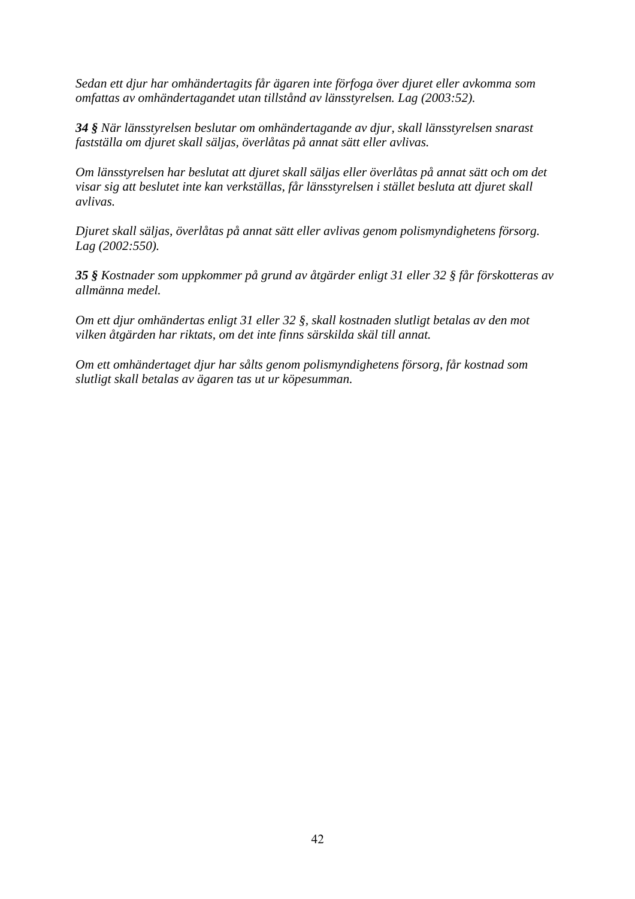*Sedan ett djur har omhändertagits får ägaren inte förfoga över djuret eller avkomma som omfattas av omhändertagandet utan tillstånd av länsstyrelsen. Lag (2003:52).*

***34 §** När länsstyrelsen beslutar om omhändertagande av djur, skall länsstyrelsen snarast fastställa om djuret skall säljas, överlåtas på annat sätt eller avlivas.*

*Om länsstyrelsen har beslutat att djuret skall säljas eller överlåtas på annat sätt och om det visar sig att beslutet inte kan verkställas, får länsstyrelsen i stället besluta att djuret skall avlivas.*

*Djuret skall säljas, överlåtas på annat sätt eller avlivas genom polismyndighetens försorg. Lag (2002:550).*

***35 §** Kostnader som uppkommer på grund av åtgärder enligt 31 eller 32 § får förskotteras av allmänna medel.*

*Om ett djur omhändertas enligt 31 eller 32 §, skall kostnaden slutligt betalas av den mot vilken åtgärden har riktats, om det inte finns särskilda skäl till annat.*

*Om ett omhändertaget djur har sålts genom polismyndighetens försorg, får kostnad som slutligt skall betalas av ägaren tas ut ur köpesumman.*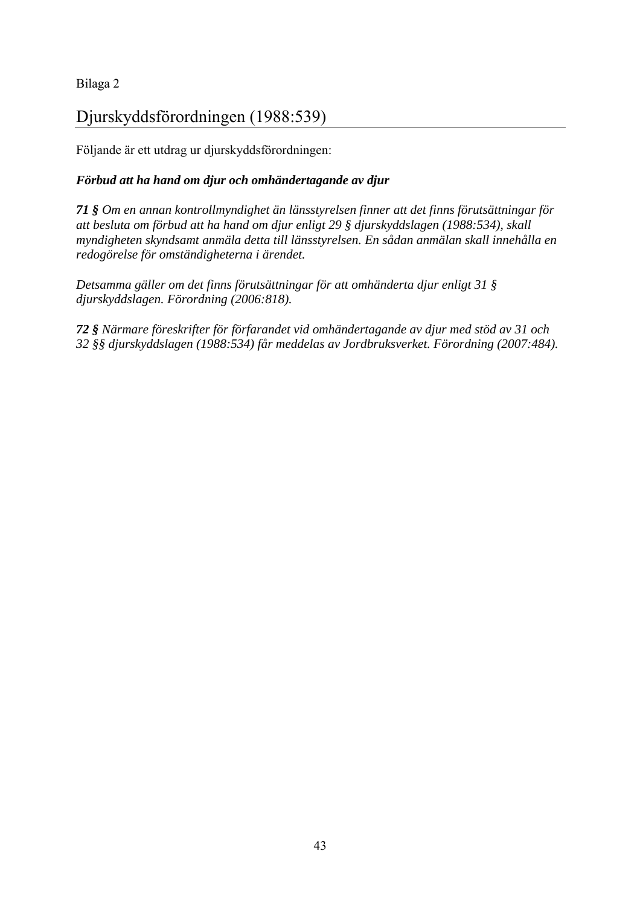Bilaga 2

# Djurskyddsförordningen (1988:539)

Följande är ett utdrag ur djurskyddsförordningen:

***Förbud att ha hand om djur och omhändertagande av djur***

***71 §*** *Om en annan kontrollmyndighet än länsstyrelsen finner att det finns förutsättningar för att besluta om förbud att ha hand om djur enligt 29 § djurskyddslagen (1988:534), skall myndigheten skyndsamt anmäla detta till länsstyrelsen. En sådan anmälan skall innehålla en redogörelse för omständigheterna i ärendet.*

*Detsamma gäller om det finns förutsättningar för att omhänderta djur enligt 31 § djurskyddslagen. Förordning (2006:818).*

***72 §*** *Närmare föreskrifter för förfarandet vid omhändertagande av djur med stöd av 31 och 32 §§ djurskyddslagen (1988:534) får meddelas av Jordbruksverket. Förordning (2007:484).*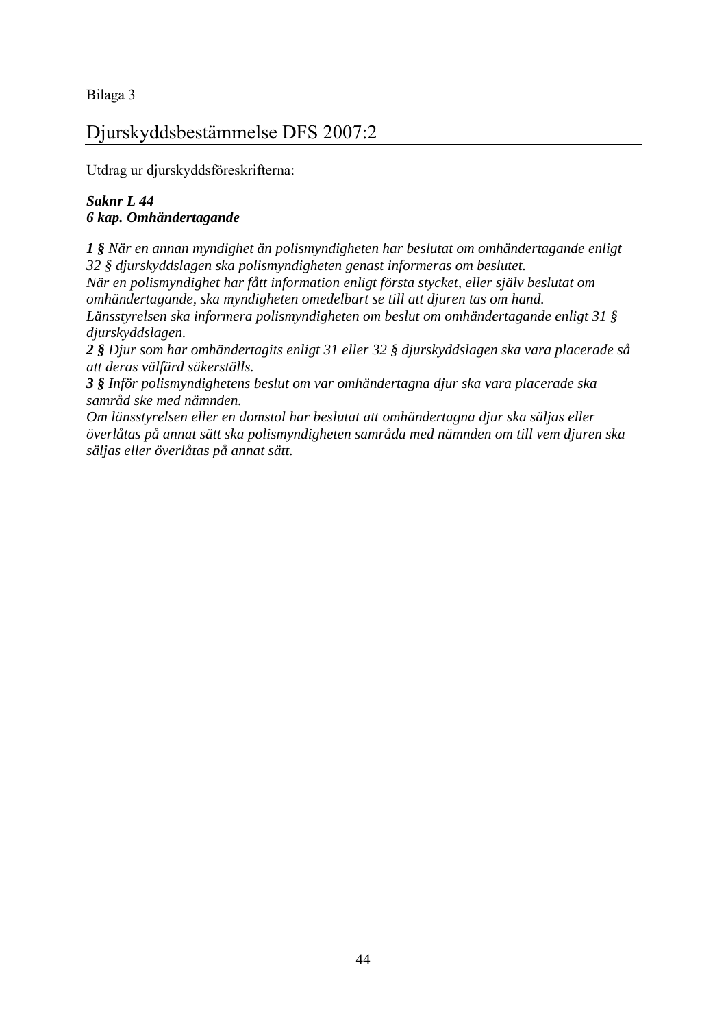Bilaga 3

# Djurskyddsbestämmelse DFS 2007:2

Utdrag ur djurskyddsföreskrifterna:

***Saknr L 44***
***6 kap. Omhändertagande***

***1 §*** *När en annan myndighet än polismyndigheten har beslutat om omhändertagande enligt 32 § djurskyddslagen ska polismyndigheten genast informeras om beslutet.*
*När en polismyndighet har fått information enligt första stycket, eller själv beslutat om omhändertagande, ska myndigheten omedelbart se till att djuren tas om hand.*
*Länsstyrelsen ska informera polismyndigheten om beslut om omhändertagande enligt 31 § djurskyddslagen.*
***2 §*** *Djur som har omhändertagits enligt 31 eller 32 § djurskyddslagen ska vara placerade så att deras välfärd säkerställs.*
***3 §*** *Inför polismyndighetens beslut om var omhändertagna djur ska vara placerade ska samråd ske med nämnden.*
*Om länsstyrelsen eller en domstol har beslutat att omhändertagna djur ska säljas eller överlåtas på annat sätt ska polismyndigheten samråda med nämnden om till vem djuren ska säljas eller överlåtas på annat sätt.*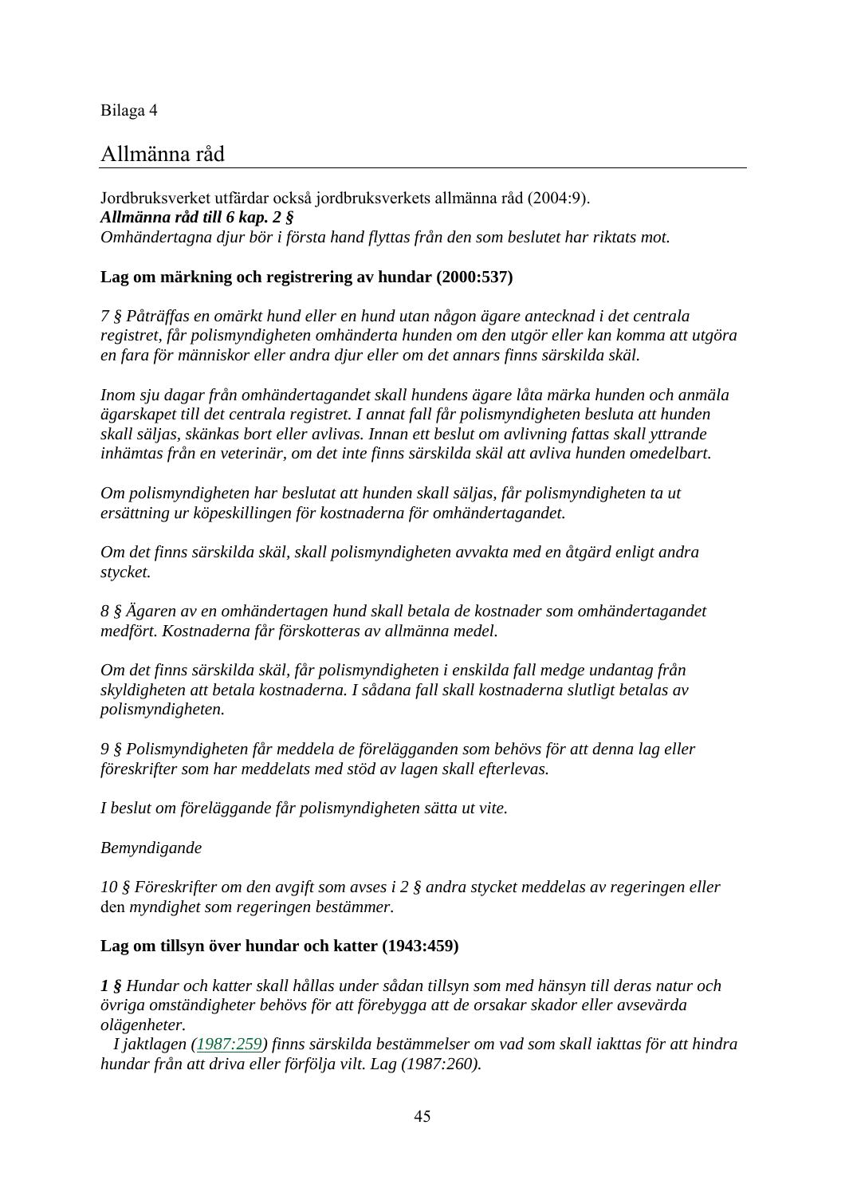Bilaga 4

# Allmänna råd

Jordbruksverket utfärdar också jordbruksverkets allmänna råd (2004:9).
***Allmänna råd till 6 kap. 2 §***
*Omhändertagna djur bör i första hand flyttas från den som beslutet har riktats mot.*

**Lag om märkning och registrering av hundar (2000:537)**

*7 § Påträffas en omärkt hund eller en hund utan någon ägare antecknad i det centrala registret, får polismyndigheten omhänderta hunden om den utgör eller kan komma att utgöra en fara för människor eller andra djur eller om det annars finns särskilda skäl.*

*Inom sju dagar från omhändertagandet skall hundens ägare låta märka hunden och anmäla ägarskapet till det centrala registret. I annat fall får polismyndigheten besluta att hunden skall säljas, skänkas bort eller avlivas. Innan ett beslut om avlivning fattas skall yttrande inhämtas från en veterinär, om det inte finns särskilda skäl att avliva hunden omedelbart.*

*Om polismyndigheten har beslutat att hunden skall säljas, får polismyndigheten ta ut ersättning ur köpeskillingen för kostnaderna för omhändertagandet.*

*Om det finns särskilda skäl, skall polismyndigheten avvakta med en åtgärd enligt andra stycket.*

*8 § Ägaren av en omhändertagen hund skall betala de kostnader som omhändertagandet medfört. Kostnaderna får förskotteras av allmänna medel.*

*Om det finns särskilda skäl, får polismyndigheten i enskilda fall medge undantag från skyldigheten att betala kostnaderna. I sådana fall skall kostnaderna slutligt betalas av polismyndigheten.*

*9 § Polismyndigheten får meddela de förelägganden som behövs för att denna lag eller föreskrifter som har meddelats med stöd av lagen skall efterlevas.*

*I beslut om föreläggande får polismyndigheten sätta ut vite.*

*Bemyndigande*

*10 § Föreskrifter om den avgift som avses i 2 § andra stycket meddelas av regeringen eller* den *myndighet som regeringen bestämmer.*

**Lag om tillsyn över hundar och katter (1943:459)**

***1 §*** *Hundar och katter skall hållas under sådan tillsyn som med hänsyn till deras natur och övriga omständigheter behövs för att förebygga att de orsakar skador eller avsevärda olägenheter.*
*I jaktlagen (1987:259) finns särskilda bestämmelser om vad som skall iakttas för att hindra hundar från att driva eller förfölja vilt. Lag (1987:260).*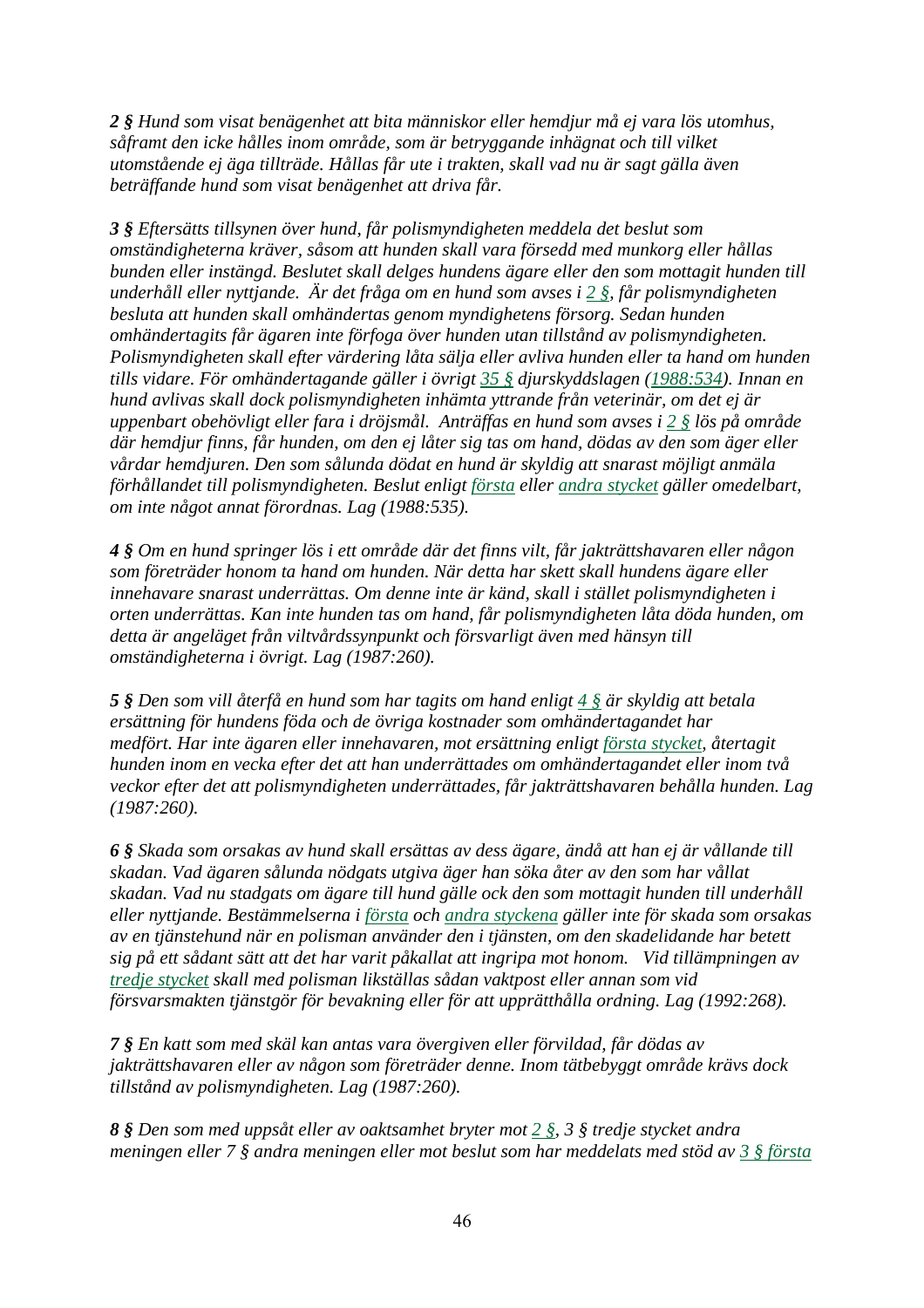***2 §*** *Hund som visat benägenhet att bita människor eller hemdjur må ej vara lös utomhus, såframt den icke hålles inom område, som är betryggande inhägnat och till vilket utomstående ej äga tillträde. Hållas får ute i trakten, skall vad nu är sagt gälla även beträffande hund som visat benägenhet att driva får.*

***3 §*** *Eftersätts tillsynen över hund, får polismyndigheten meddela det beslut som omständigheterna kräver, såsom att hunden skall vara försedd med munkorg eller hållas bunden eller instängd. Beslutet skall delges hundens ägare eller den som mottagit hunden till underhåll eller nyttjande. Är det fråga om en hund som avses i 2 §, får polismyndigheten besluta att hunden skall omhändertas genom myndighetens försorg. Sedan hunden omhändertagits får ägaren inte förfoga över hunden utan tillstånd av polismyndigheten. Polismyndigheten skall efter värdering låta sälja eller avliva hunden eller ta hand om hunden tills vidare. För omhändertagande gäller i övrigt 35 § djurskyddslagen (1988:534). Innan en hund avlivas skall dock polismyndigheten inhämta yttrande från veterinär, om det ej är uppenbart obehövligt eller fara i dröjsmål. Anträffas en hund som avses i 2 § lös på område där hemdjur finns, får hunden, om den ej låter sig tas om hand, dödas av den som äger eller vårdar hemdjuren. Den som sålunda dödat en hund är skyldig att snarast möjligt anmäla förhållandet till polismyndigheten. Beslut enligt första eller andra stycket gäller omedelbart, om inte något annat förordnas. Lag (1988:535).*

***4 §*** *Om en hund springer lös i ett område där det finns vilt, får jakträttshavaren eller någon som företräder honom ta hand om hunden. När detta har skett skall hundens ägare eller innehavare snarast underrättas. Om denne inte är känd, skall i stället polismyndigheten i orten underrättas. Kan inte hunden tas om hand, får polismyndigheten låta döda hunden, om detta är angeläget från viltvårdssynpunkt och försvarligt även med hänsyn till omständigheterna i övrigt. Lag (1987:260).*

***5 §*** *Den som vill återfå en hund som har tagits om hand enligt 4 § är skyldig att betala ersättning för hundens föda och de övriga kostnader som omhändertagandet har medfört. Har inte ägaren eller innehavaren, mot ersättning enligt första stycket, återtagit hunden inom en vecka efter det att han underrättades om omhändertagandet eller inom två veckor efter det att polismyndigheten underrättades, får jakträttshavaren behålla hunden. Lag (1987:260).*

***6 §*** *Skada som orsakas av hund skall ersättas av dess ägare, ändå att han ej är vållande till skadan. Vad ägaren sålunda nödgats utgiva äger han söka åter av den som har vållat skadan. Vad nu stadgats om ägare till hund gälle ock den som mottagit hunden till underhåll eller nyttjande. Bestämmelserna i första och andra styckena gäller inte för skada som orsakas av en tjänstehund när en polisman använder den i tjänsten, om den skadelidande har betett sig på ett sådant sätt att det har varit påkallat att ingripa mot honom. Vid tillämpningen av tredje stycket skall med polisman likställas sådan vaktpost eller annan som vid försvarsmakten tjänstgör för bevakning eller för att upprätthålla ordning. Lag (1992:268).*

***7 §*** *En katt som med skäl kan antas vara övergiven eller förvildad, får dödas av jakträttshavaren eller av någon som företräder denne. Inom tätbebyggt område krävs dock tillstånd av polismyndigheten. Lag (1987:260).*

***8 §*** *Den som med uppsåt eller av oaktsamhet bryter mot 2 §, 3 § tredje stycket andra meningen eller 7 § andra meningen eller mot beslut som har meddelats med stöd av 3 § första*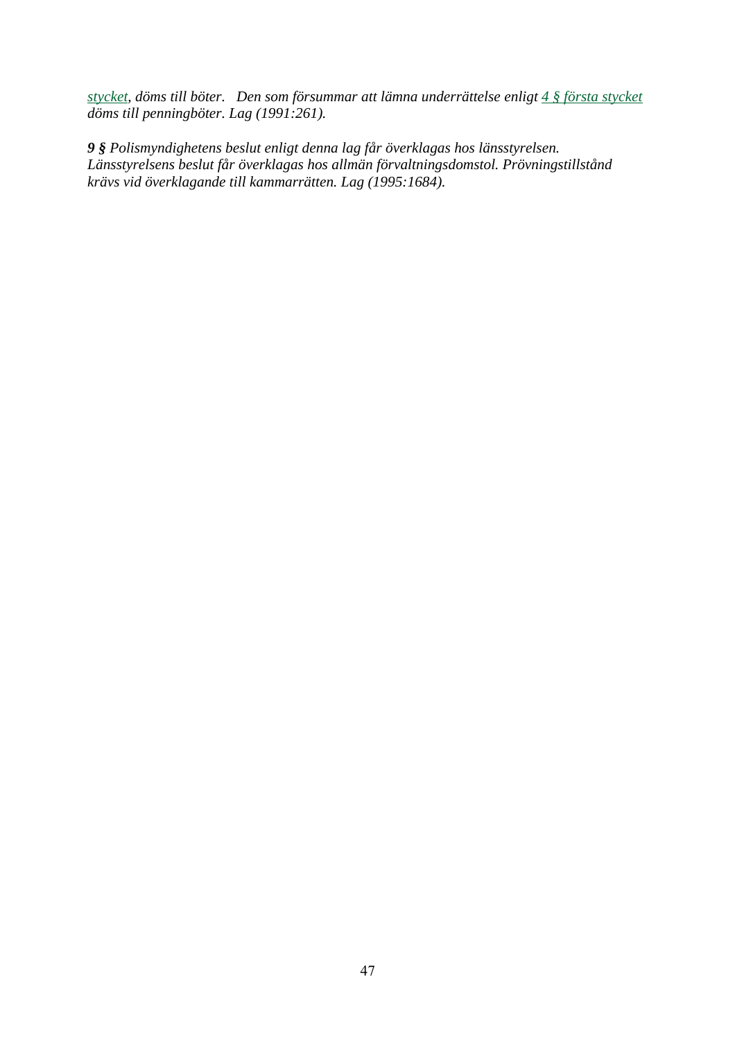*stycket, döms till böter. Den som försummar att lämna underrättelse enligt 4 § första stycket döms till penningböter. Lag (1991:261).*

***9 §** Polismyndighetens beslut enligt denna lag får överklagas hos länsstyrelsen. Länsstyrelsens beslut får överklagas hos allmän förvaltningsdomstol. Prövningstillstånd krävs vid överklagande till kammarrätten. Lag (1995:1684).*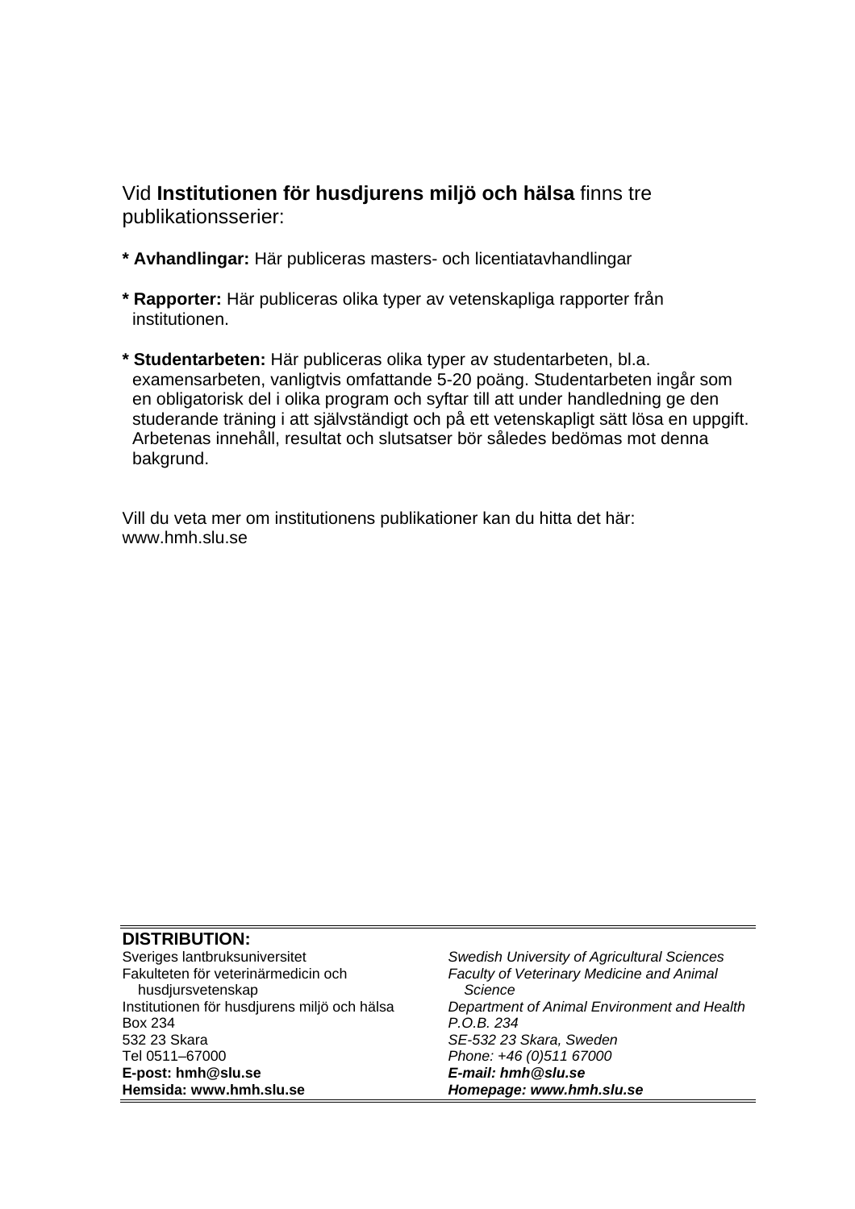Vid **Institutionen för husdjurens miljö och hälsa** finns tre publikationsserier:

**\* Avhandlingar:** Här publiceras masters- och licentiatavhandlingar

**\* Rapporter:** Här publiceras olika typer av vetenskapliga rapporter från institutionen.

**\* Studentarbeten:** Här publiceras olika typer av studentarbeten, bl.a. examensarbeten, vanligtvis omfattande 5-20 poäng. Studentarbeten ingår som en obligatorisk del i olika program och syftar till att under handledning ge den studerande träning i att självständigt och på ett vetenskapligt sätt lösa en uppgift. Arbetenas innehåll, resultat och slutsatser bör således bedömas mot denna bakgrund.

Vill du veta mer om institutionens publikationer kan du hitta det här: www.hmh.slu.se

**DISTRIBUTION:**

| | |
|---|---|
| Sveriges lantbruksuniversitet | *Swedish University of Agricultural Sciences* |
| Fakulteten för veterinärmedicin och husdjursvetenskap | *Faculty of Veterinary Medicine and Animal Science* |
| Institutionen för husdjurens miljö och hälsa | *Department of Animal Environment and Health* |
| Box 234 | *P.O.B. 234* |
| 532 23 Skara | *SE-532 23 Skara, Sweden* |
| Tel 0511–67000 | *Phone: +46 (0)511 67000* |
| **E-post: hmh@slu.se** | ***E-mail: hmh@slu.se*** |
| **Hemsida: www.hmh.slu.se** | ***Homepage: www.hmh.slu.se*** |